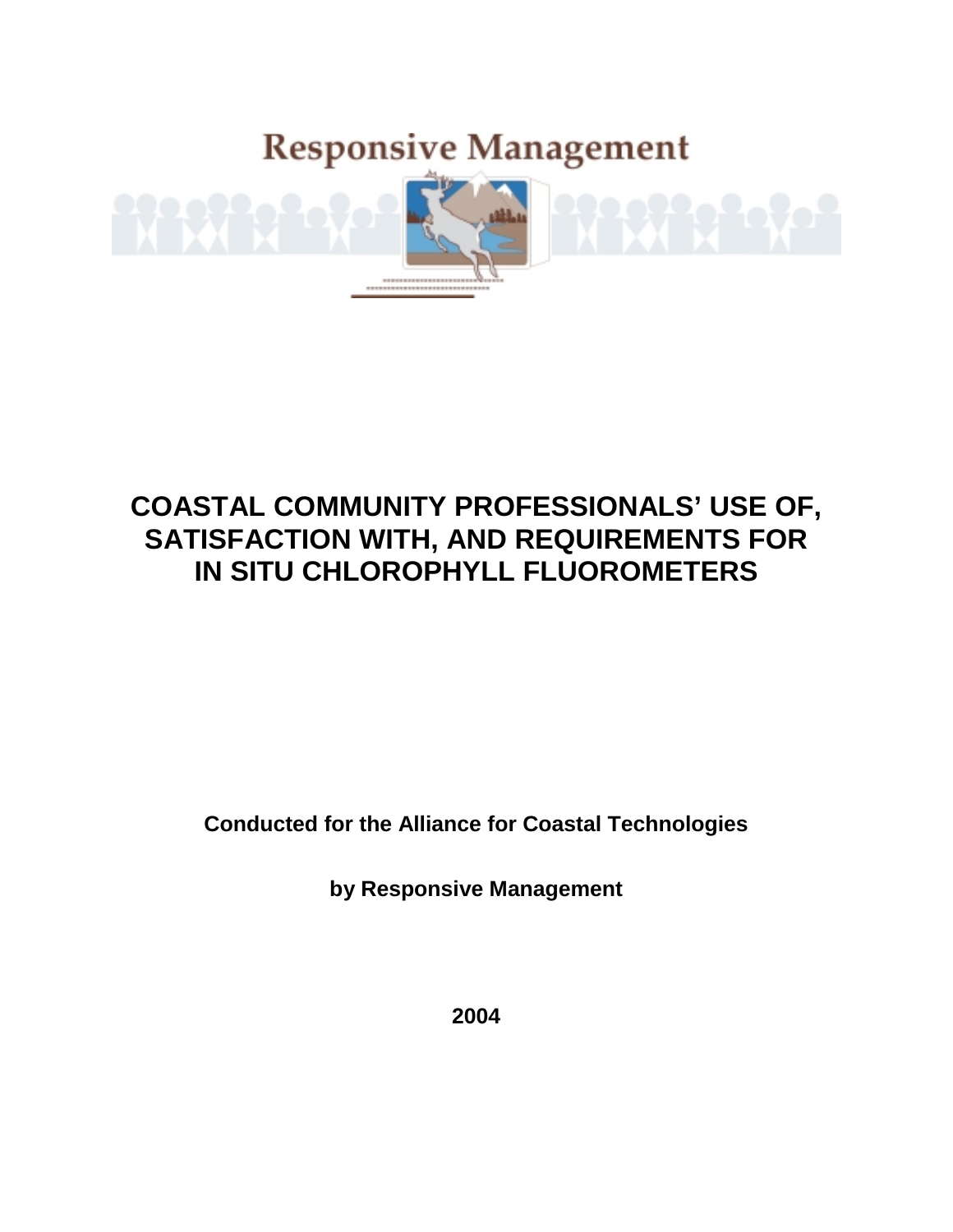Responsive Management

# COASTAL COMMUNITY PROFESSIONALS' USE OF, SATISFACTION WITH, AND REQUIREMENTS FOR IN SITU CHLOROPHYLL FLUOROMETERS

**Conducted for the Alliance for Coastal Technologies**

**by Responsive Management**

**2004**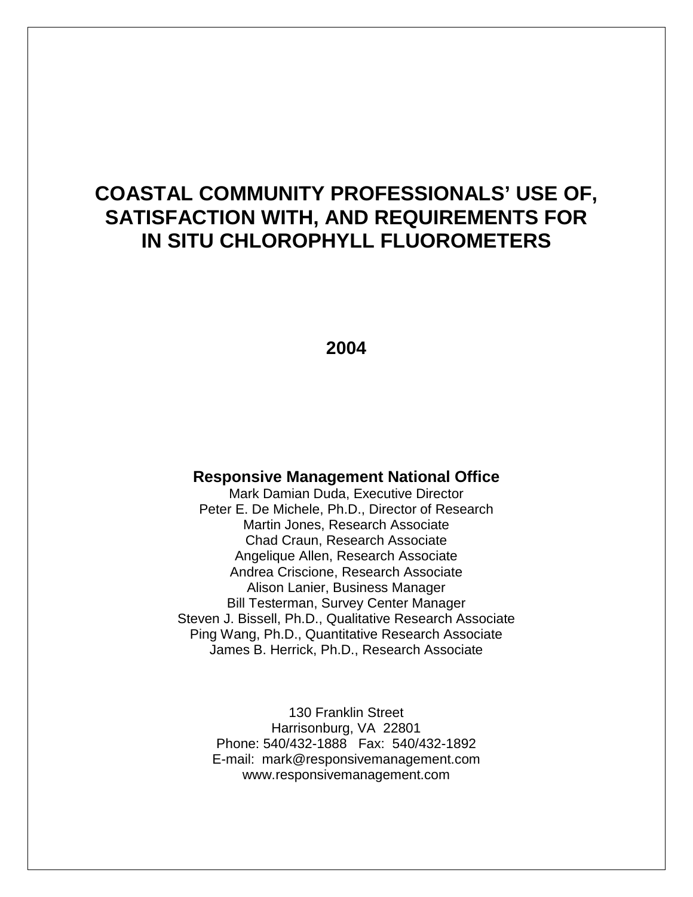# COASTAL COMMUNITY PROFESSIONALS' USE OF, SATISFACTION WITH, AND REQUIREMENTS FOR IN SITU CHLOROPHYLL FLUOROMETERS

**2004**

**Responsive Management National Office**

Mark Damian Duda, Executive Director
Peter E. De Michele, Ph.D., Director of Research
Martin Jones, Research Associate
Chad Craun, Research Associate
Angelique Allen, Research Associate
Andrea Criscione, Research Associate
Alison Lanier, Business Manager
Bill Testerman, Survey Center Manager
Steven J. Bissell, Ph.D., Qualitative Research Associate
Ping Wang, Ph.D., Quantitative Research Associate
James B. Herrick, Ph.D., Research Associate

130 Franklin Street
Harrisonburg, VA 22801
Phone: 540/432-1888 Fax: 540/432-1892
E-mail: mark@responsivemanagement.com
www.responsivemanagement.com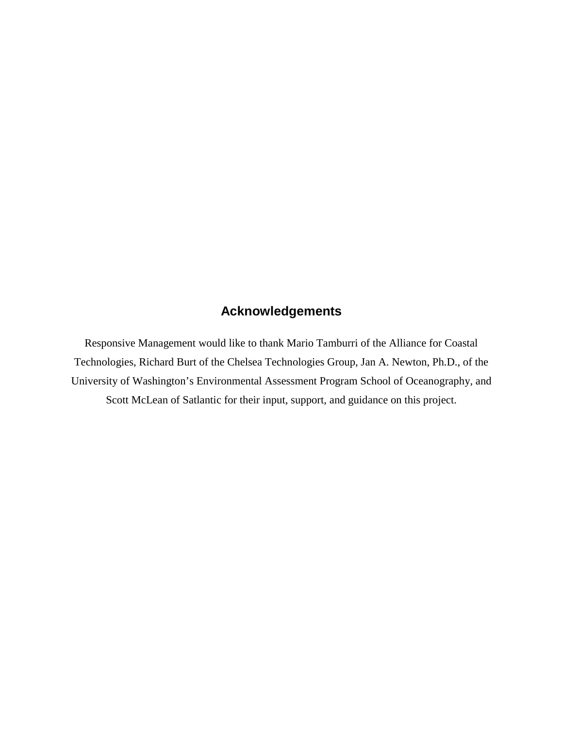## Acknowledgements

Responsive Management would like to thank Mario Tamburri of the Alliance for Coastal Technologies, Richard Burt of the Chelsea Technologies Group, Jan A. Newton, Ph.D., of the University of Washington's Environmental Assessment Program School of Oceanography, and Scott McLean of Satlantic for their input, support, and guidance on this project.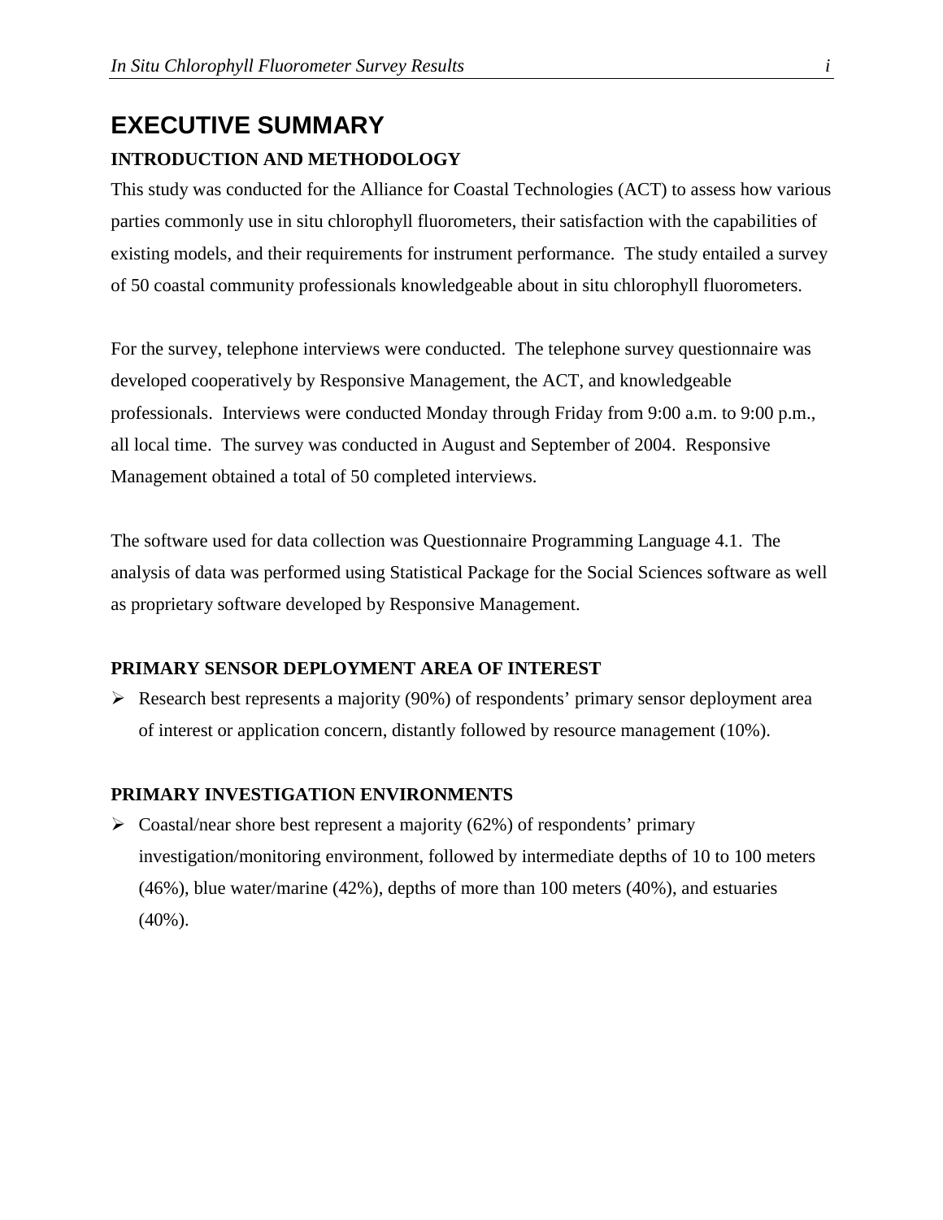# EXECUTIVE SUMMARY

## INTRODUCTION AND METHODOLOGY

This study was conducted for the Alliance for Coastal Technologies (ACT) to assess how various parties commonly use in situ chlorophyll fluorometers, their satisfaction with the capabilities of existing models, and their requirements for instrument performance. The study entailed a survey of 50 coastal community professionals knowledgeable about in situ chlorophyll fluorometers.

For the survey, telephone interviews were conducted. The telephone survey questionnaire was developed cooperatively by Responsive Management, the ACT, and knowledgeable professionals. Interviews were conducted Monday through Friday from 9:00 a.m. to 9:00 p.m., all local time. The survey was conducted in August and September of 2004. Responsive Management obtained a total of 50 completed interviews.

The software used for data collection was Questionnaire Programming Language 4.1. The analysis of data was performed using Statistical Package for the Social Sciences software as well as proprietary software developed by Responsive Management.

## PRIMARY SENSOR DEPLOYMENT AREA OF INTEREST

- Research best represents a majority (90%) of respondents' primary sensor deployment area of interest or application concern, distantly followed by resource management (10%).

## PRIMARY INVESTIGATION ENVIRONMENTS

- Coastal/near shore best represent a majority (62%) of respondents' primary investigation/monitoring environment, followed by intermediate depths of 10 to 100 meters (46%), blue water/marine (42%), depths of more than 100 meters (40%), and estuaries (40%).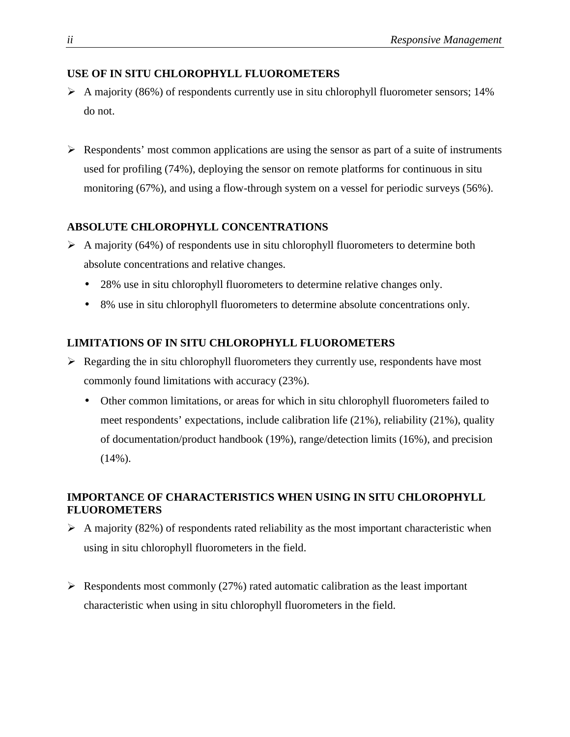## USE OF IN SITU CHLOROPHYLL FLUOROMETERS

- A majority (86%) of respondents currently use in situ chlorophyll fluorometer sensors; 14% do not.

- Respondents' most common applications are using the sensor as part of a suite of instruments used for profiling (74%), deploying the sensor on remote platforms for continuous in situ monitoring (67%), and using a flow-through system on a vessel for periodic surveys (56%).

## ABSOLUTE CHLOROPHYLL CONCENTRATIONS

- A majority (64%) of respondents use in situ chlorophyll fluorometers to determine both absolute concentrations and relative changes.
  - 28% use in situ chlorophyll fluorometers to determine relative changes only.
  - 8% use in situ chlorophyll fluorometers to determine absolute concentrations only.

## LIMITATIONS OF IN SITU CHLOROPHYLL FLUOROMETERS

- Regarding the in situ chlorophyll fluorometers they currently use, respondents have most commonly found limitations with accuracy (23%).
  - Other common limitations, or areas for which in situ chlorophyll fluorometers failed to meet respondents' expectations, include calibration life (21%), reliability (21%), quality of documentation/product handbook (19%), range/detection limits (16%), and precision (14%).

## IMPORTANCE OF CHARACTERISTICS WHEN USING IN SITU CHLOROPHYLL FLUOROMETERS

- A majority (82%) of respondents rated reliability as the most important characteristic when using in situ chlorophyll fluorometers in the field.

- Respondents most commonly (27%) rated automatic calibration as the least important characteristic when using in situ chlorophyll fluorometers in the field.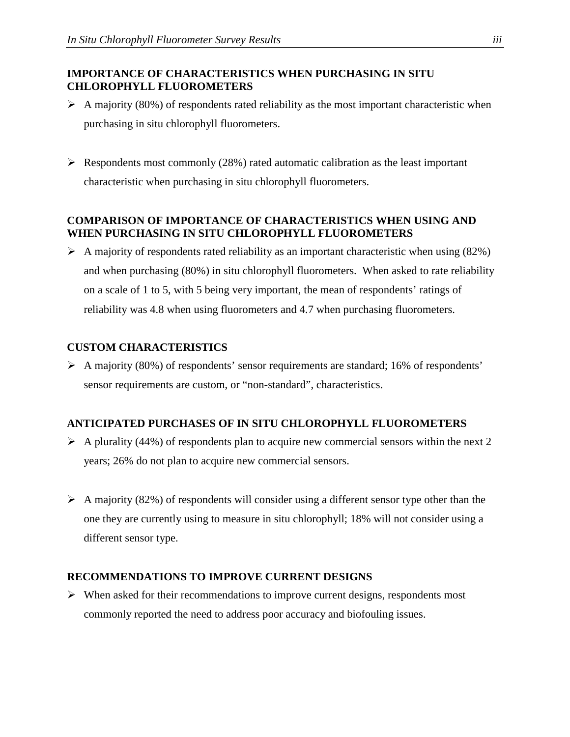## IMPORTANCE OF CHARACTERISTICS WHEN PURCHASING IN SITU CHLOROPHYLL FLUOROMETERS

- A majority (80%) of respondents rated reliability as the most important characteristic when purchasing in situ chlorophyll fluorometers.

- Respondents most commonly (28%) rated automatic calibration as the least important characteristic when purchasing in situ chlorophyll fluorometers.

## COMPARISON OF IMPORTANCE OF CHARACTERISTICS WHEN USING AND WHEN PURCHASING IN SITU CHLOROPHYLL FLUOROMETERS

- A majority of respondents rated reliability as an important characteristic when using (82%) and when purchasing (80%) in situ chlorophyll fluorometers. When asked to rate reliability on a scale of 1 to 5, with 5 being very important, the mean of respondents' ratings of reliability was 4.8 when using fluorometers and 4.7 when purchasing fluorometers.

## CUSTOM CHARACTERISTICS

- A majority (80%) of respondents' sensor requirements are standard; 16% of respondents' sensor requirements are custom, or "non-standard", characteristics.

## ANTICIPATED PURCHASES OF IN SITU CHLOROPHYLL FLUOROMETERS

- A plurality (44%) of respondents plan to acquire new commercial sensors within the next 2 years; 26% do not plan to acquire new commercial sensors.

- A majority (82%) of respondents will consider using a different sensor type other than the one they are currently using to measure in situ chlorophyll; 18% will not consider using a different sensor type.

## RECOMMENDATIONS TO IMPROVE CURRENT DESIGNS

- When asked for their recommendations to improve current designs, respondents most commonly reported the need to address poor accuracy and biofouling issues.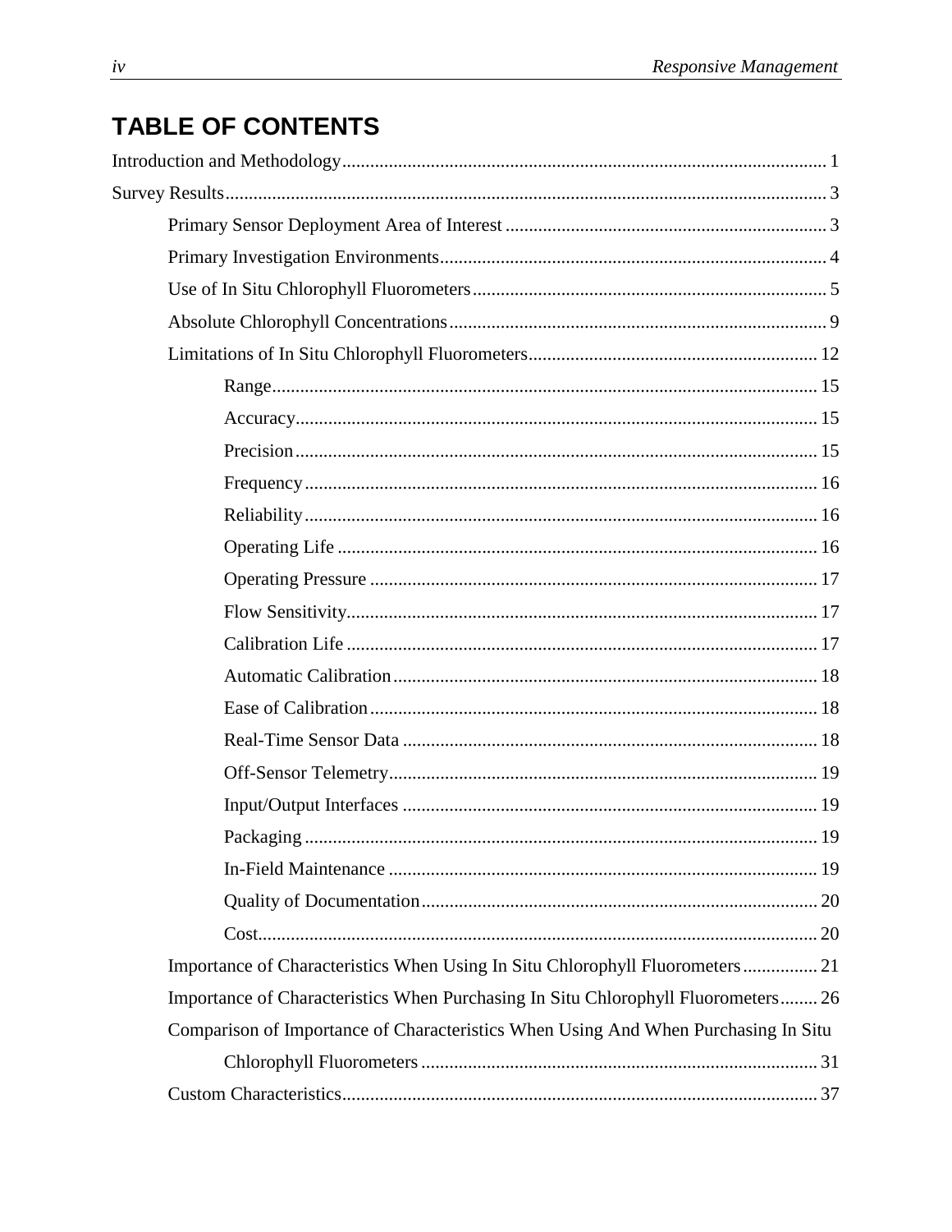# TABLE OF CONTENTS

Introduction and Methodology ........................................................ 1

Survey Results ........................................................ 3

- Primary Sensor Deployment Area of Interest ........................................................ 3
- Primary Investigation Environments ........................................................ 4
- Use of In Situ Chlorophyll Fluorometers ........................................................ 5
- Absolute Chlorophyll Concentrations ........................................................ 9
- Limitations of In Situ Chlorophyll Fluorometers ........................................................ 12
  - Range ........................................................ 15
  - Accuracy ........................................................ 15
  - Precision ........................................................ 15
  - Frequency ........................................................ 16
  - Reliability ........................................................ 16
  - Operating Life ........................................................ 16
  - Operating Pressure ........................................................ 17
  - Flow Sensitivity ........................................................ 17
  - Calibration Life ........................................................ 17
  - Automatic Calibration ........................................................ 18
  - Ease of Calibration ........................................................ 18
  - Real-Time Sensor Data ........................................................ 18
  - Off-Sensor Telemetry ........................................................ 19
  - Input/Output Interfaces ........................................................ 19
  - Packaging ........................................................ 19
  - In-Field Maintenance ........................................................ 19
  - Quality of Documentation ........................................................ 20
  - Cost ........................................................ 20
- Importance of Characteristics When Using In Situ Chlorophyll Fluorometers ................ 21
- Importance of Characteristics When Purchasing In Situ Chlorophyll Fluorometers ........ 26
- Comparison of Importance of Characteristics When Using And When Purchasing In Situ Chlorophyll Fluorometers ........................................................ 31
- Custom Characteristics ........................................................ 37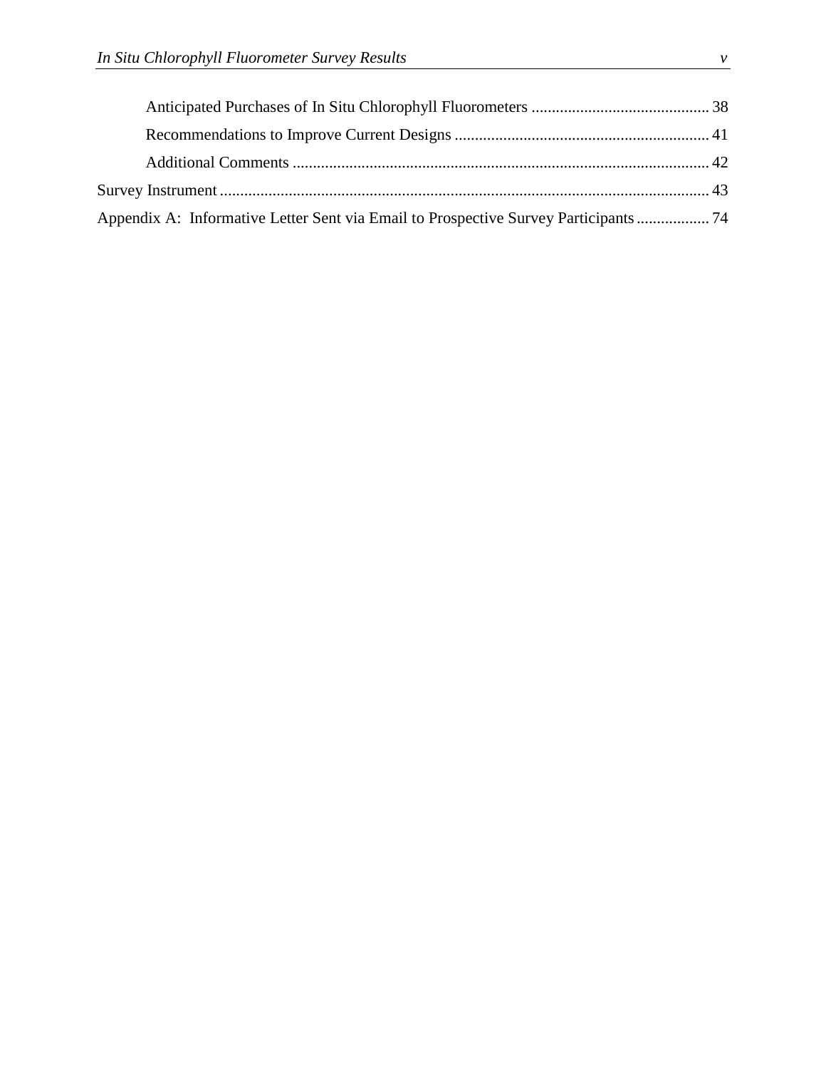Anticipated Purchases of In Situ Chlorophyll Fluorometers ............................................ 38

Recommendations to Improve Current Designs .............................................................. 41

Additional Comments ...................................................................................................... 42

Survey Instrument ........................................................................................................................ 43

Appendix A: Informative Letter Sent via Email to Prospective Survey Participants .................. 74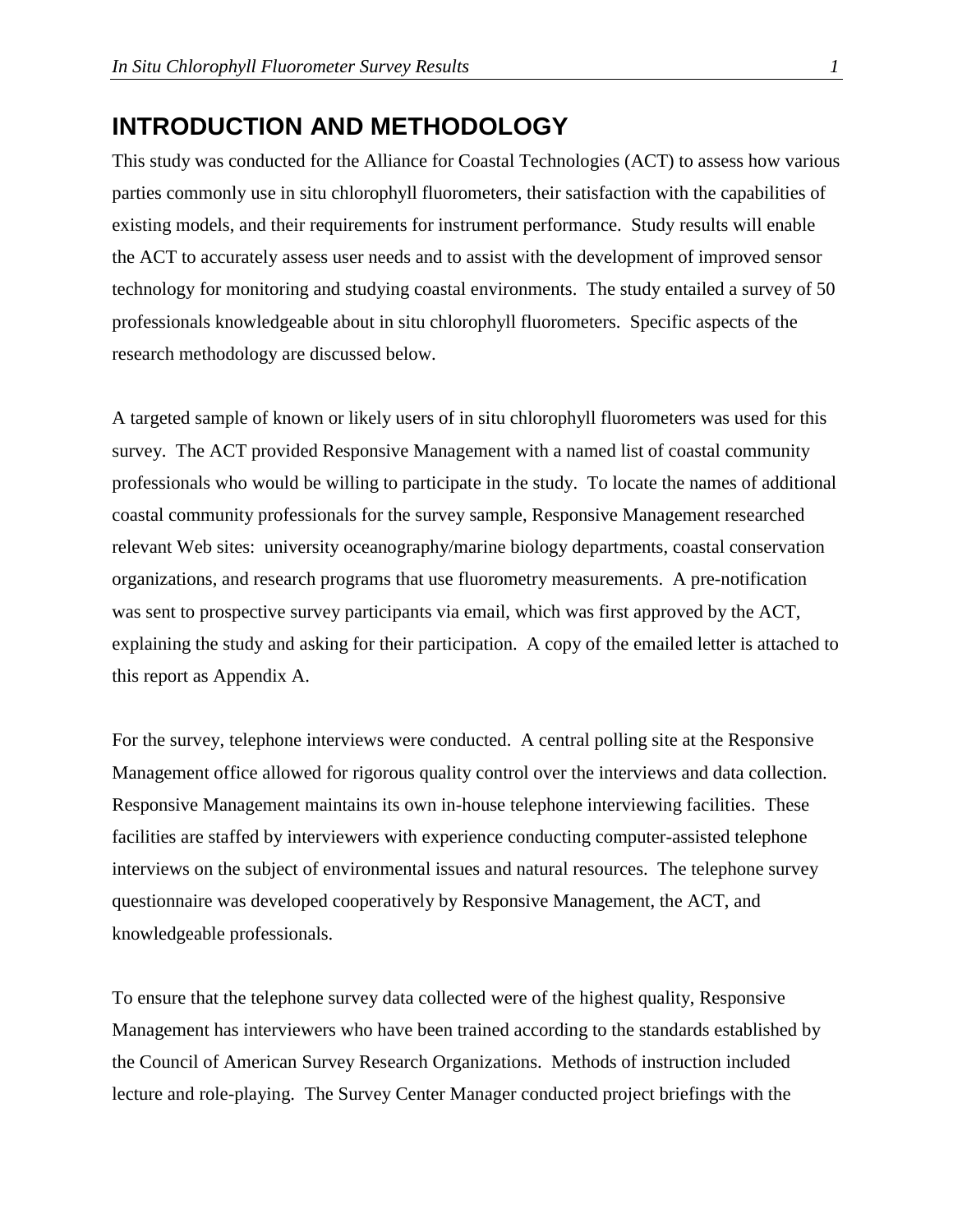# INTRODUCTION AND METHODOLOGY

This study was conducted for the Alliance for Coastal Technologies (ACT) to assess how various parties commonly use in situ chlorophyll fluorometers, their satisfaction with the capabilities of existing models, and their requirements for instrument performance. Study results will enable the ACT to accurately assess user needs and to assist with the development of improved sensor technology for monitoring and studying coastal environments. The study entailed a survey of 50 professionals knowledgeable about in situ chlorophyll fluorometers. Specific aspects of the research methodology are discussed below.

A targeted sample of known or likely users of in situ chlorophyll fluorometers was used for this survey. The ACT provided Responsive Management with a named list of coastal community professionals who would be willing to participate in the study. To locate the names of additional coastal community professionals for the survey sample, Responsive Management researched relevant Web sites: university oceanography/marine biology departments, coastal conservation organizations, and research programs that use fluorometry measurements. A pre-notification was sent to prospective survey participants via email, which was first approved by the ACT, explaining the study and asking for their participation. A copy of the emailed letter is attached to this report as Appendix A.

For the survey, telephone interviews were conducted. A central polling site at the Responsive Management office allowed for rigorous quality control over the interviews and data collection. Responsive Management maintains its own in-house telephone interviewing facilities. These facilities are staffed by interviewers with experience conducting computer-assisted telephone interviews on the subject of environmental issues and natural resources. The telephone survey questionnaire was developed cooperatively by Responsive Management, the ACT, and knowledgeable professionals.

To ensure that the telephone survey data collected were of the highest quality, Responsive Management has interviewers who have been trained according to the standards established by the Council of American Survey Research Organizations. Methods of instruction included lecture and role-playing. The Survey Center Manager conducted project briefings with the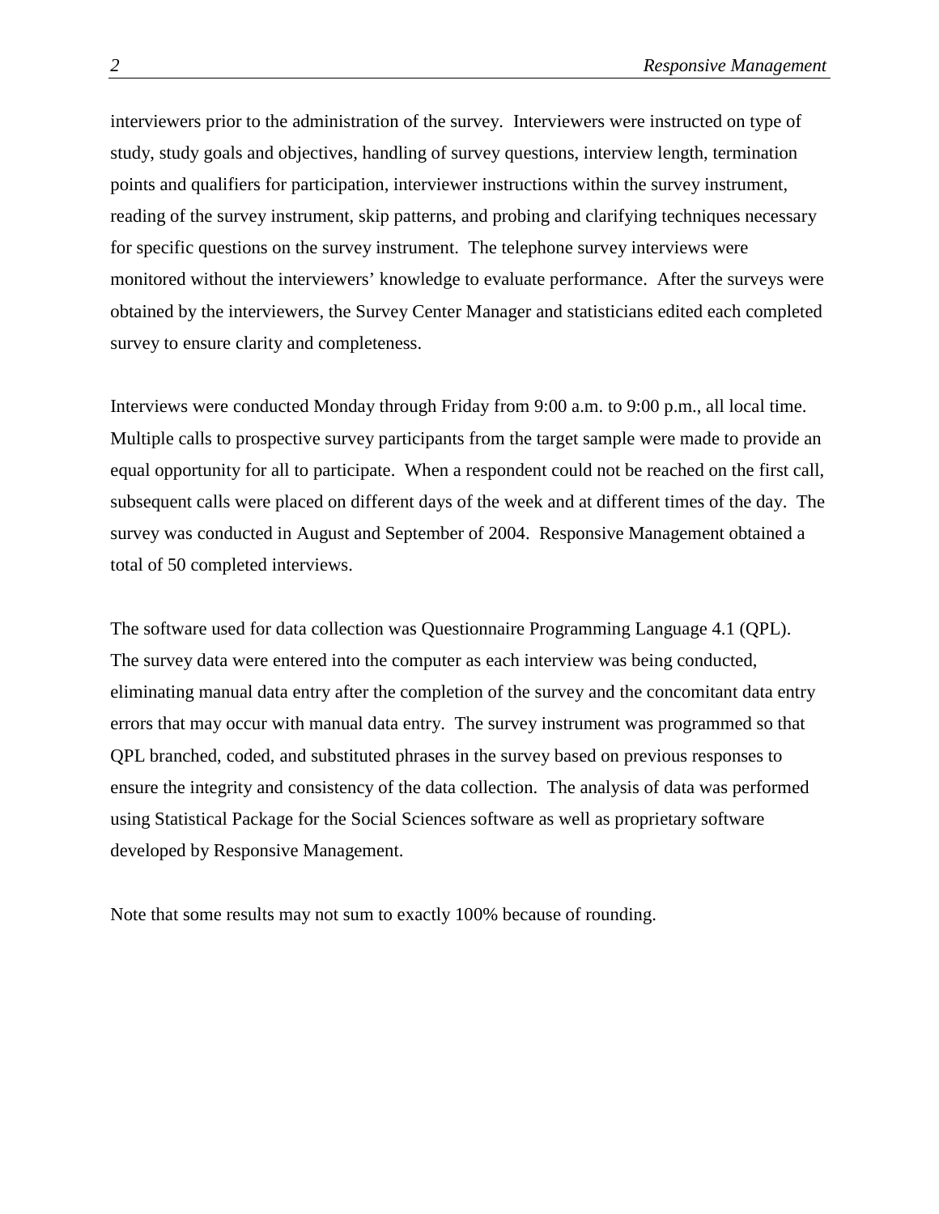interviewers prior to the administration of the survey. Interviewers were instructed on type of study, study goals and objectives, handling of survey questions, interview length, termination points and qualifiers for participation, interviewer instructions within the survey instrument, reading of the survey instrument, skip patterns, and probing and clarifying techniques necessary for specific questions on the survey instrument. The telephone survey interviews were monitored without the interviewers' knowledge to evaluate performance. After the surveys were obtained by the interviewers, the Survey Center Manager and statisticians edited each completed survey to ensure clarity and completeness.

Interviews were conducted Monday through Friday from 9:00 a.m. to 9:00 p.m., all local time. Multiple calls to prospective survey participants from the target sample were made to provide an equal opportunity for all to participate. When a respondent could not be reached on the first call, subsequent calls were placed on different days of the week and at different times of the day. The survey was conducted in August and September of 2004. Responsive Management obtained a total of 50 completed interviews.

The software used for data collection was Questionnaire Programming Language 4.1 (QPL). The survey data were entered into the computer as each interview was being conducted, eliminating manual data entry after the completion of the survey and the concomitant data entry errors that may occur with manual data entry. The survey instrument was programmed so that QPL branched, coded, and substituted phrases in the survey based on previous responses to ensure the integrity and consistency of the data collection. The analysis of data was performed using Statistical Package for the Social Sciences software as well as proprietary software developed by Responsive Management.

Note that some results may not sum to exactly 100% because of rounding.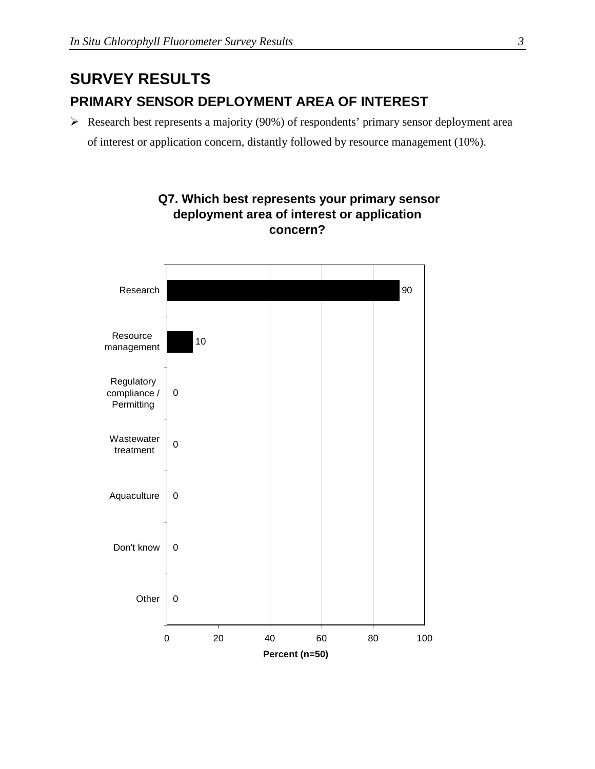# SURVEY RESULTS

## PRIMARY SENSOR DEPLOYMENT AREA OF INTEREST

- Research best represents a majority (90%) of respondents' primary sensor deployment area of interest or application concern, distantly followed by resource management (10%).

**Q7. Which best represents your primary sensor deployment area of interest or application concern?**

| Response | Percent (n=50) |
|---|---|
| Research | 90 |
| Resource management | 10 |
| Regulatory compliance / Permitting | 0 |
| Wastewater treatment | 0 |
| Aquaculture | 0 |
| Don't know | 0 |
| Other | 0 |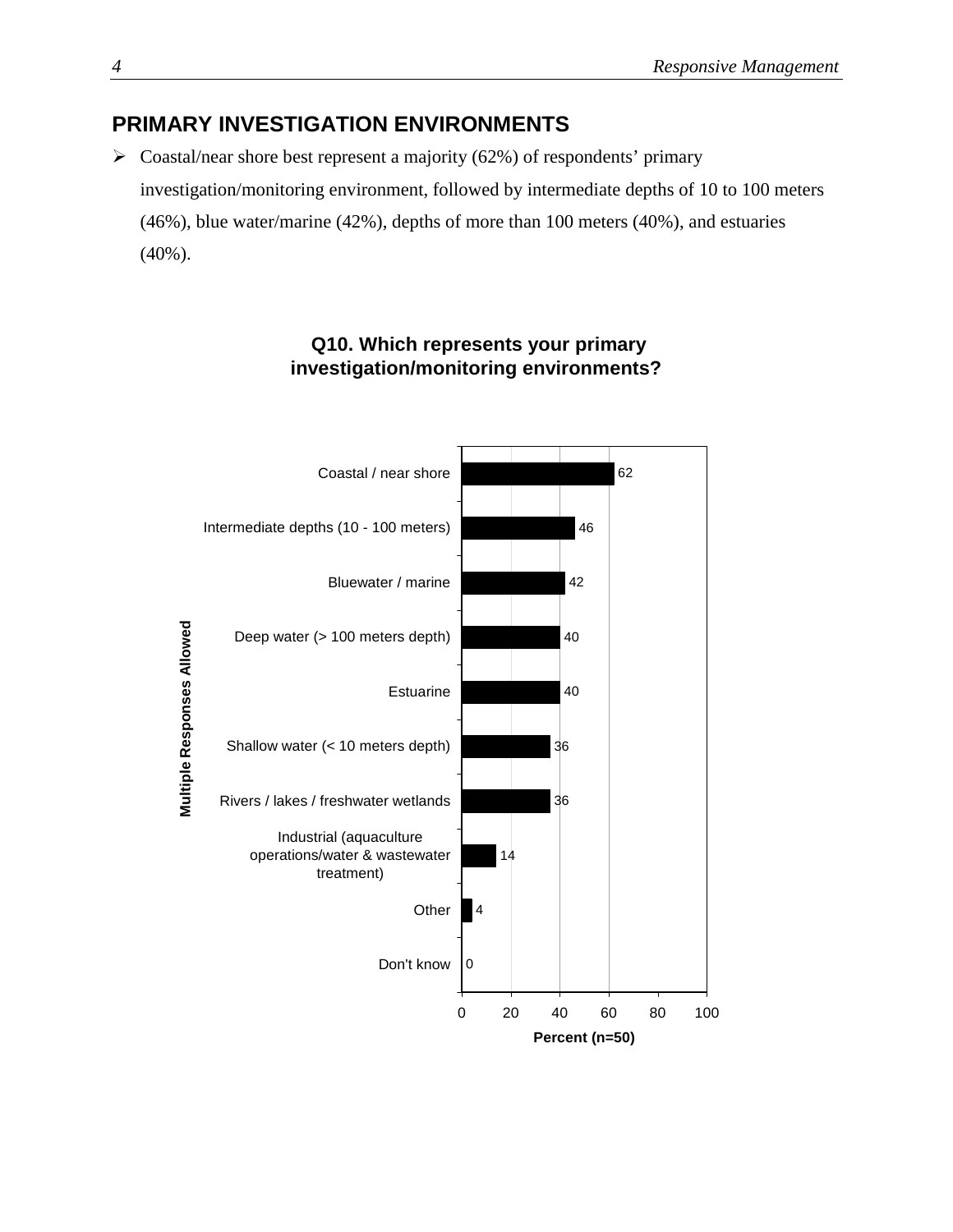## PRIMARY INVESTIGATION ENVIRONMENTS

- Coastal/near shore best represent a majority (62%) of respondents' primary investigation/monitoring environment, followed by intermediate depths of 10 to 100 meters (46%), blue water/marine (42%), depths of more than 100 meters (40%), and estuaries (40%).

**Q10. Which represents your primary investigation/monitoring environments?**

*Multiple Responses Allowed*

| Response | Percent (n=50) |
|---|---|
| Coastal / near shore | 62 |
| Intermediate depths (10 - 100 meters) | 46 |
| Bluewater / marine | 42 |
| Deep water (> 100 meters depth) | 40 |
| Estuarine | 40 |
| Shallow water (< 10 meters depth) | 36 |
| Rivers / lakes / freshwater wetlands | 36 |
| Industrial (aquaculture operations/water & wastewater treatment) | 14 |
| Other | 4 |
| Don't know | 0 |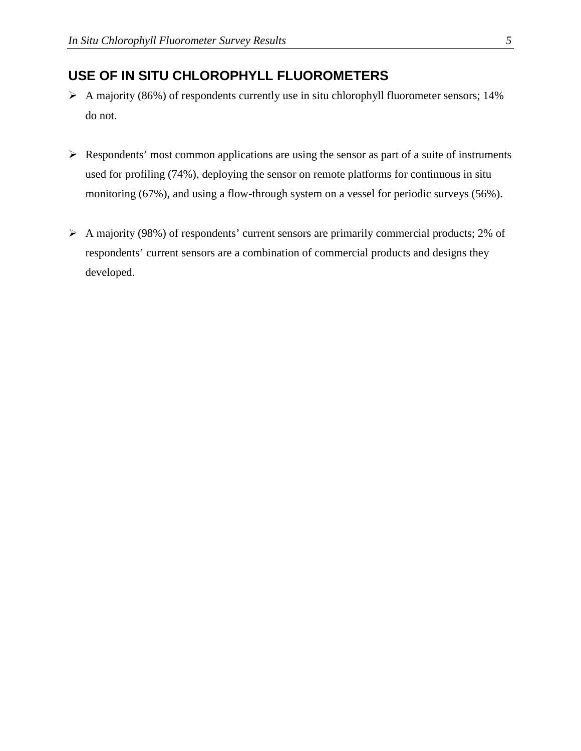## USE OF IN SITU CHLOROPHYLL FLUOROMETERS

- A majority (86%) of respondents currently use in situ chlorophyll fluorometer sensors; 14% do not.

- Respondents' most common applications are using the sensor as part of a suite of instruments used for profiling (74%), deploying the sensor on remote platforms for continuous in situ monitoring (67%), and using a flow-through system on a vessel for periodic surveys (56%).

- A majority (98%) of respondents' current sensors are primarily commercial products; 2% of respondents' current sensors are a combination of commercial products and designs they developed.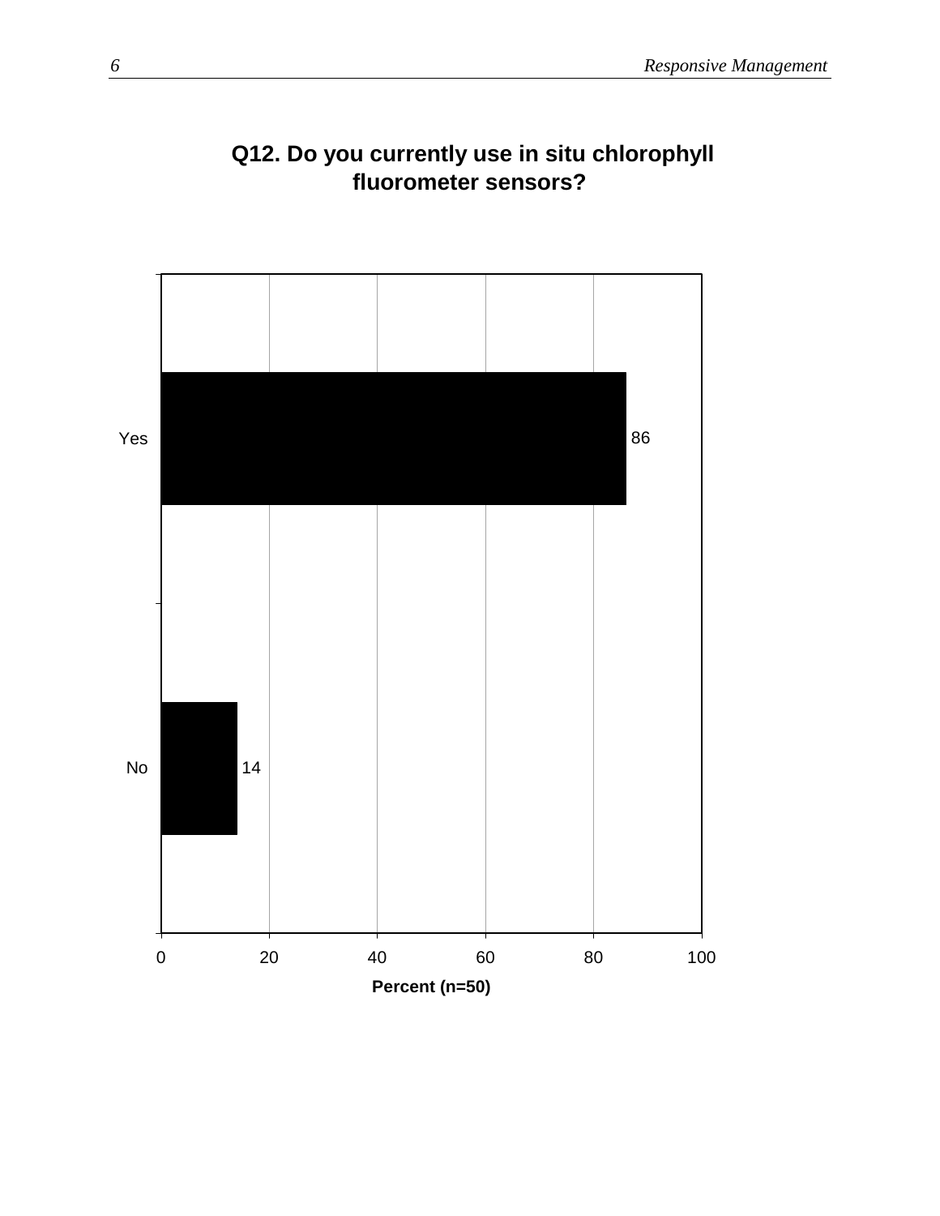**Q12. Do you currently use in situ chlorophyll fluorometer sensors?**

| Response | Percent (n=50) |
|---|---|
| Yes | 86 |
| No | 14 |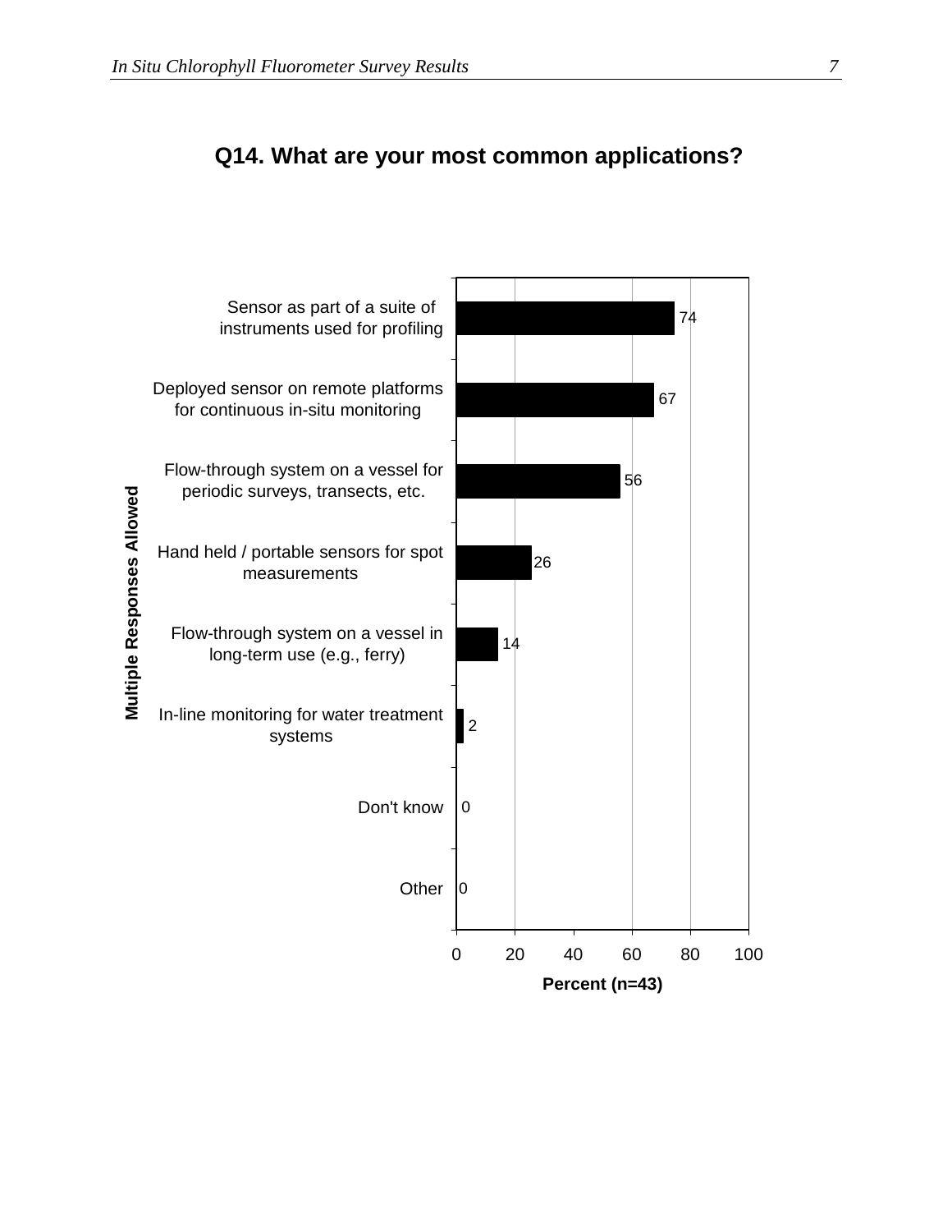## Q14. What are your most common applications?

*Multiple Responses Allowed*

| Application | Percent (n=43) |
|---|---|
| Sensor as part of a suite of instruments used for profiling | 74 |
| Deployed sensor on remote platforms for continuous in-situ monitoring | 67 |
| Flow-through system on a vessel for periodic surveys, transects, etc. | 56 |
| Hand held / portable sensors for spot measurements | 26 |
| Flow-through system on a vessel in long-term use (e.g., ferry) | 14 |
| In-line monitoring for water treatment systems | 2 |
| Don't know | 0 |
| Other | 0 |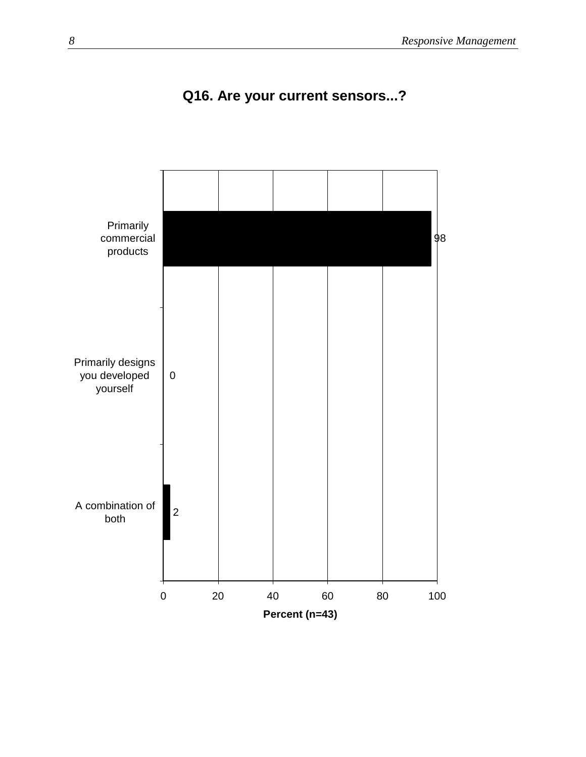**Q16. Are your current sensors...?**

| Response | Percent (n=43) |
|---|---|
| Primarily commercial products | 98 |
| Primarily designs you developed yourself | 0 |
| A combination of both | 2 |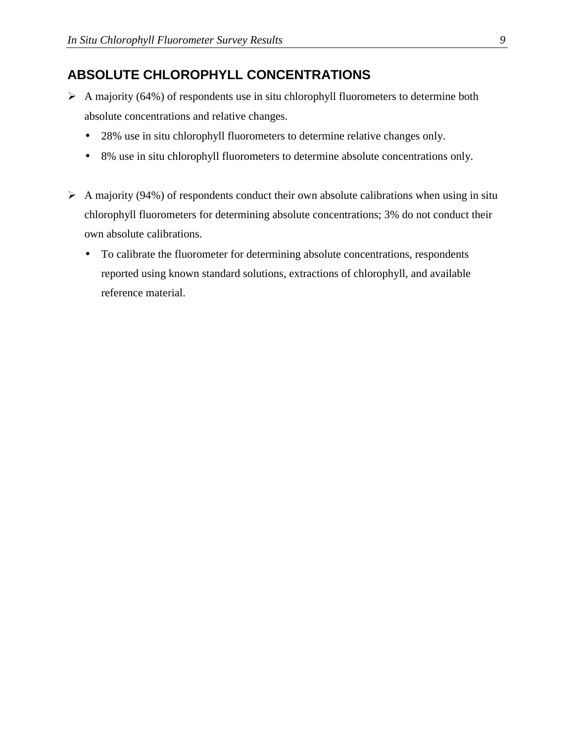## ABSOLUTE CHLOROPHYLL CONCENTRATIONS

- A majority (64%) of respondents use in situ chlorophyll fluorometers to determine both absolute concentrations and relative changes.
  - 28% use in situ chlorophyll fluorometers to determine relative changes only.
  - 8% use in situ chlorophyll fluorometers to determine absolute concentrations only.

- A majority (94%) of respondents conduct their own absolute calibrations when using in situ chlorophyll fluorometers for determining absolute concentrations; 3% do not conduct their own absolute calibrations.
  - To calibrate the fluorometer for determining absolute concentrations, respondents reported using known standard solutions, extractions of chlorophyll, and available reference material.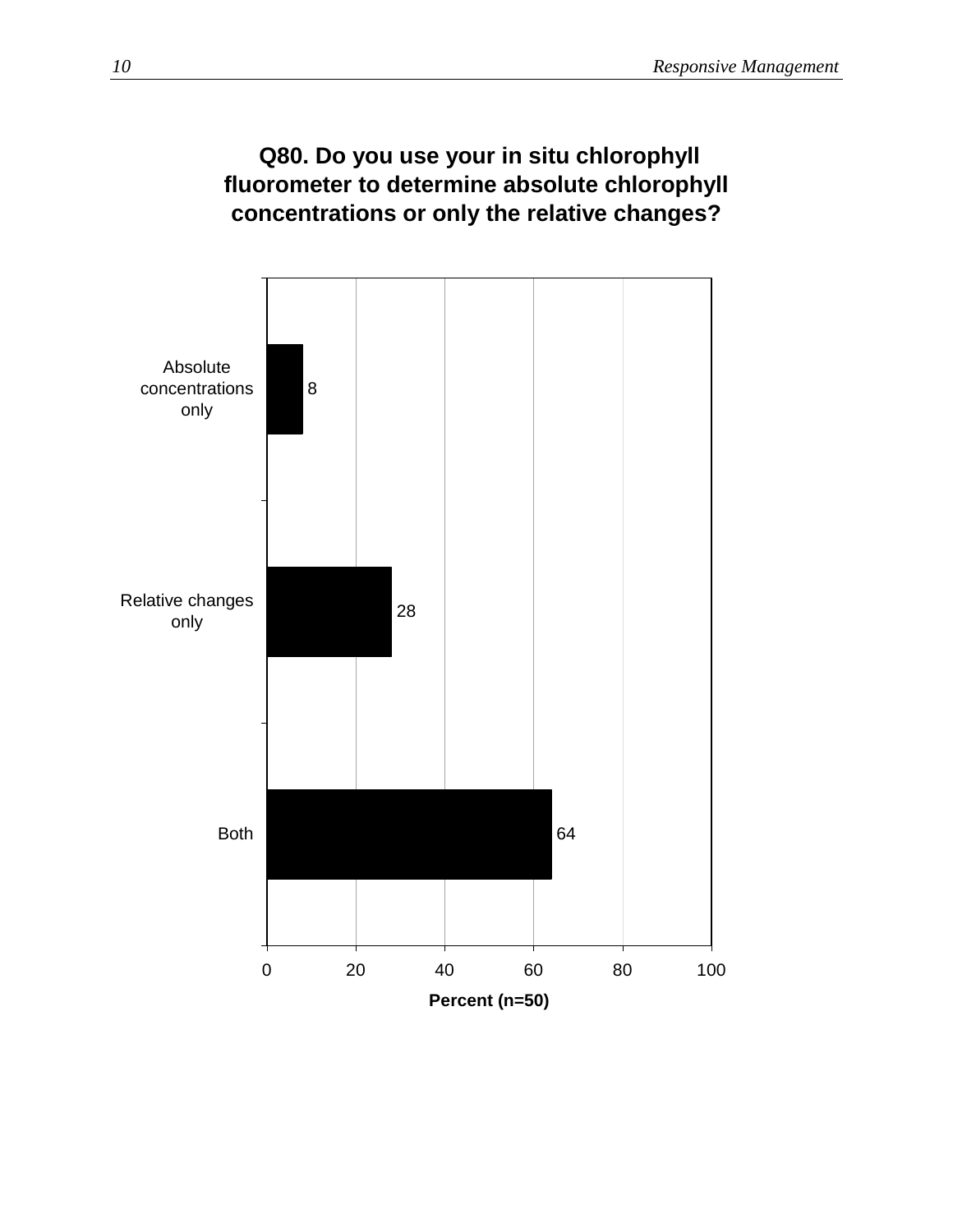**Q80. Do you use your in situ chlorophyll fluorometer to determine absolute chlorophyll concentrations or only the relative changes?**

| Response | Percent (n=50) |
|---|---|
| Absolute concentrations only | 8 |
| Relative changes only | 28 |
| Both | 64 |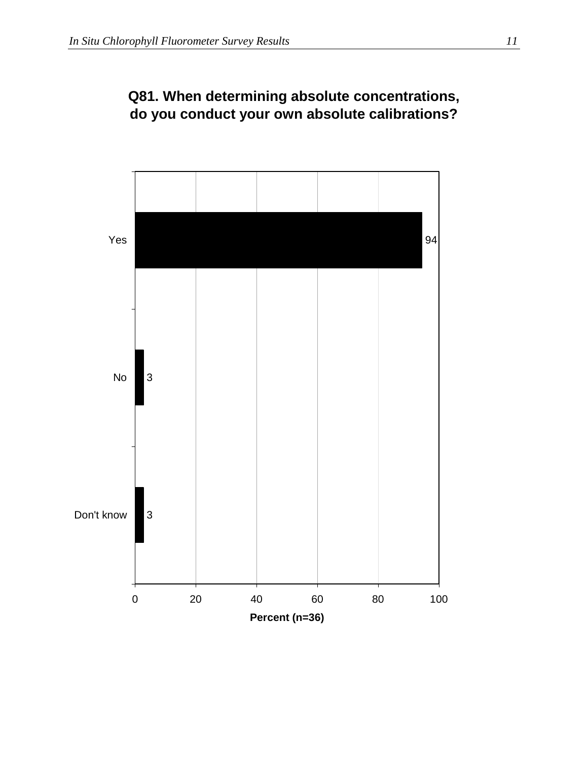**Q81. When determining absolute concentrations, do you conduct your own absolute calibrations?**

| Response | Percent (n=36) |
|---|---|
| Yes | 94 |
| No | 3 |
| Don't know | 3 |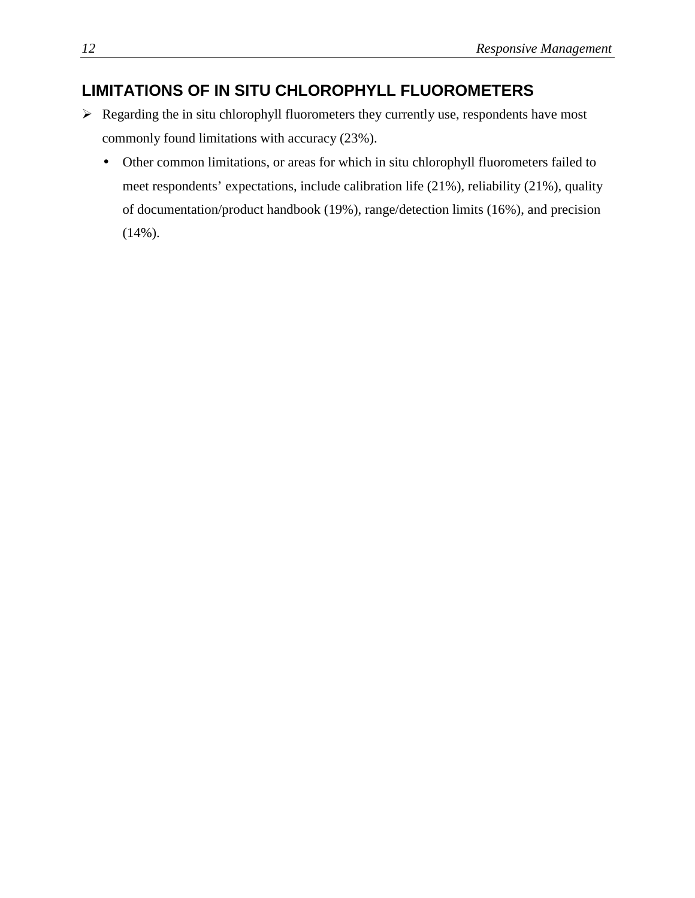## LIMITATIONS OF IN SITU CHLOROPHYLL FLUOROMETERS

- Regarding the in situ chlorophyll fluorometers they currently use, respondents have most commonly found limitations with accuracy (23%).
  - Other common limitations, or areas for which in situ chlorophyll fluorometers failed to meet respondents' expectations, include calibration life (21%), reliability (21%), quality of documentation/product handbook (19%), range/detection limits (16%), and precision (14%).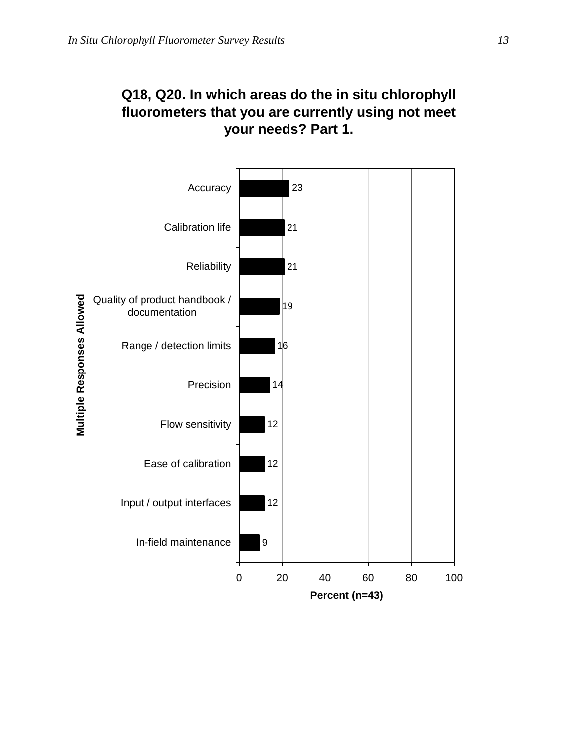## Q18, Q20. In which areas do the in situ chlorophyll fluorometers that you are currently using not meet your needs? Part 1.

| Multiple Responses Allowed | Percent (n=43) |
|---|---|
| Accuracy | 23 |
| Calibration life | 21 |
| Reliability | 21 |
| Quality of product handbook / documentation | 19 |
| Range / detection limits | 16 |
| Precision | 14 |
| Flow sensitivity | 12 |
| Ease of calibration | 12 |
| Input / output interfaces | 12 |
| In-field maintenance | 9 |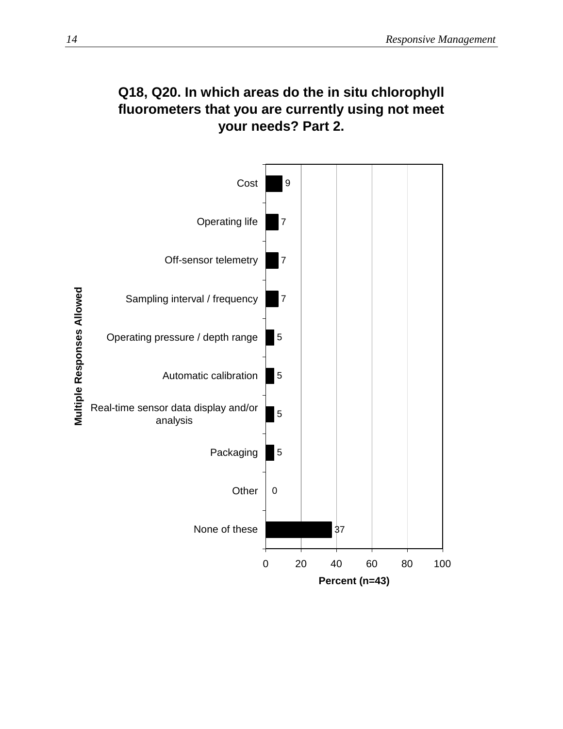## Q18, Q20. In which areas do the in situ chlorophyll fluorometers that you are currently using not meet your needs? Part 2.

Multiple Responses Allowed

| Response | Percent (n=43) |
|---|---|
| Cost | 9 |
| Operating life | 7 |
| Off-sensor telemetry | 7 |
| Sampling interval / frequency | 7 |
| Operating pressure / depth range | 5 |
| Automatic calibration | 5 |
| Real-time sensor data display and/or analysis | 5 |
| Packaging | 5 |
| Other | 0 |
| None of these | 37 |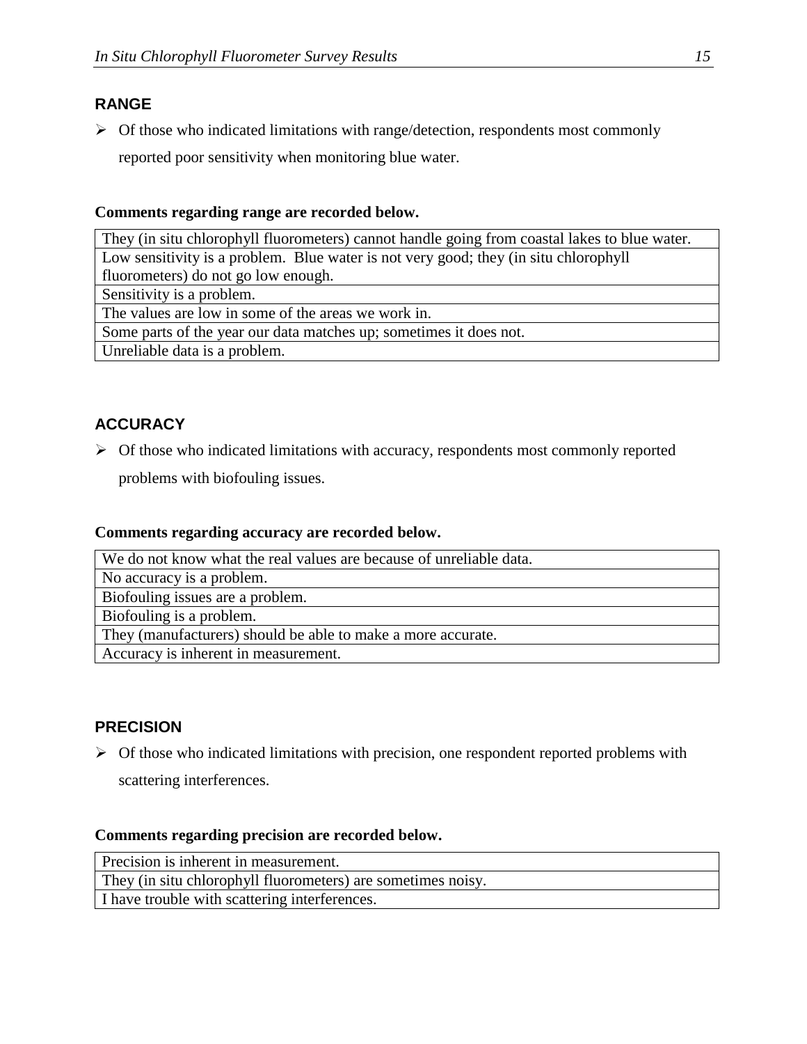## RANGE

- Of those who indicated limitations with range/detection, respondents most commonly reported poor sensitivity when monitoring blue water.

**Comments regarding range are recorded below.**

| They (in situ chlorophyll fluorometers) cannot handle going from coastal lakes to blue water. |
|---|
| Low sensitivity is a problem. Blue water is not very good; they (in situ chlorophyll fluorometers) do not go low enough. |
| Sensitivity is a problem. |
| The values are low in some of the areas we work in. |
| Some parts of the year our data matches up; sometimes it does not. |
| Unreliable data is a problem. |

## ACCURACY

- Of those who indicated limitations with accuracy, respondents most commonly reported problems with biofouling issues.

**Comments regarding accuracy are recorded below.**

| We do not know what the real values are because of unreliable data. |
|---|
| No accuracy is a problem. |
| Biofouling issues are a problem. |
| Biofouling is a problem. |
| They (manufacturers) should be able to make a more accurate. |
| Accuracy is inherent in measurement. |

## PRECISION

- Of those who indicated limitations with precision, one respondent reported problems with scattering interferences.

**Comments regarding precision are recorded below.**

| Precision is inherent in measurement. |
|---|
| They (in situ chlorophyll fluorometers) are sometimes noisy. |
| I have trouble with scattering interferences. |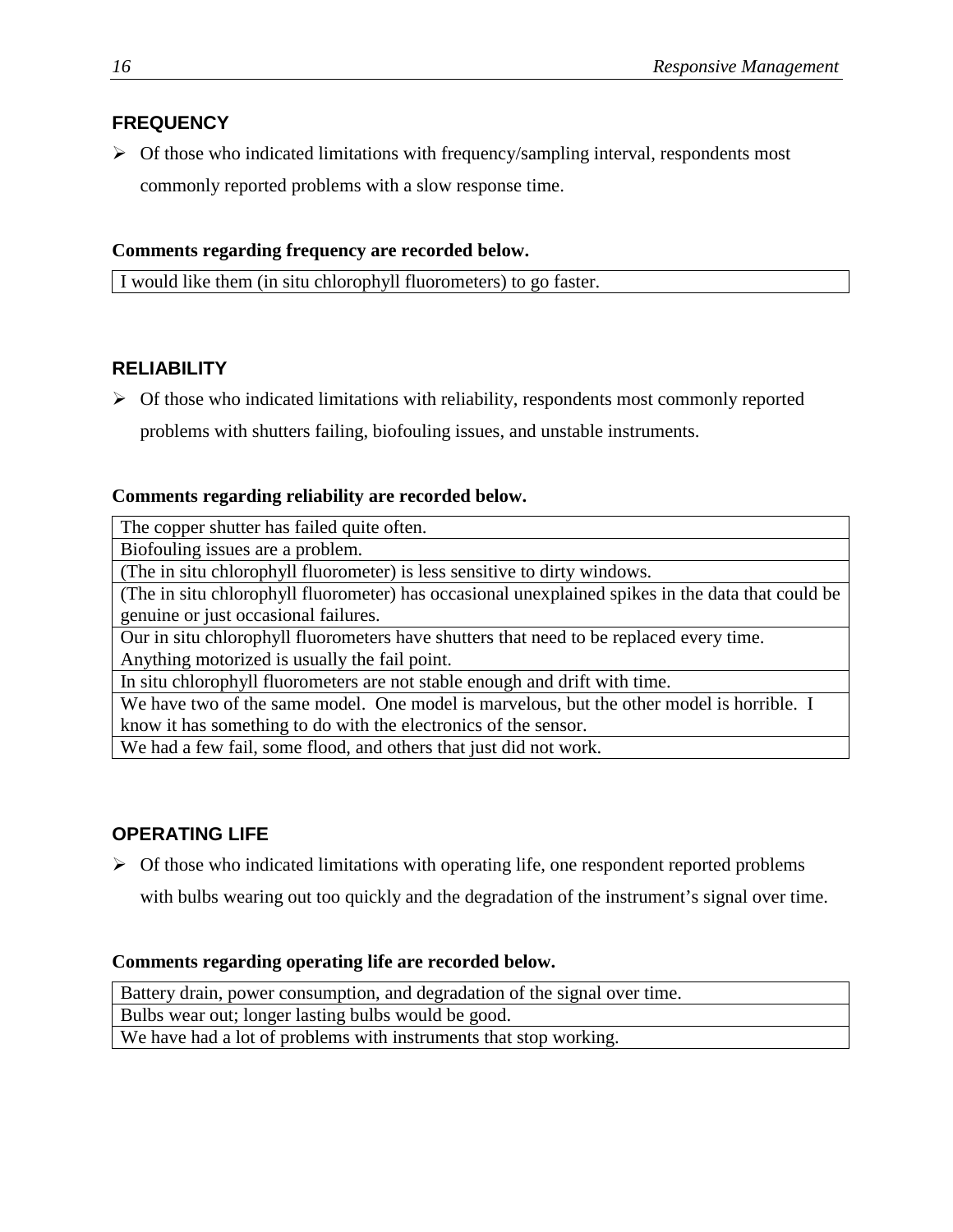## FREQUENCY

- Of those who indicated limitations with frequency/sampling interval, respondents most commonly reported problems with a slow response time.

**Comments regarding frequency are recorded below.**

| I would like them (in situ chlorophyll fluorometers) to go faster. |
|---|

## RELIABILITY

- Of those who indicated limitations with reliability, respondents most commonly reported problems with shutters failing, biofouling issues, and unstable instruments.

**Comments regarding reliability are recorded below.**

| The copper shutter has failed quite often. |
|---|
| Biofouling issues are a problem. |
| (The in situ chlorophyll fluorometer) is less sensitive to dirty windows. |
| (The in situ chlorophyll fluorometer) has occasional unexplained spikes in the data that could be genuine or just occasional failures. |
| Our in situ chlorophyll fluorometers have shutters that need to be replaced every time. Anything motorized is usually the fail point. |
| In situ chlorophyll fluorometers are not stable enough and drift with time. |
| We have two of the same model. One model is marvelous, but the other model is horrible. I know it has something to do with the electronics of the sensor. |
| We had a few fail, some flood, and others that just did not work. |

## OPERATING LIFE

- Of those who indicated limitations with operating life, one respondent reported problems with bulbs wearing out too quickly and the degradation of the instrument's signal over time.

**Comments regarding operating life are recorded below.**

| Battery drain, power consumption, and degradation of the signal over time. |
|---|
| Bulbs wear out; longer lasting bulbs would be good. |
| We have had a lot of problems with instruments that stop working. |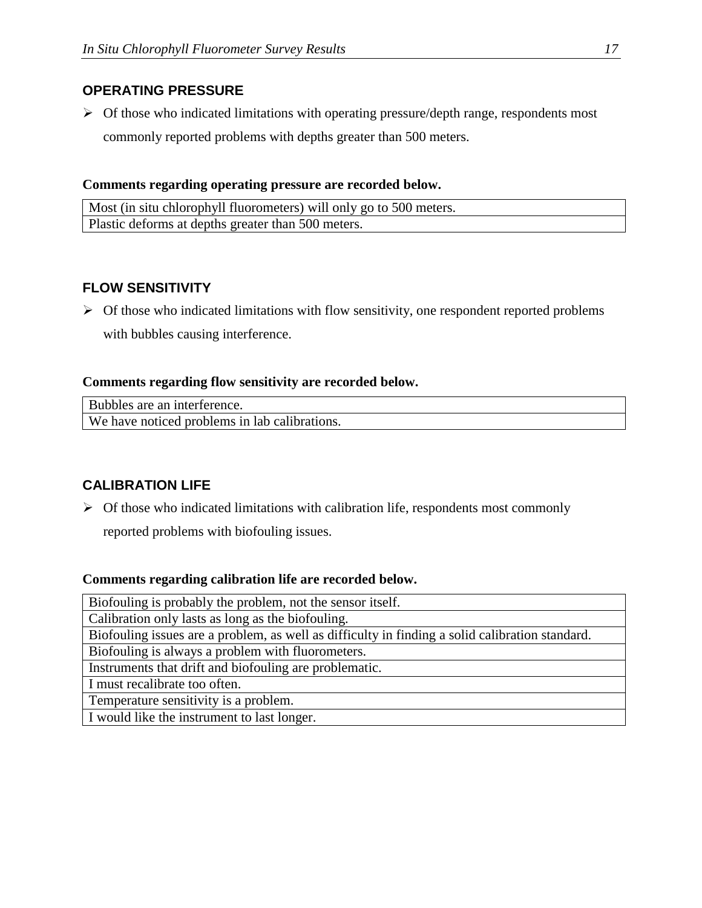## OPERATING PRESSURE

- Of those who indicated limitations with operating pressure/depth range, respondents most commonly reported problems with depths greater than 500 meters.

**Comments regarding operating pressure are recorded below.**

| Most (in situ chlorophyll fluorometers) will only go to 500 meters. |
|---|
| Plastic deforms at depths greater than 500 meters. |

## FLOW SENSITIVITY

- Of those who indicated limitations with flow sensitivity, one respondent reported problems with bubbles causing interference.

**Comments regarding flow sensitivity are recorded below.**

| Bubbles are an interference. |
|---|
| We have noticed problems in lab calibrations. |

## CALIBRATION LIFE

- Of those who indicated limitations with calibration life, respondents most commonly reported problems with biofouling issues.

**Comments regarding calibration life are recorded below.**

| Biofouling is probably the problem, not the sensor itself. |
|---|
| Calibration only lasts as long as the biofouling. |
| Biofouling issues are a problem, as well as difficulty in finding a solid calibration standard. |
| Biofouling is always a problem with fluorometers. |
| Instruments that drift and biofouling are problematic. |
| I must recalibrate too often. |
| Temperature sensitivity is a problem. |
| I would like the instrument to last longer. |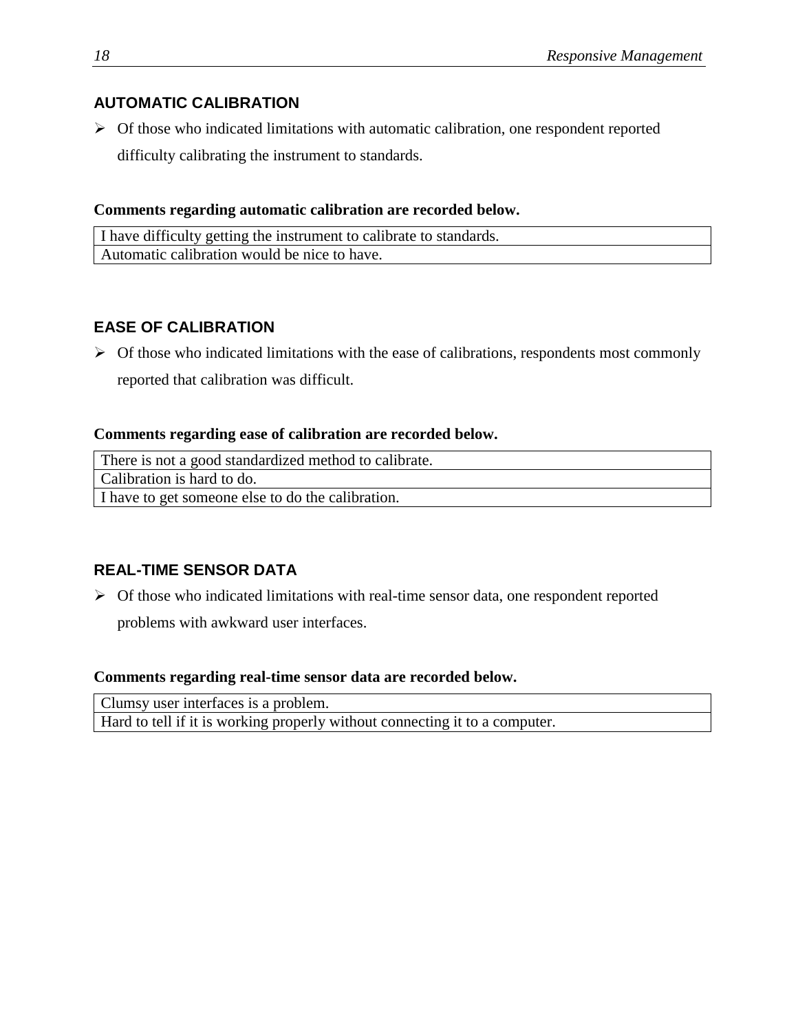## AUTOMATIC CALIBRATION

- Of those who indicated limitations with automatic calibration, one respondent reported difficulty calibrating the instrument to standards.

**Comments regarding automatic calibration are recorded below.**

| I have difficulty getting the instrument to calibrate to standards. |
|---|
| Automatic calibration would be nice to have. |

## EASE OF CALIBRATION

- Of those who indicated limitations with the ease of calibrations, respondents most commonly reported that calibration was difficult.

**Comments regarding ease of calibration are recorded below.**

| There is not a good standardized method to calibrate. |
|---|
| Calibration is hard to do. |
| I have to get someone else to do the calibration. |

## REAL-TIME SENSOR DATA

- Of those who indicated limitations with real-time sensor data, one respondent reported problems with awkward user interfaces.

**Comments regarding real-time sensor data are recorded below.**

| Clumsy user interfaces is a problem. |
|---|
| Hard to tell if it is working properly without connecting it to a computer. |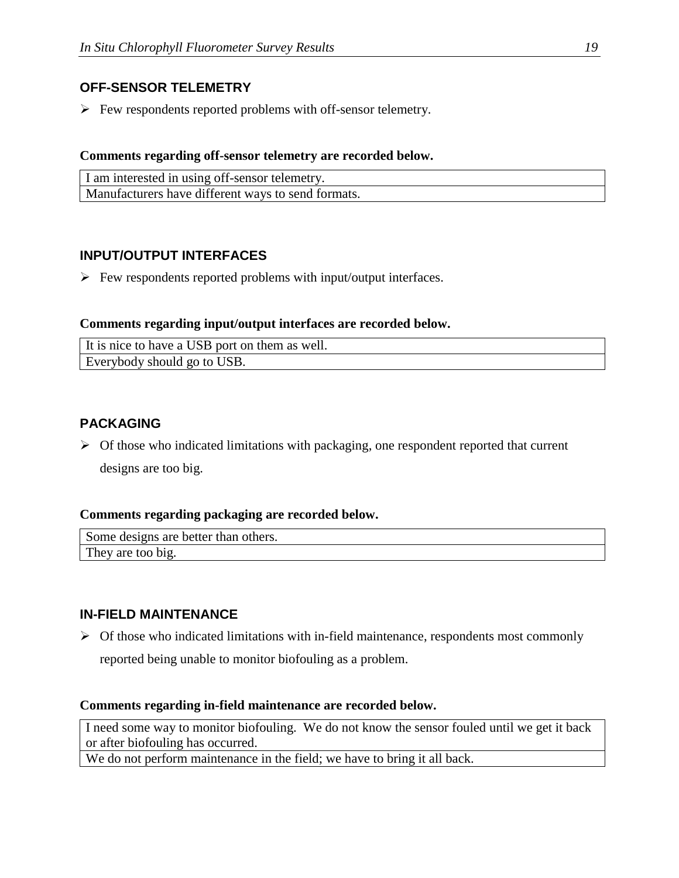### OFF-SENSOR TELEMETRY

- Few respondents reported problems with off-sensor telemetry.

**Comments regarding off-sensor telemetry are recorded below.**

| I am interested in using off-sensor telemetry. |
| --- |
| Manufacturers have different ways to send formats. |

### INPUT/OUTPUT INTERFACES

- Few respondents reported problems with input/output interfaces.

**Comments regarding input/output interfaces are recorded below.**

| It is nice to have a USB port on them as well. |
| --- |
| Everybody should go to USB. |

### PACKAGING

- Of those who indicated limitations with packaging, one respondent reported that current designs are too big.

**Comments regarding packaging are recorded below.**

| Some designs are better than others. |
| --- |
| They are too big. |

### IN-FIELD MAINTENANCE

- Of those who indicated limitations with in-field maintenance, respondents most commonly reported being unable to monitor biofouling as a problem.

**Comments regarding in-field maintenance are recorded below.**

| I need some way to monitor biofouling. We do not know the sensor fouled until we get it back or after biofouling has occurred. |
| --- |
| We do not perform maintenance in the field; we have to bring it all back. |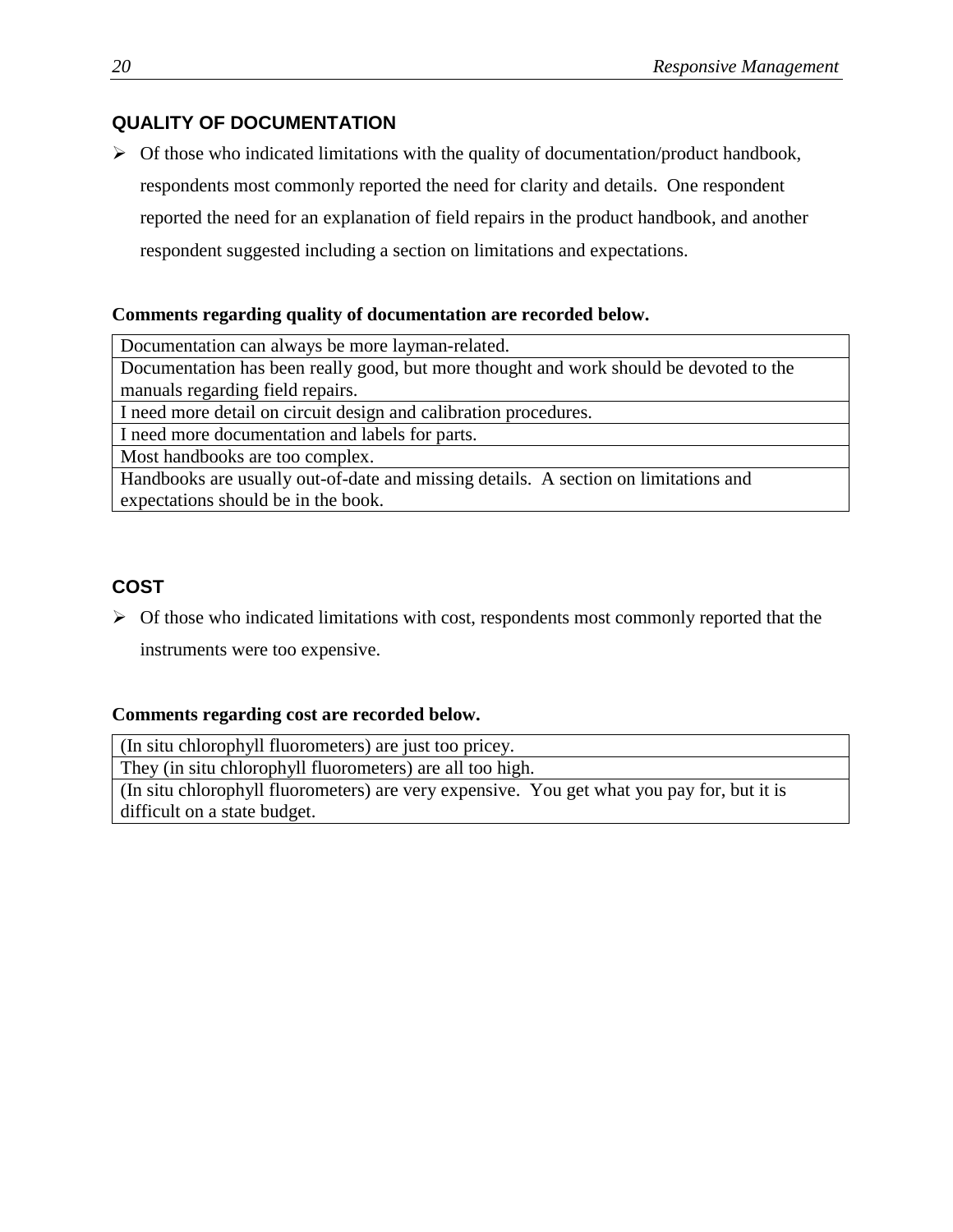## QUALITY OF DOCUMENTATION

- Of those who indicated limitations with the quality of documentation/product handbook, respondents most commonly reported the need for clarity and details. One respondent reported the need for an explanation of field repairs in the product handbook, and another respondent suggested including a section on limitations and expectations.

**Comments regarding quality of documentation are recorded below.**

| |
|---|
| Documentation can always be more layman-related. |
| Documentation has been really good, but more thought and work should be devoted to the manuals regarding field repairs. |
| I need more detail on circuit design and calibration procedures. |
| I need more documentation and labels for parts. |
| Most handbooks are too complex. |
| Handbooks are usually out-of-date and missing details. A section on limitations and expectations should be in the book. |

## COST

- Of those who indicated limitations with cost, respondents most commonly reported that the instruments were too expensive.

**Comments regarding cost are recorded below.**

| |
|---|
| (In situ chlorophyll fluorometers) are just too pricey. |
| They (in situ chlorophyll fluorometers) are all too high. |
| (In situ chlorophyll fluorometers) are very expensive. You get what you pay for, but it is difficult on a state budget. |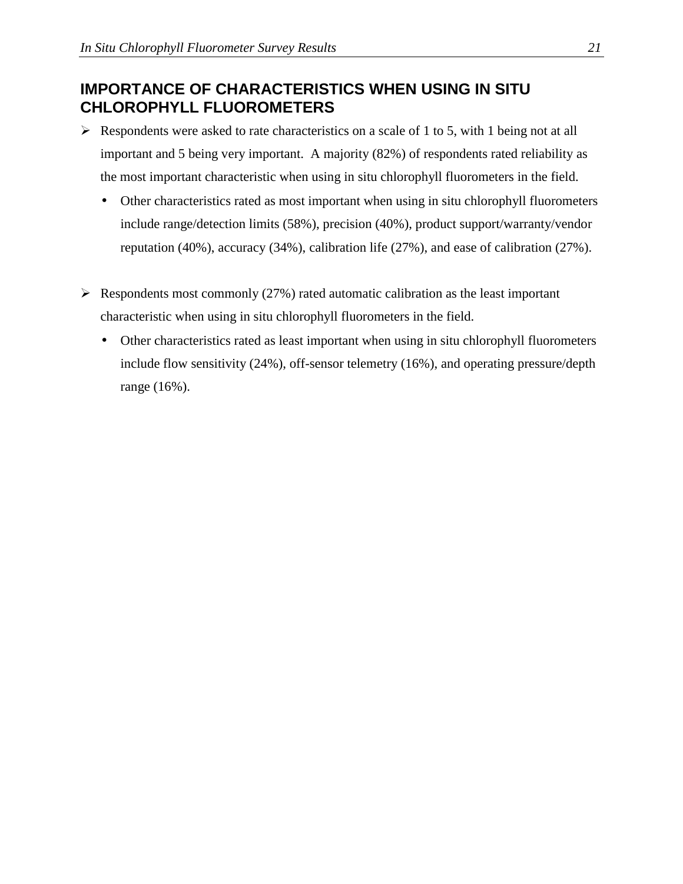## IMPORTANCE OF CHARACTERISTICS WHEN USING IN SITU CHLOROPHYLL FLUOROMETERS

- Respondents were asked to rate characteristics on a scale of 1 to 5, with 1 being not at all important and 5 being very important. A majority (82%) of respondents rated reliability as the most important characteristic when using in situ chlorophyll fluorometers in the field.
  - Other characteristics rated as most important when using in situ chlorophyll fluorometers include range/detection limits (58%), precision (40%), product support/warranty/vendor reputation (40%), accuracy (34%), calibration life (27%), and ease of calibration (27%).

- Respondents most commonly (27%) rated automatic calibration as the least important characteristic when using in situ chlorophyll fluorometers in the field.
  - Other characteristics rated as least important when using in situ chlorophyll fluorometers include flow sensitivity (24%), off-sensor telemetry (16%), and operating pressure/depth range (16%).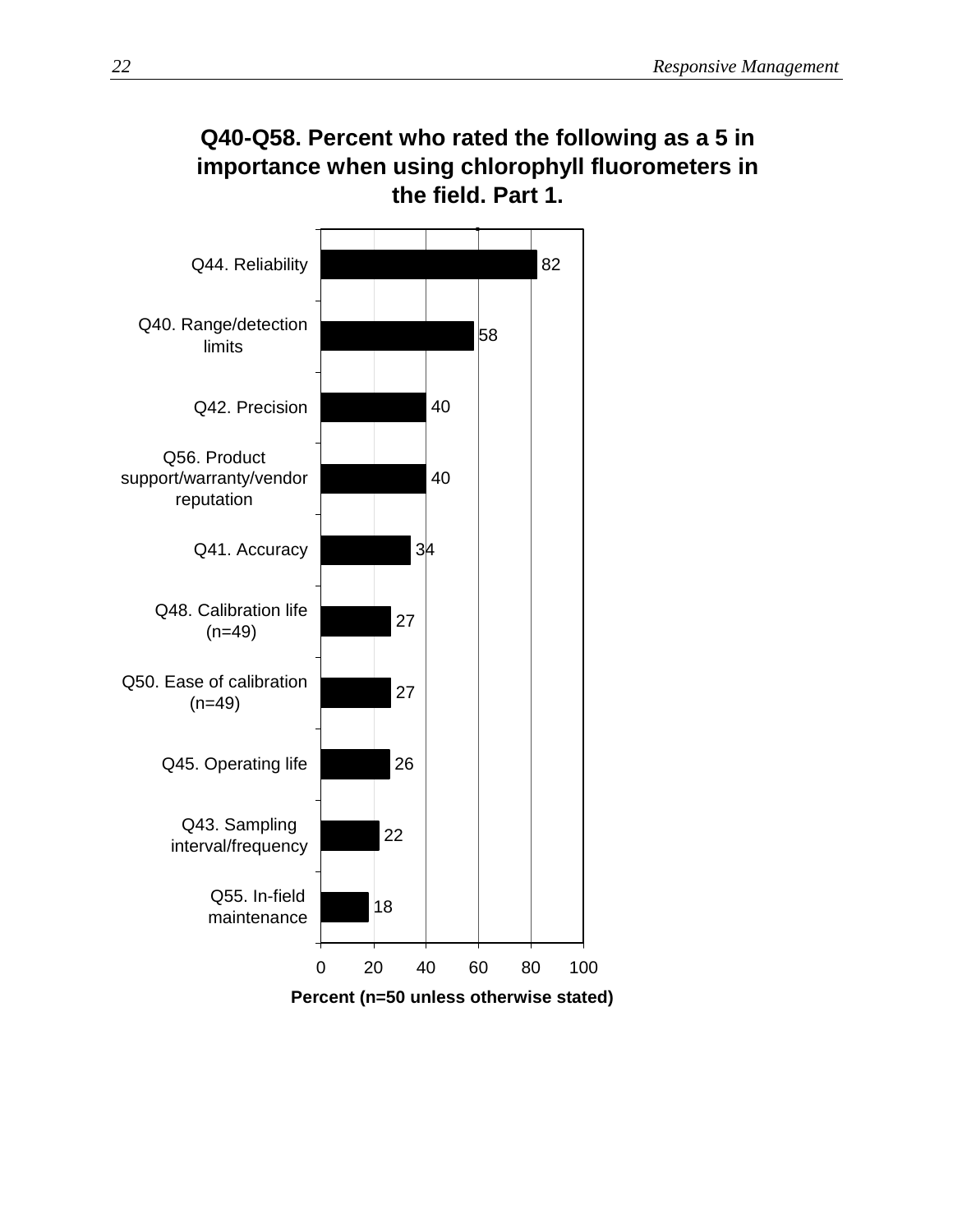**Q40-Q58. Percent who rated the following as a 5 in importance when using chlorophyll fluorometers in the field. Part 1.**

| Item | Percent |
|---|---|
| Q44. Reliability | 82 |
| Q40. Range/detection limits | 58 |
| Q42. Precision | 40 |
| Q56. Product support/warranty/vendor reputation | 40 |
| Q41. Accuracy | 34 |
| Q48. Calibration life (n=49) | 27 |
| Q50. Ease of calibration (n=49) | 27 |
| Q45. Operating life | 26 |
| Q43. Sampling interval/frequency | 22 |
| Q55. In-field maintenance | 18 |

Percent (n=50 unless otherwise stated)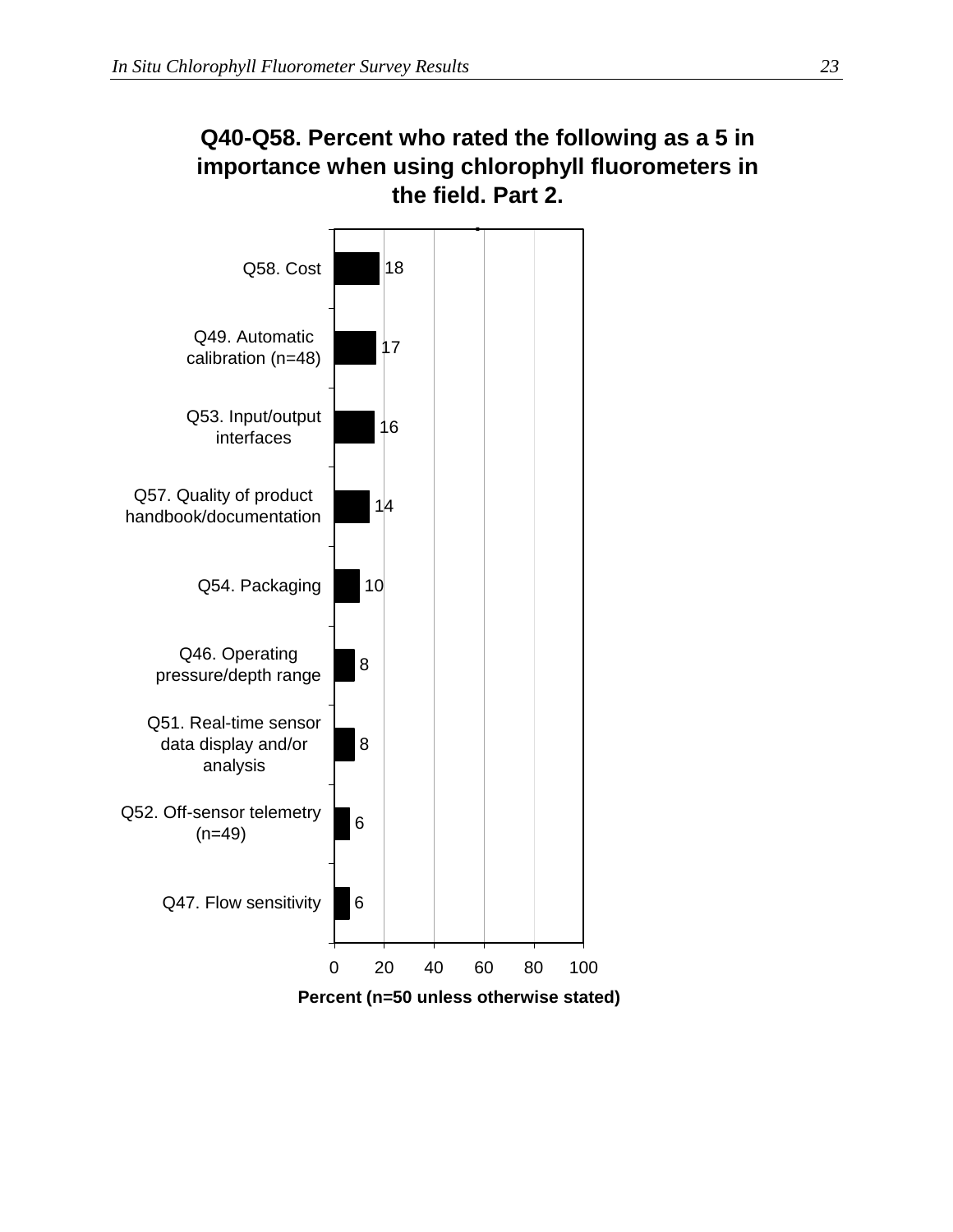## Q40-Q58. Percent who rated the following as a 5 in importance when using chlorophyll fluorometers in the field. Part 2.

| Item | Percent |
|---|---|
| Q58. Cost | 18 |
| Q49. Automatic calibration (n=48) | 17 |
| Q53. Input/output interfaces | 16 |
| Q57. Quality of product handbook/documentation | 14 |
| Q54. Packaging | 10 |
| Q46. Operating pressure/depth range | 8 |
| Q51. Real-time sensor data display and/or analysis | 8 |
| Q52. Off-sensor telemetry (n=49) | 6 |
| Q47. Flow sensitivity | 6 |

Percent (n=50 unless otherwise stated)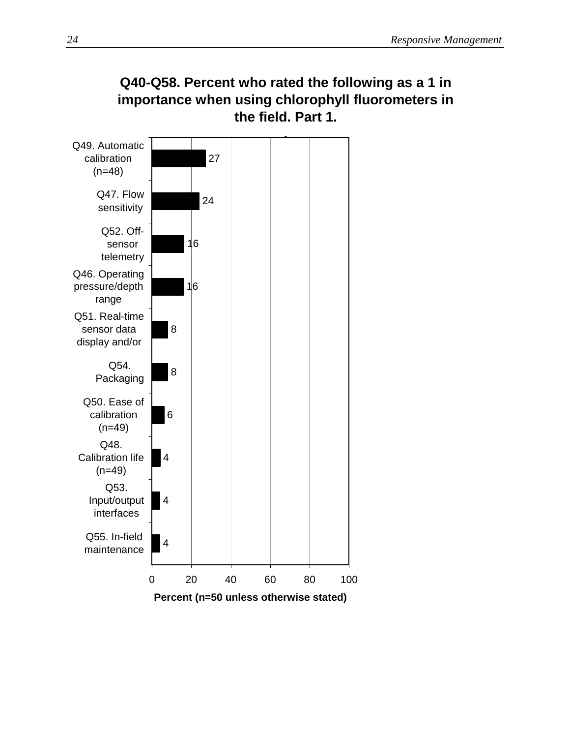**Q40-Q58. Percent who rated the following as a 1 in importance when using chlorophyll fluorometers in the field. Part 1.**

| Item | Percent |
|---|---|
| Q49. Automatic calibration (n=48) | 27 |
| Q47. Flow sensitivity | 24 |
| Q52. Off-sensor telemetry | 16 |
| Q46. Operating pressure/depth range | 16 |
| Q51. Real-time sensor data display and/or | 8 |
| Q54. Packaging | 8 |
| Q50. Ease of calibration (n=49) | 6 |
| Q48. Calibration life (n=49) | 4 |
| Q53. Input/output interfaces | 4 |
| Q55. In-field maintenance | 4 |

Percent (n=50 unless otherwise stated)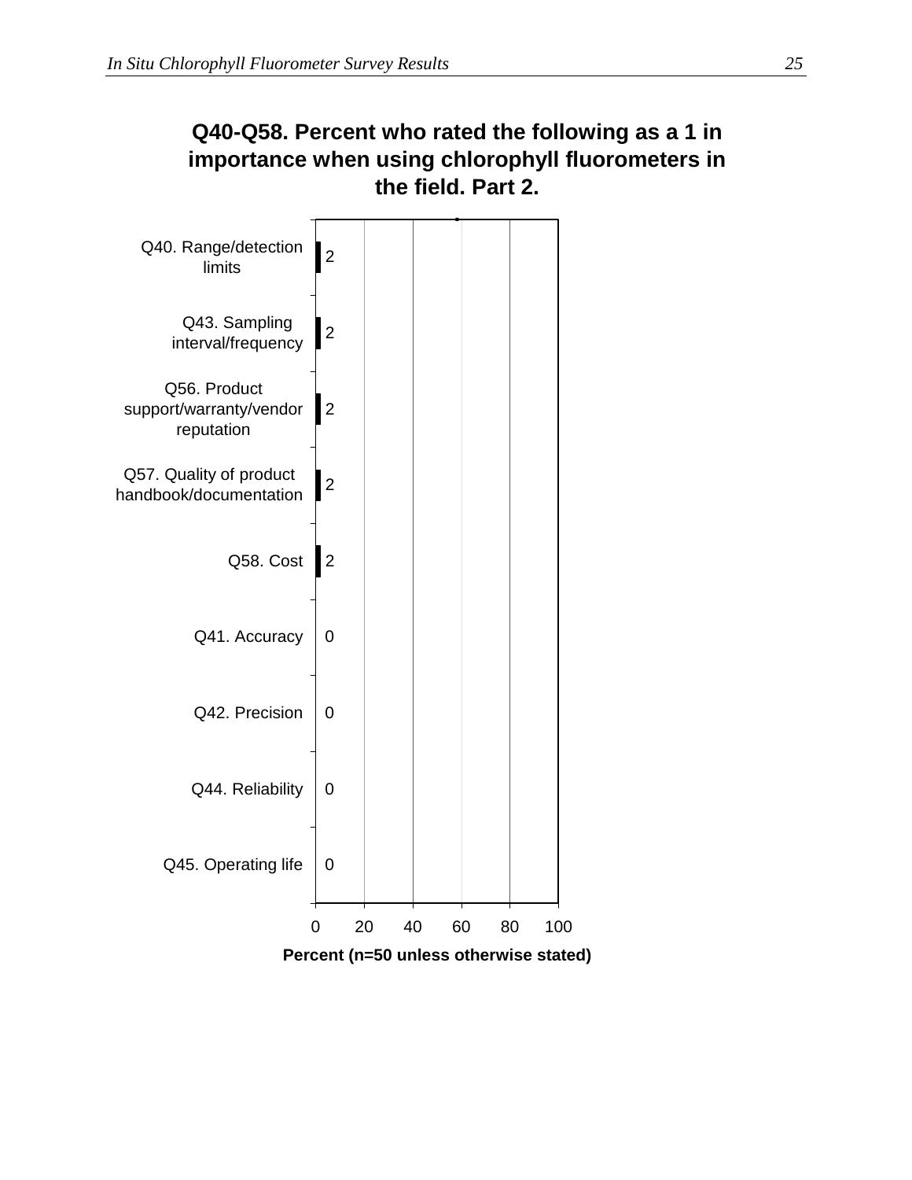**Q40-Q58. Percent who rated the following as a 1 in importance when using chlorophyll fluorometers in the field. Part 2.**

| Item | Percent |
| --- | --- |
| Q40. Range/detection limits | 2 |
| Q43. Sampling interval/frequency | 2 |
| Q56. Product support/warranty/vendor reputation | 2 |
| Q57. Quality of product handbook/documentation | 2 |
| Q58. Cost | 2 |
| Q41. Accuracy | 0 |
| Q42. Precision | 0 |
| Q44. Reliability | 0 |
| Q45. Operating life | 0 |

Percent (n=50 unless otherwise stated)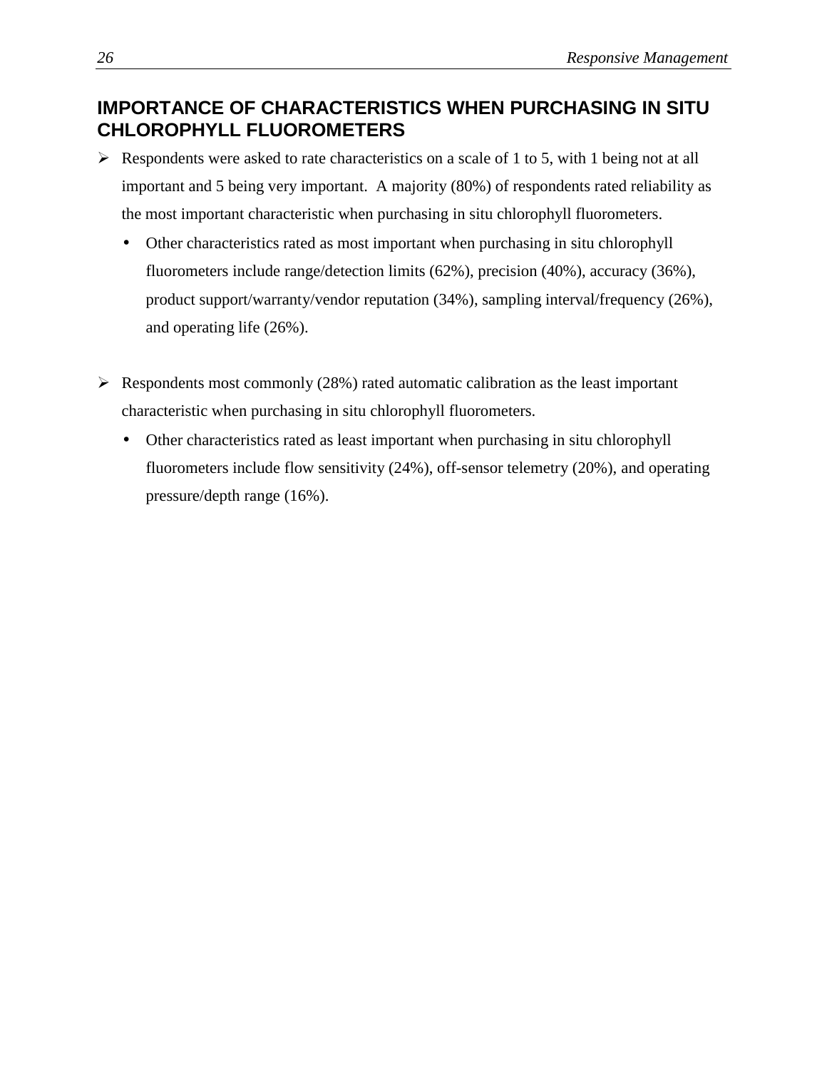## IMPORTANCE OF CHARACTERISTICS WHEN PURCHASING IN SITU CHLOROPHYLL FLUOROMETERS

- Respondents were asked to rate characteristics on a scale of 1 to 5, with 1 being not at all important and 5 being very important. A majority (80%) of respondents rated reliability as the most important characteristic when purchasing in situ chlorophyll fluorometers.
  - Other characteristics rated as most important when purchasing in situ chlorophyll fluorometers include range/detection limits (62%), precision (40%), accuracy (36%), product support/warranty/vendor reputation (34%), sampling interval/frequency (26%), and operating life (26%).

- Respondents most commonly (28%) rated automatic calibration as the least important characteristic when purchasing in situ chlorophyll fluorometers.
  - Other characteristics rated as least important when purchasing in situ chlorophyll fluorometers include flow sensitivity (24%), off-sensor telemetry (20%), and operating pressure/depth range (16%).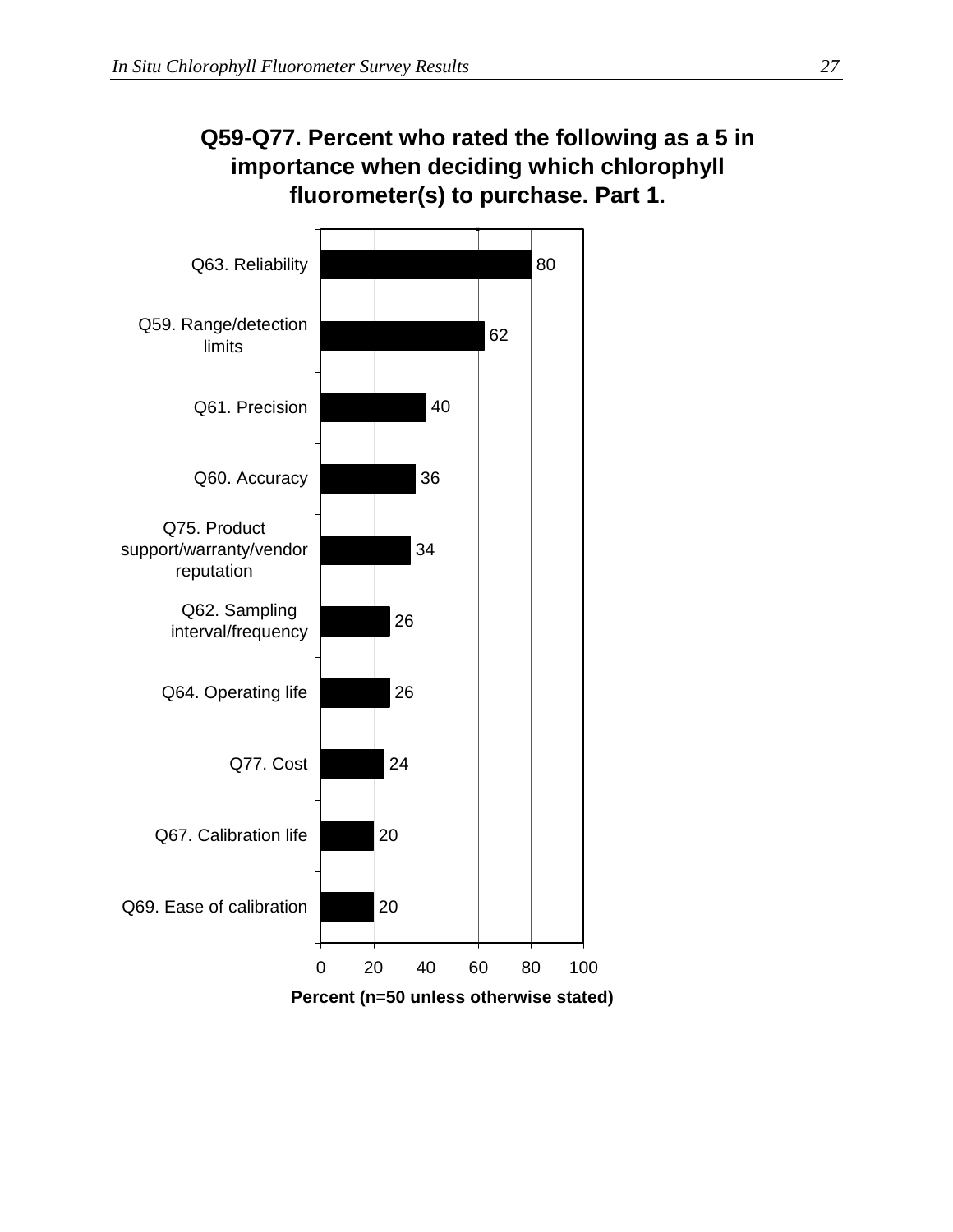**Q59-Q77. Percent who rated the following as a 5 in importance when deciding which chlorophyll fluorometer(s) to purchase. Part 1.**

| Item | Percent |
| --- | --- |
| Q63. Reliability | 80 |
| Q59. Range/detection limits | 62 |
| Q61. Precision | 40 |
| Q60. Accuracy | 36 |
| Q75. Product support/warranty/vendor reputation | 34 |
| Q62. Sampling interval/frequency | 26 |
| Q64. Operating life | 26 |
| Q77. Cost | 24 |
| Q67. Calibration life | 20 |
| Q69. Ease of calibration | 20 |

Percent (n=50 unless otherwise stated)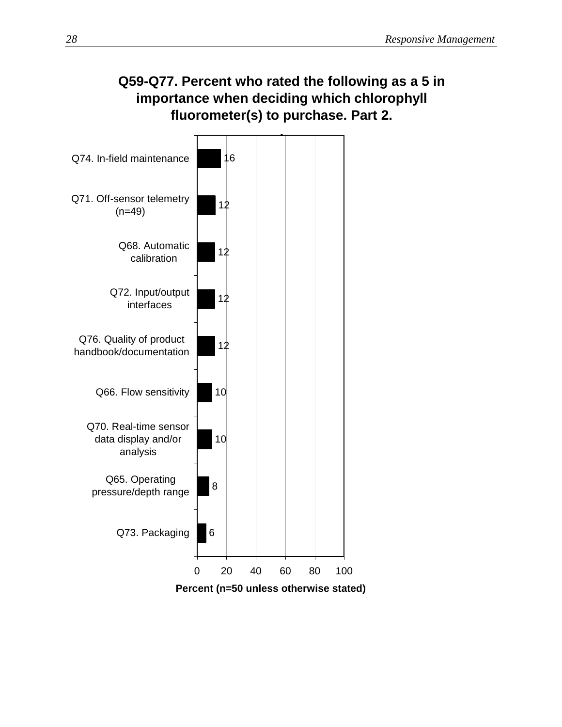**Q59-Q77. Percent who rated the following as a 5 in importance when deciding which chlorophyll fluorometer(s) to purchase. Part 2.**

| Item | Percent |
|---|---|
| Q74. In-field maintenance | 16 |
| Q71. Off-sensor telemetry (n=49) | 12 |
| Q68. Automatic calibration | 12 |
| Q72. Input/output interfaces | 12 |
| Q76. Quality of product handbook/documentation | 12 |
| Q66. Flow sensitivity | 10 |
| Q70. Real-time sensor data display and/or analysis | 10 |
| Q65. Operating pressure/depth range | 8 |
| Q73. Packaging | 6 |

Percent (n=50 unless otherwise stated)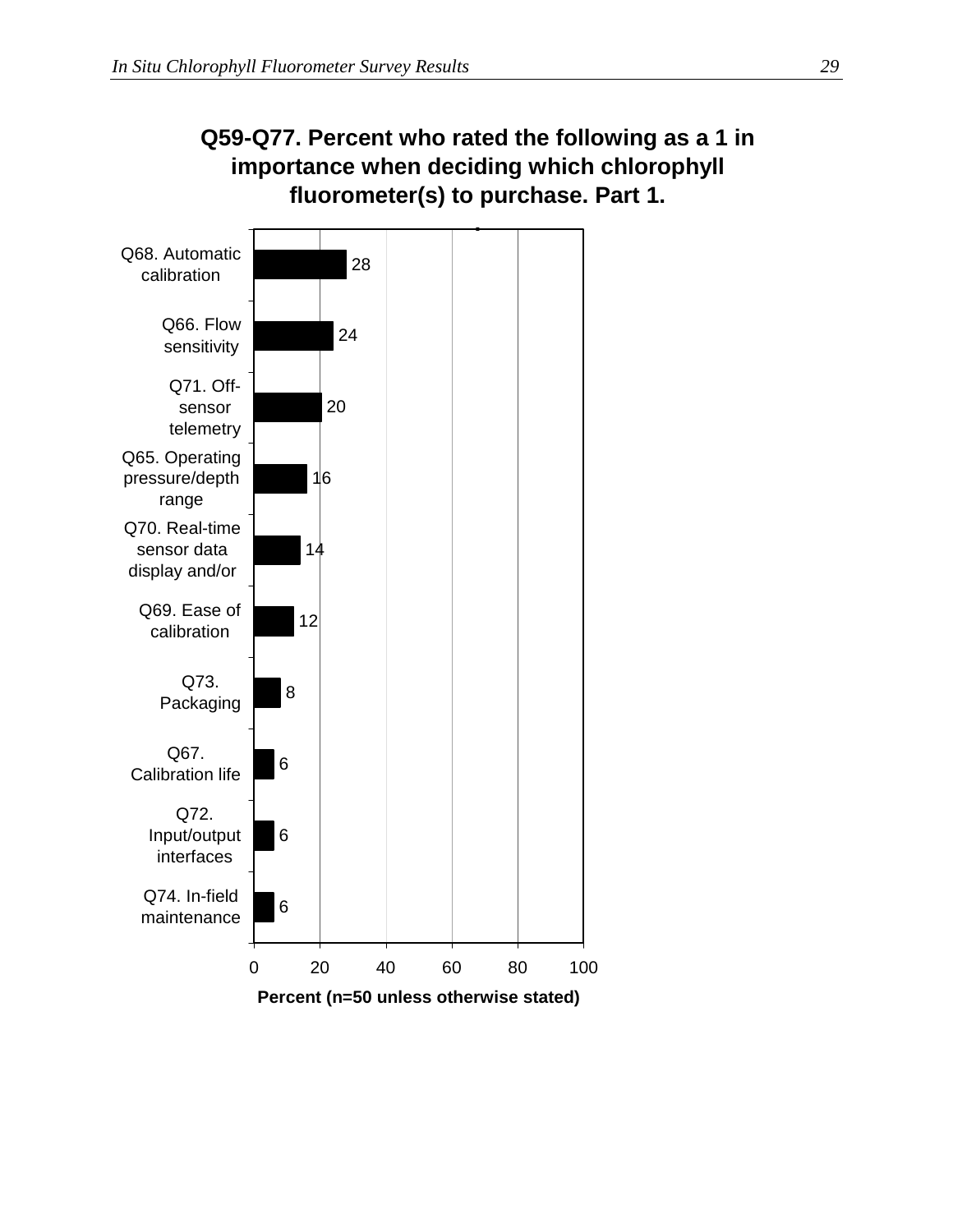## Q59-Q77. Percent who rated the following as a 1 in importance when deciding which chlorophyll fluorometer(s) to purchase. Part 1.

| Item | Percent |
|---|---|
| Q68. Automatic calibration | 28 |
| Q66. Flow sensitivity | 24 |
| Q71. Off-sensor telemetry | 20 |
| Q65. Operating pressure/depth range | 16 |
| Q70. Real-time sensor data display and/or | 14 |
| Q69. Ease of calibration | 12 |
| Q73. Packaging | 8 |
| Q67. Calibration life | 6 |
| Q72. Input/output interfaces | 6 |
| Q74. In-field maintenance | 6 |

Percent (n=50 unless otherwise stated)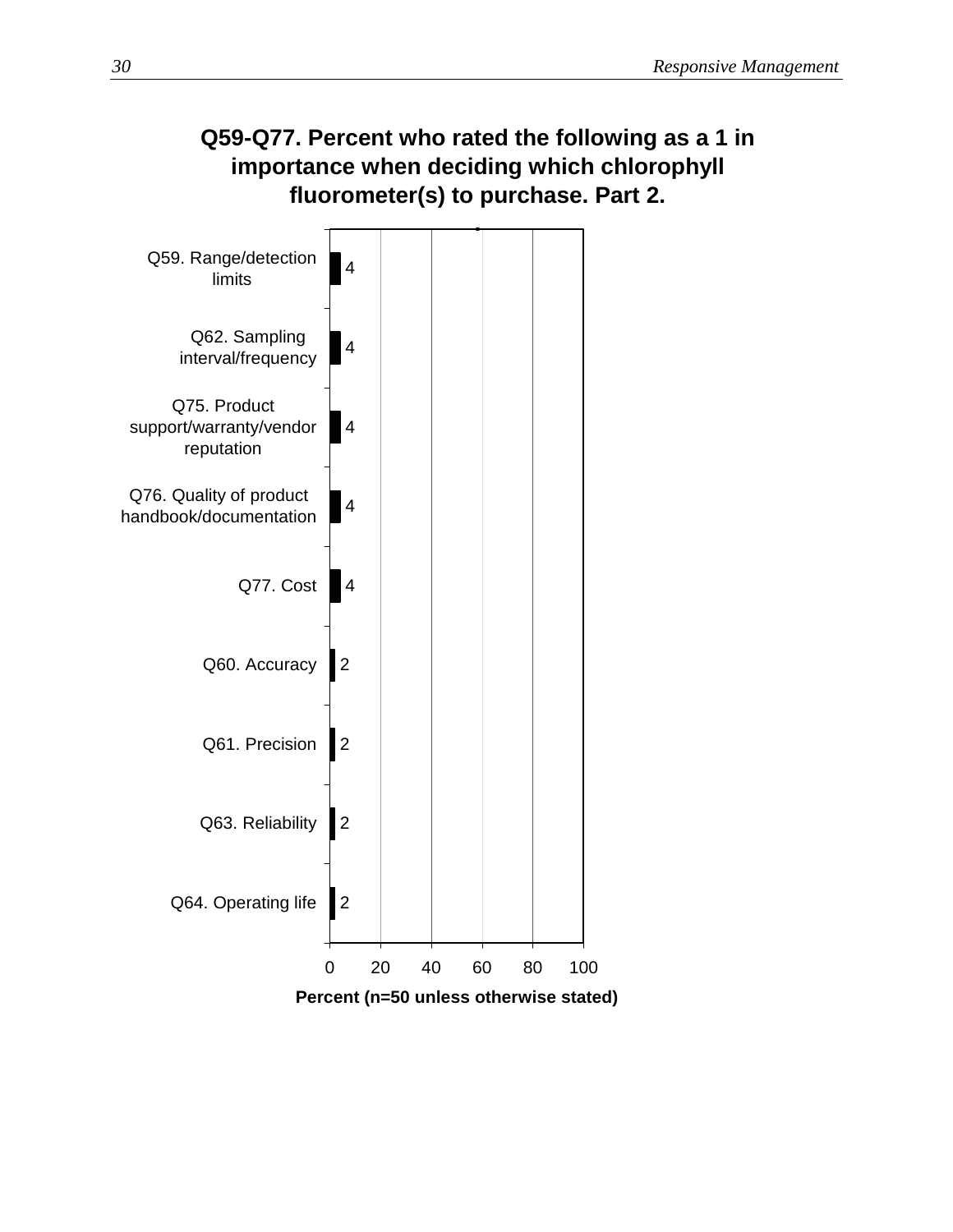## Q59-Q77. Percent who rated the following as a 1 in importance when deciding which chlorophyll fluorometer(s) to purchase. Part 2.

| Item | Percent |
|---|---|
| Q59. Range/detection limits | 4 |
| Q62. Sampling interval/frequency | 4 |
| Q75. Product support/warranty/vendor reputation | 4 |
| Q76. Quality of product handbook/documentation | 4 |
| Q77. Cost | 4 |
| Q60. Accuracy | 2 |
| Q61. Precision | 2 |
| Q63. Reliability | 2 |
| Q64. Operating life | 2 |

Percent (n=50 unless otherwise stated)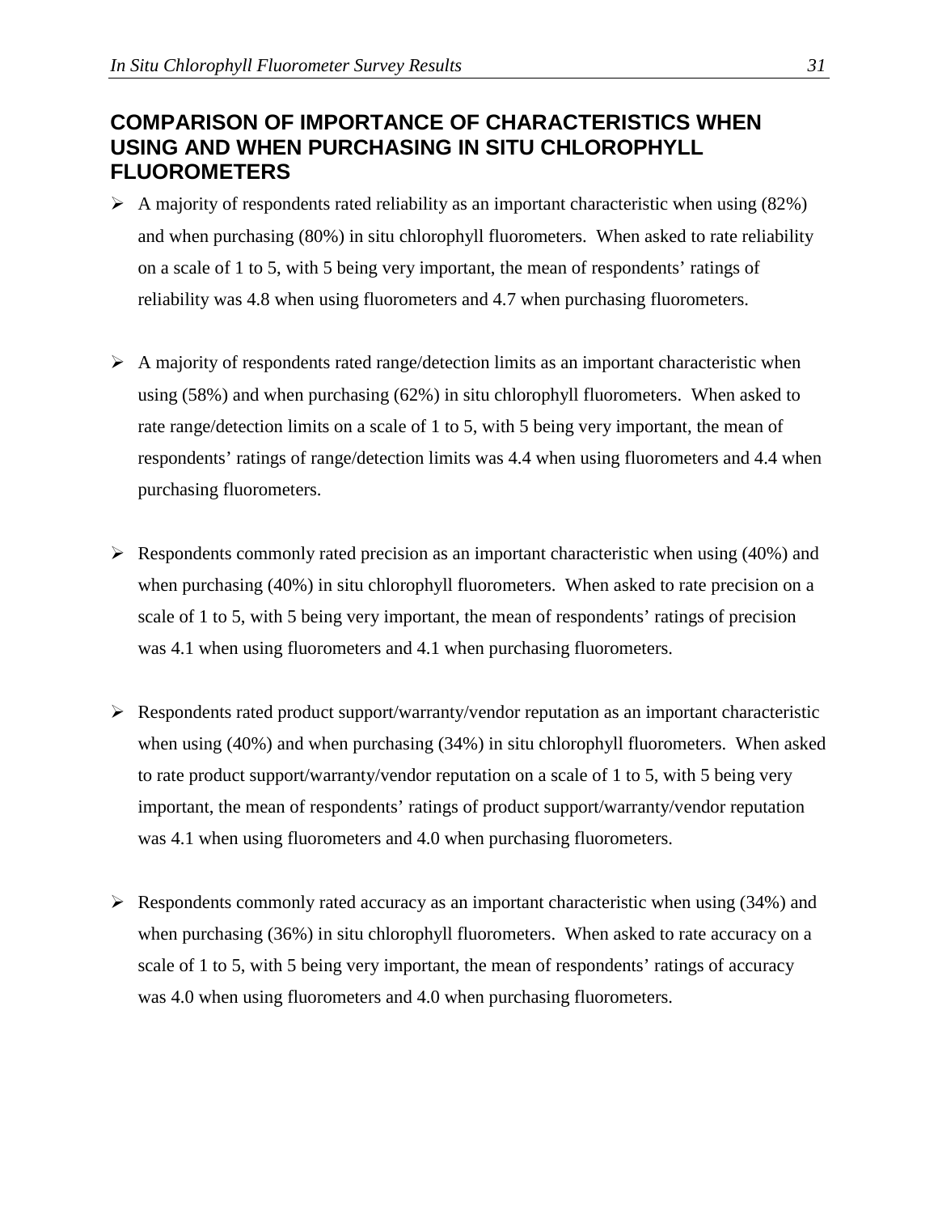## COMPARISON OF IMPORTANCE OF CHARACTERISTICS WHEN USING AND WHEN PURCHASING IN SITU CHLOROPHYLL FLUOROMETERS

- A majority of respondents rated reliability as an important characteristic when using (82%) and when purchasing (80%) in situ chlorophyll fluorometers. When asked to rate reliability on a scale of 1 to 5, with 5 being very important, the mean of respondents' ratings of reliability was 4.8 when using fluorometers and 4.7 when purchasing fluorometers.

- A majority of respondents rated range/detection limits as an important characteristic when using (58%) and when purchasing (62%) in situ chlorophyll fluorometers. When asked to rate range/detection limits on a scale of 1 to 5, with 5 being very important, the mean of respondents' ratings of range/detection limits was 4.4 when using fluorometers and 4.4 when purchasing fluorometers.

- Respondents commonly rated precision as an important characteristic when using (40%) and when purchasing (40%) in situ chlorophyll fluorometers. When asked to rate precision on a scale of 1 to 5, with 5 being very important, the mean of respondents' ratings of precision was 4.1 when using fluorometers and 4.1 when purchasing fluorometers.

- Respondents rated product support/warranty/vendor reputation as an important characteristic when using (40%) and when purchasing (34%) in situ chlorophyll fluorometers. When asked to rate product support/warranty/vendor reputation on a scale of 1 to 5, with 5 being very important, the mean of respondents' ratings of product support/warranty/vendor reputation was 4.1 when using fluorometers and 4.0 when purchasing fluorometers.

- Respondents commonly rated accuracy as an important characteristic when using (34%) and when purchasing (36%) in situ chlorophyll fluorometers. When asked to rate accuracy on a scale of 1 to 5, with 5 being very important, the mean of respondents' ratings of accuracy was 4.0 when using fluorometers and 4.0 when purchasing fluorometers.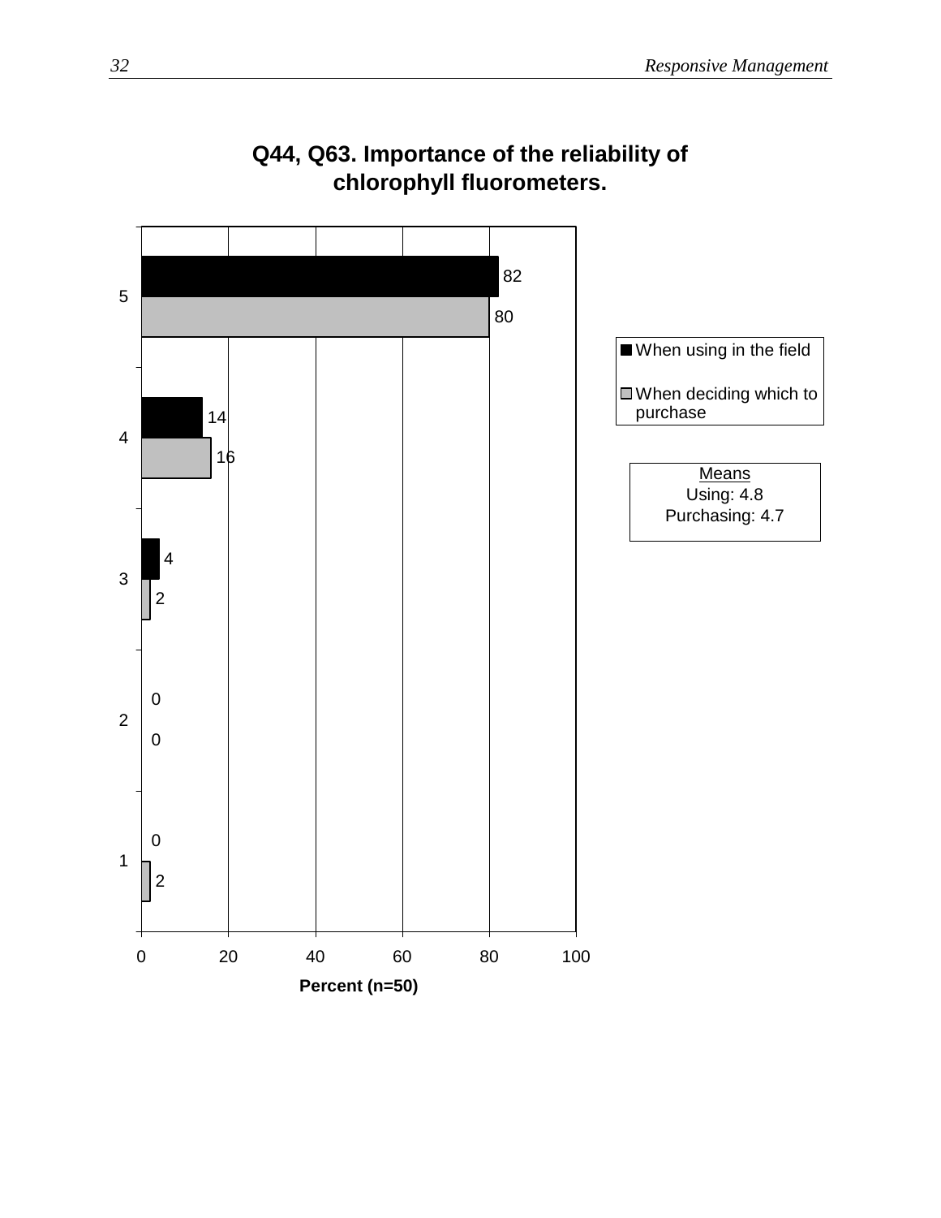**Q44, Q63. Importance of the reliability of chlorophyll fluorometers.**

| Rating | When using in the field | When deciding which to purchase |
|---|---|---|
| 5 | 82 | 80 |
| 4 | 14 | 16 |
| 3 | 4 | 2 |
| 2 | 0 | 0 |
| 1 | 0 | 2 |

Percent (n=50)

Means
Using: 4.8
Purchasing: 4.7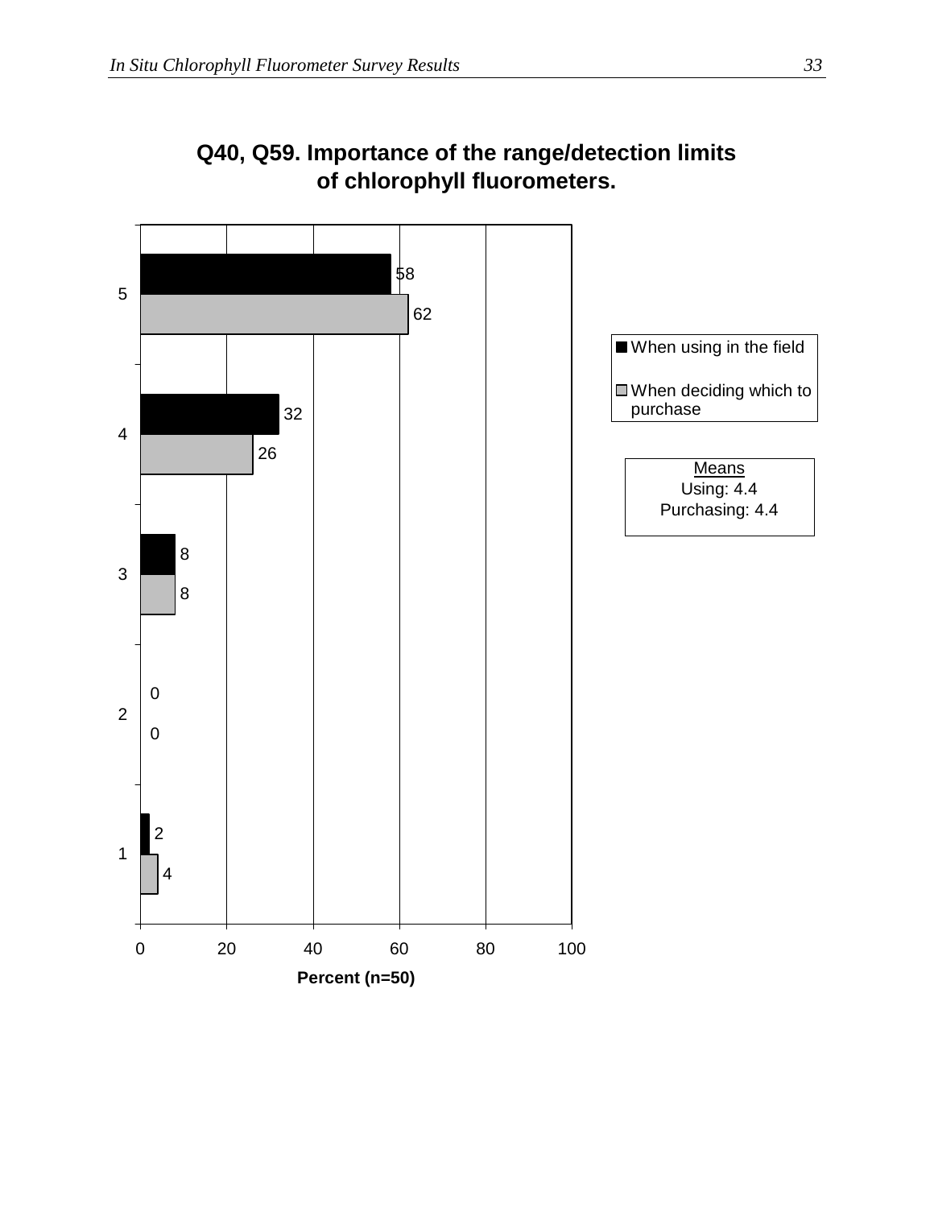## Q40, Q59. Importance of the range/detection limits of chlorophyll fluorometers.

| Rating | When using in the field | When deciding which to purchase |
|---|---|---|
| 5 | 58 | 62 |
| 4 | 32 | 26 |
| 3 | 8 | 8 |
| 2 | 0 | 0 |
| 1 | 2 | 4 |

Percent (n=50)

Means
Using: 4.4
Purchasing: 4.4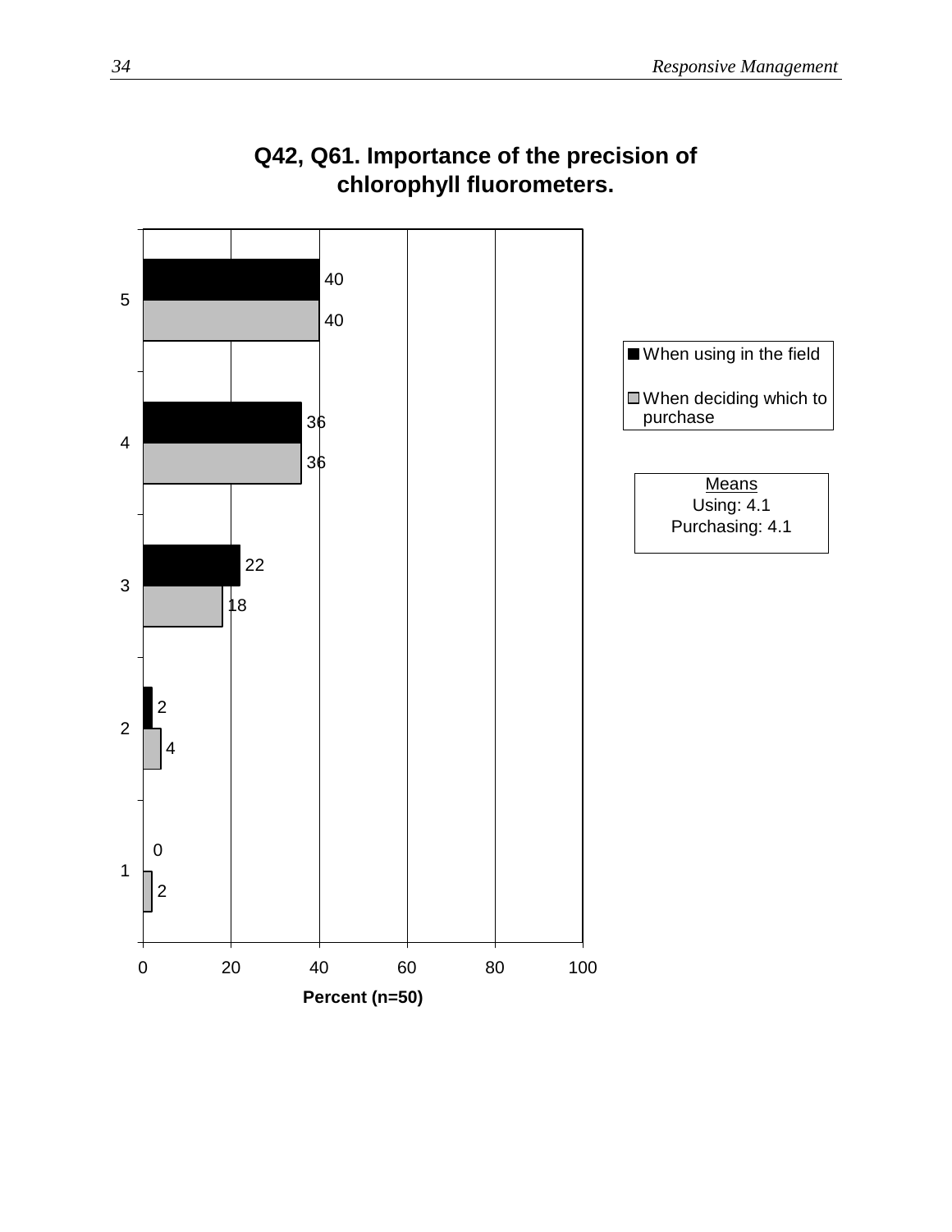**Q42, Q61. Importance of the precision of chlorophyll fluorometers.**

| Rating | When using in the field | When deciding which to purchase |
|---|---|---|
| 5 | 40 | 40 |
| 4 | 36 | 36 |
| 3 | 22 | 18 |
| 2 | 2 | 4 |
| 1 | 0 | 2 |

Percent (n=50)

Means
Using: 4.1
Purchasing: 4.1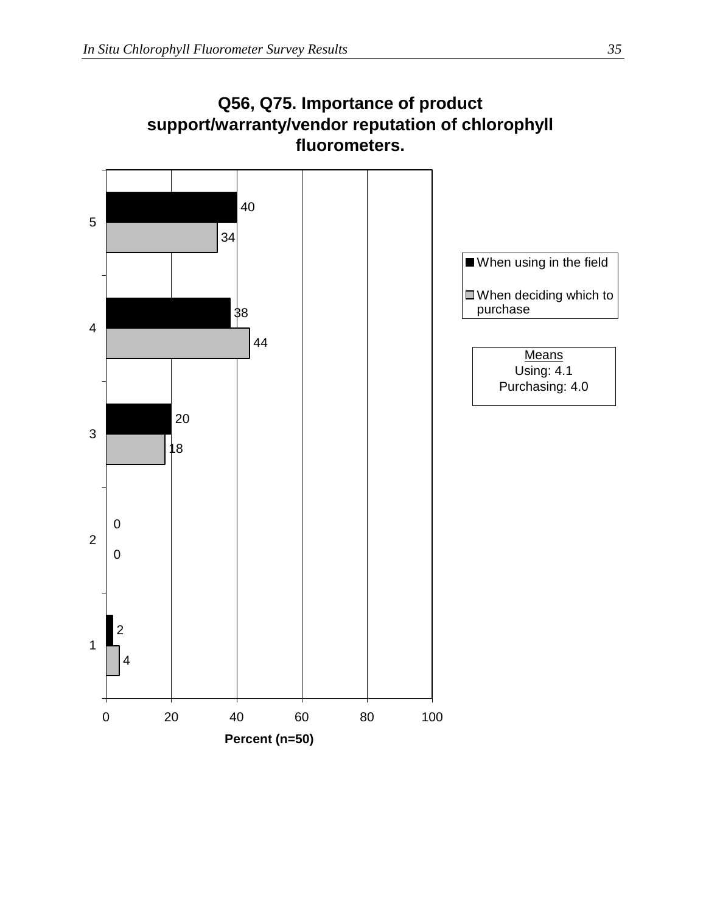## Q56, Q75. Importance of product support/warranty/vendor reputation of chlorophyll fluorometers.

| Rating | When using in the field | When deciding which to purchase |
|---|---|---|
| 5 | 40 | 34 |
| 4 | 38 | 44 |
| 3 | 20 | 18 |
| 2 | 0 | 0 |
| 1 | 2 | 4 |

Percent (n=50)

Means
Using: 4.1
Purchasing: 4.0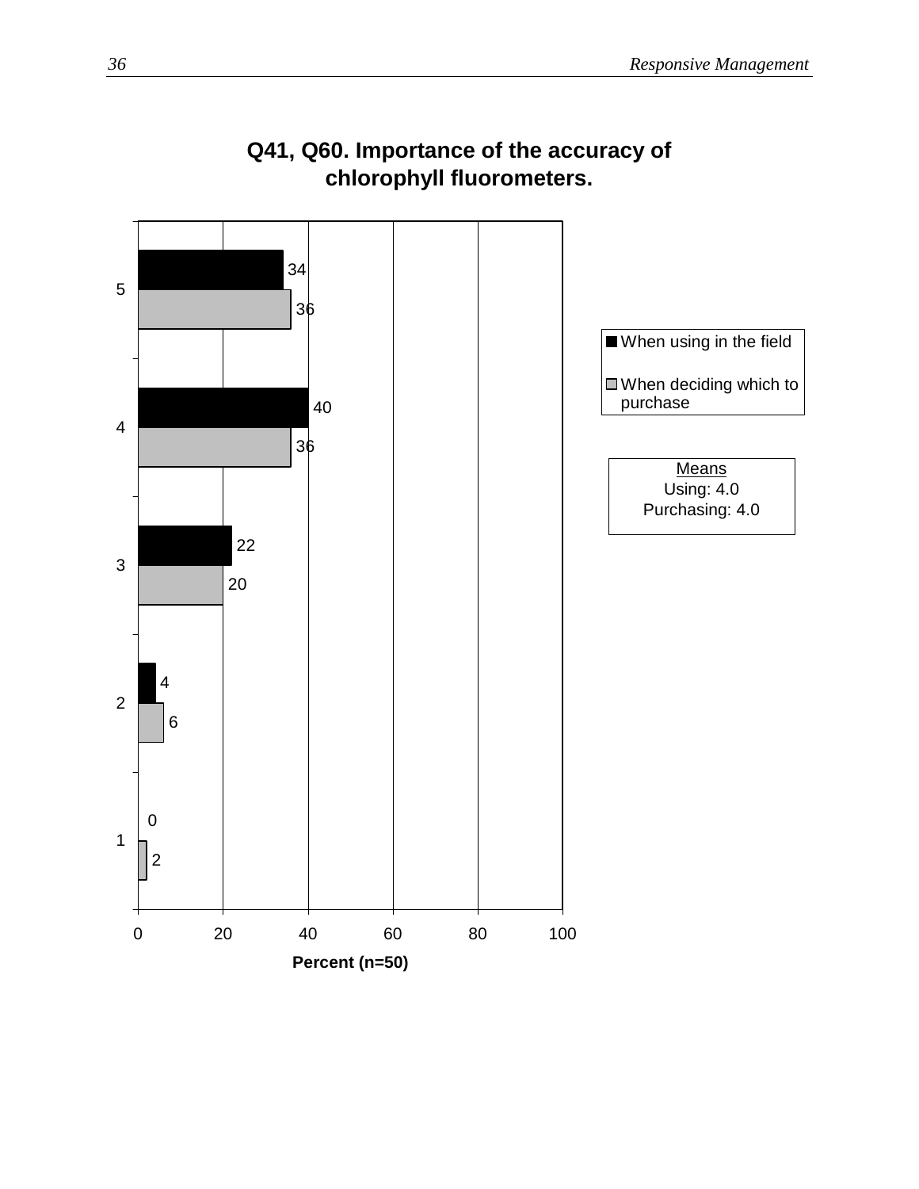## Q41, Q60. Importance of the accuracy of chlorophyll fluorometers.

| Rating | When using in the field | When deciding which to purchase |
|---|---|---|
| 5 | 34 | 36 |
| 4 | 40 | 36 |
| 3 | 22 | 20 |
| 2 | 4 | 6 |
| 1 | 0 | 2 |

Percent (n=50)

Means
Using: 4.0
Purchasing: 4.0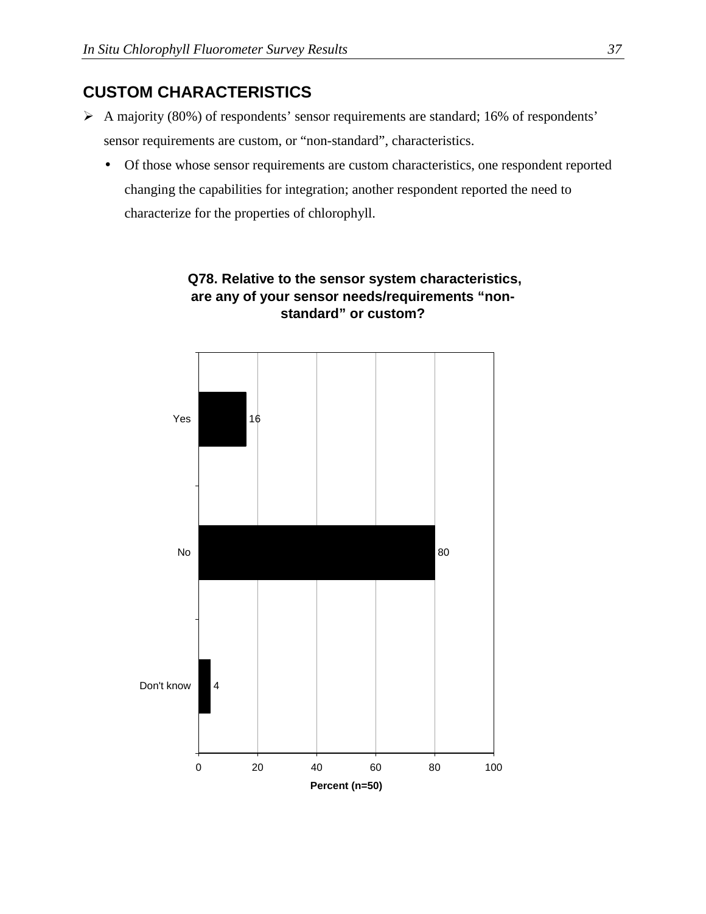## CUSTOM CHARACTERISTICS

- A majority (80%) of respondents' sensor requirements are standard; 16% of respondents' sensor requirements are custom, or "non-standard", characteristics.
  - Of those whose sensor requirements are custom characteristics, one respondent reported changing the capabilities for integration; another respondent reported the need to characterize for the properties of chlorophyll.

**Q78. Relative to the sensor system characteristics, are any of your sensor needs/requirements "non-standard" or custom?**

| Response | Percent (n=50) |
|---|---|
| Yes | 16 |
| No | 80 |
| Don't know | 4 |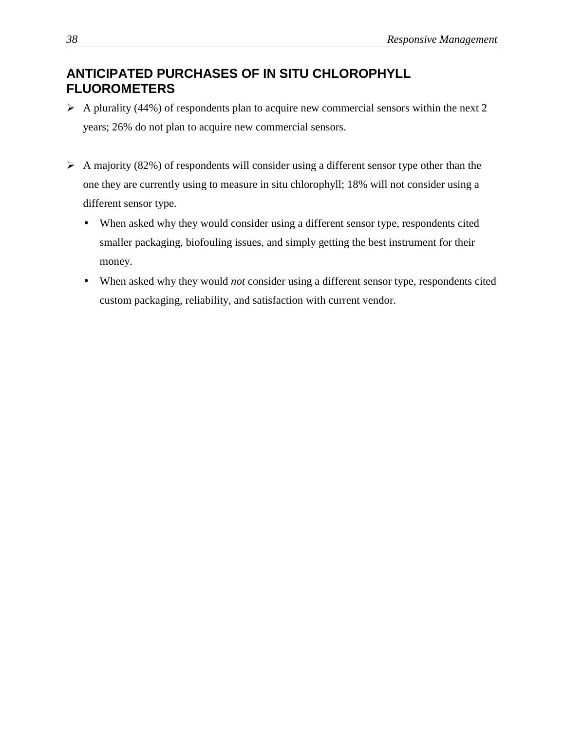## ANTICIPATED PURCHASES OF IN SITU CHLOROPHYLL FLUOROMETERS

- A plurality (44%) of respondents plan to acquire new commercial sensors within the next 2 years; 26% do not plan to acquire new commercial sensors.

- A majority (82%) of respondents will consider using a different sensor type other than the one they are currently using to measure in situ chlorophyll; 18% will not consider using a different sensor type.
  - When asked why they would consider using a different sensor type, respondents cited smaller packaging, biofouling issues, and simply getting the best instrument for their money.
  - When asked why they would *not* consider using a different sensor type, respondents cited custom packaging, reliability, and satisfaction with current vendor.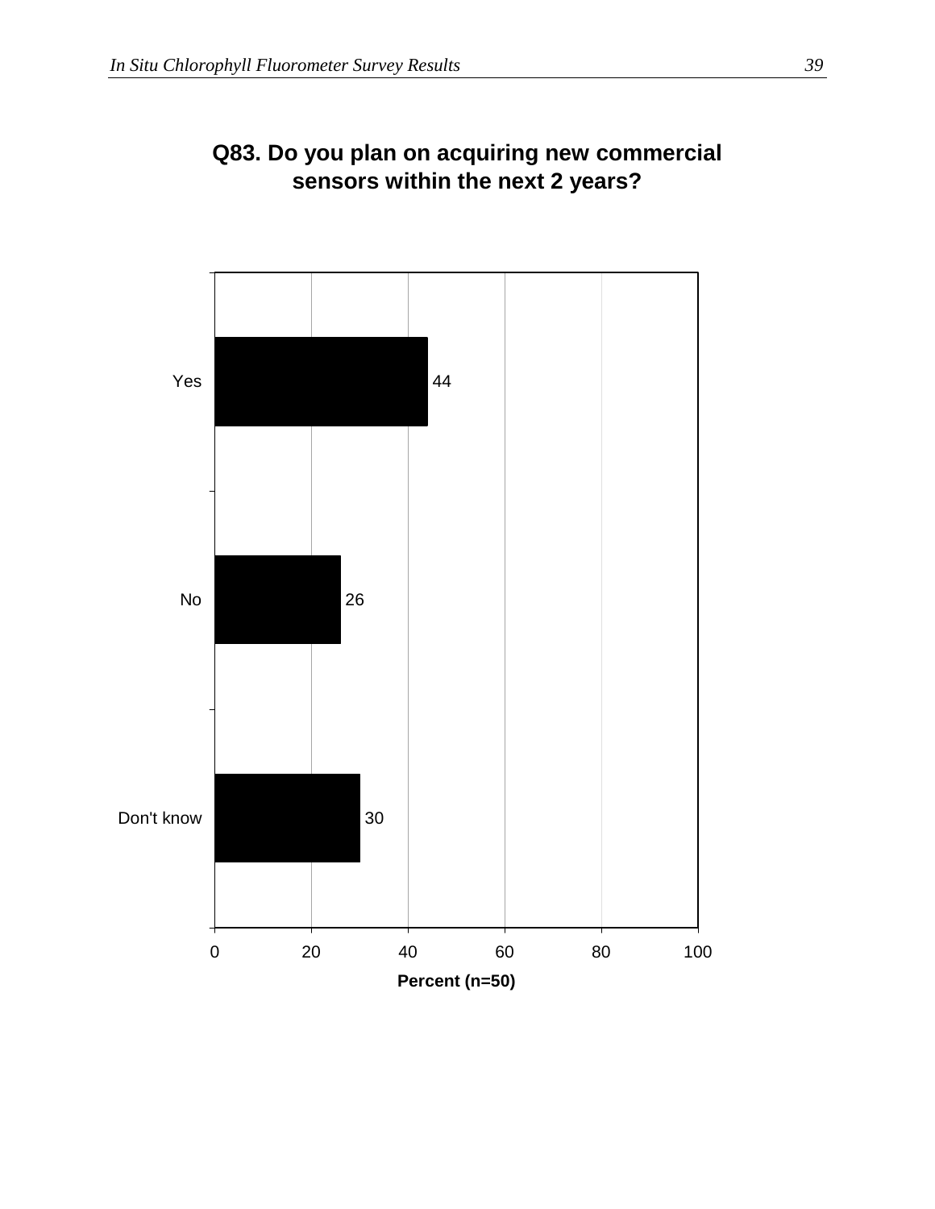**Q83. Do you plan on acquiring new commercial sensors within the next 2 years?**

| Response | Percent (n=50) |
|---|---|
| Yes | 44 |
| No | 26 |
| Don't know | 30 |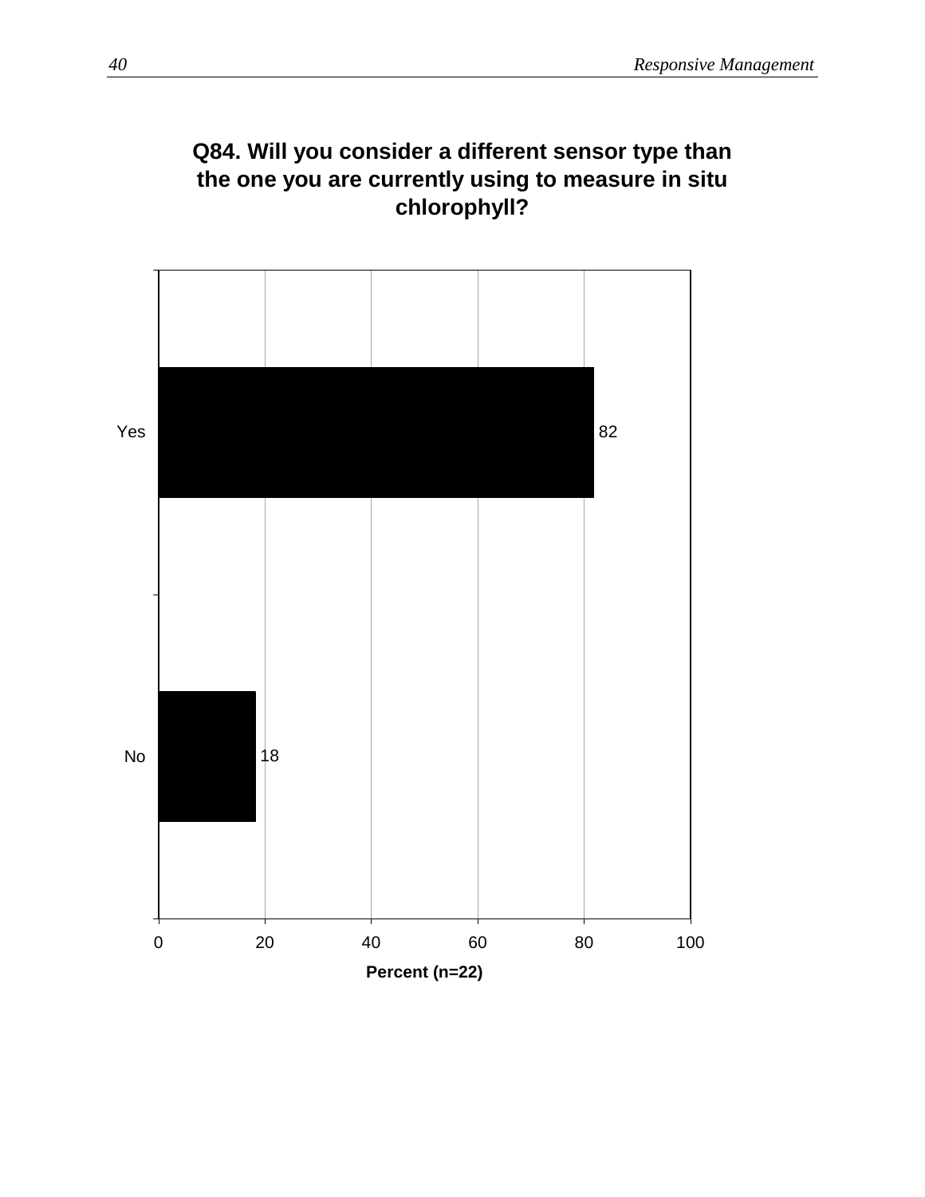**Q84. Will you consider a different sensor type than the one you are currently using to measure in situ chlorophyll?**

| Response | Percent (n=22) |
| --- | --- |
| Yes | 82 |
| No | 18 |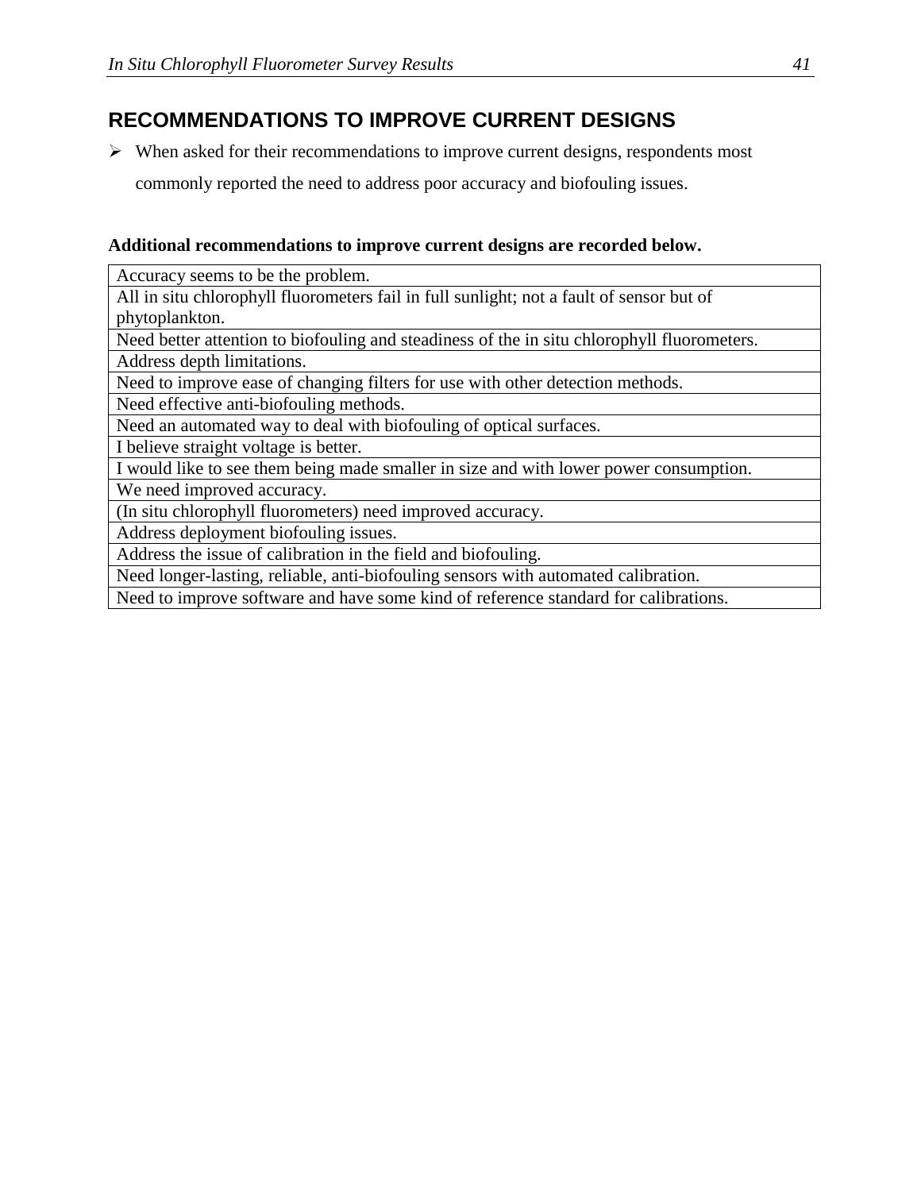## RECOMMENDATIONS TO IMPROVE CURRENT DESIGNS

- When asked for their recommendations to improve current designs, respondents most commonly reported the need to address poor accuracy and biofouling issues.

**Additional recommendations to improve current designs are recorded below.**

| Accuracy seems to be the problem. |
|---|
| All in situ chlorophyll fluorometers fail in full sunlight; not a fault of sensor but of phytoplankton. |
| Need better attention to biofouling and steadiness of the in situ chlorophyll fluorometers. |
| Address depth limitations. |
| Need to improve ease of changing filters for use with other detection methods. |
| Need effective anti-biofouling methods. |
| Need an automated way to deal with biofouling of optical surfaces. |
| I believe straight voltage is better. |
| I would like to see them being made smaller in size and with lower power consumption. |
| We need improved accuracy. |
| (In situ chlorophyll fluorometers) need improved accuracy. |
| Address deployment biofouling issues. |
| Address the issue of calibration in the field and biofouling. |
| Need longer-lasting, reliable, anti-biofouling sensors with automated calibration. |
| Need to improve software and have some kind of reference standard for calibrations. |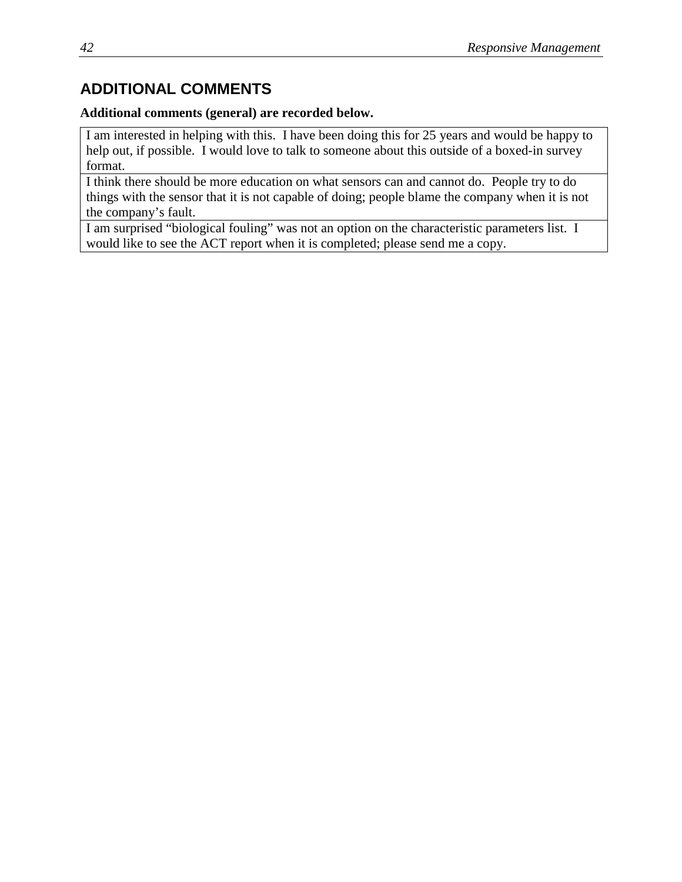## ADDITIONAL COMMENTS

**Additional comments (general) are recorded below.**

| |
|---|
| I am interested in helping with this. I have been doing this for 25 years and would be happy to help out, if possible. I would love to talk to someone about this outside of a boxed-in survey format. |
| I think there should be more education on what sensors can and cannot do. People try to do things with the sensor that it is not capable of doing; people blame the company when it is not the company's fault. |
| I am surprised "biological fouling" was not an option on the characteristic parameters list. I would like to see the ACT report when it is completed; please send me a copy. |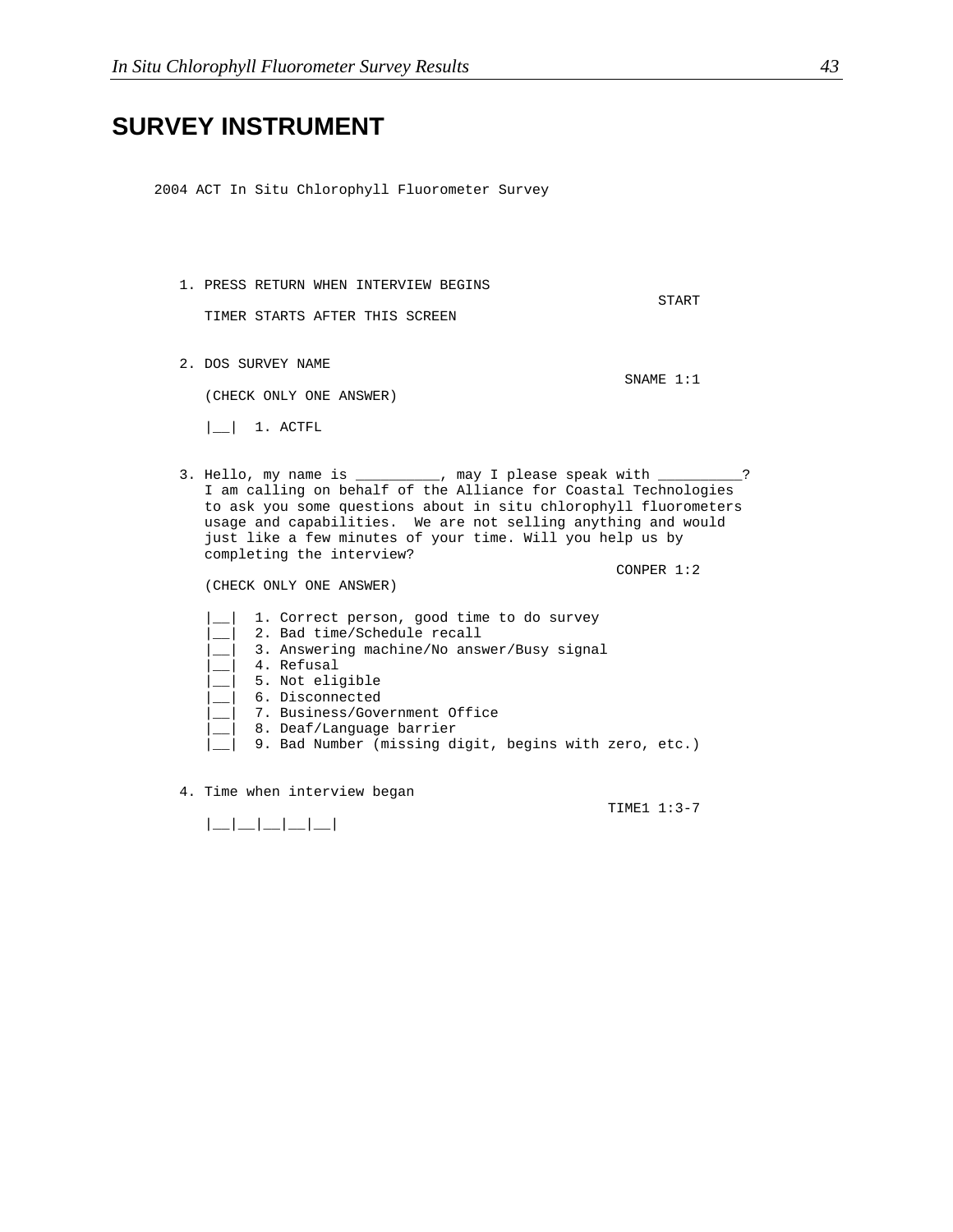# SURVEY INSTRUMENT

2004 ACT In Situ Chlorophyll Fluorometer Survey

```
1. PRESS RETURN WHEN INTERVIEW BEGINS
                                                           START
   TIMER STARTS AFTER THIS SCREEN


2. DOS SURVEY NAME
                                                       SNAME 1:1
   (CHECK ONLY ONE ANSWER)

   |__|  1. ACTFL


3. Hello, my name is __________, may I please speak with __________?
   I am calling on behalf of the Alliance for Coastal Technologies
   to ask you some questions about in situ chlorophyll fluorometers
   usage and capabilities.  We are not selling anything and would
   just like a few minutes of your time. Will you help us by
   completing the interview?
                                                      CONPER 1:2
   (CHECK ONLY ONE ANSWER)

   |__|  1. Correct person, good time to do survey
   |__|  2. Bad time/Schedule recall
   |__|  3. Answering machine/No answer/Busy signal
   |__|  4. Refusal
   |__|  5. Not eligible
   |__|  6. Disconnected
   |__|  7. Business/Government Office
   |__|  8. Deaf/Language barrier
   |__|  9. Bad Number (missing digit, begins with zero, etc.)


4. Time when interview began
                                                     TIME1 1:3-7
   |__|__|__|__|__|
```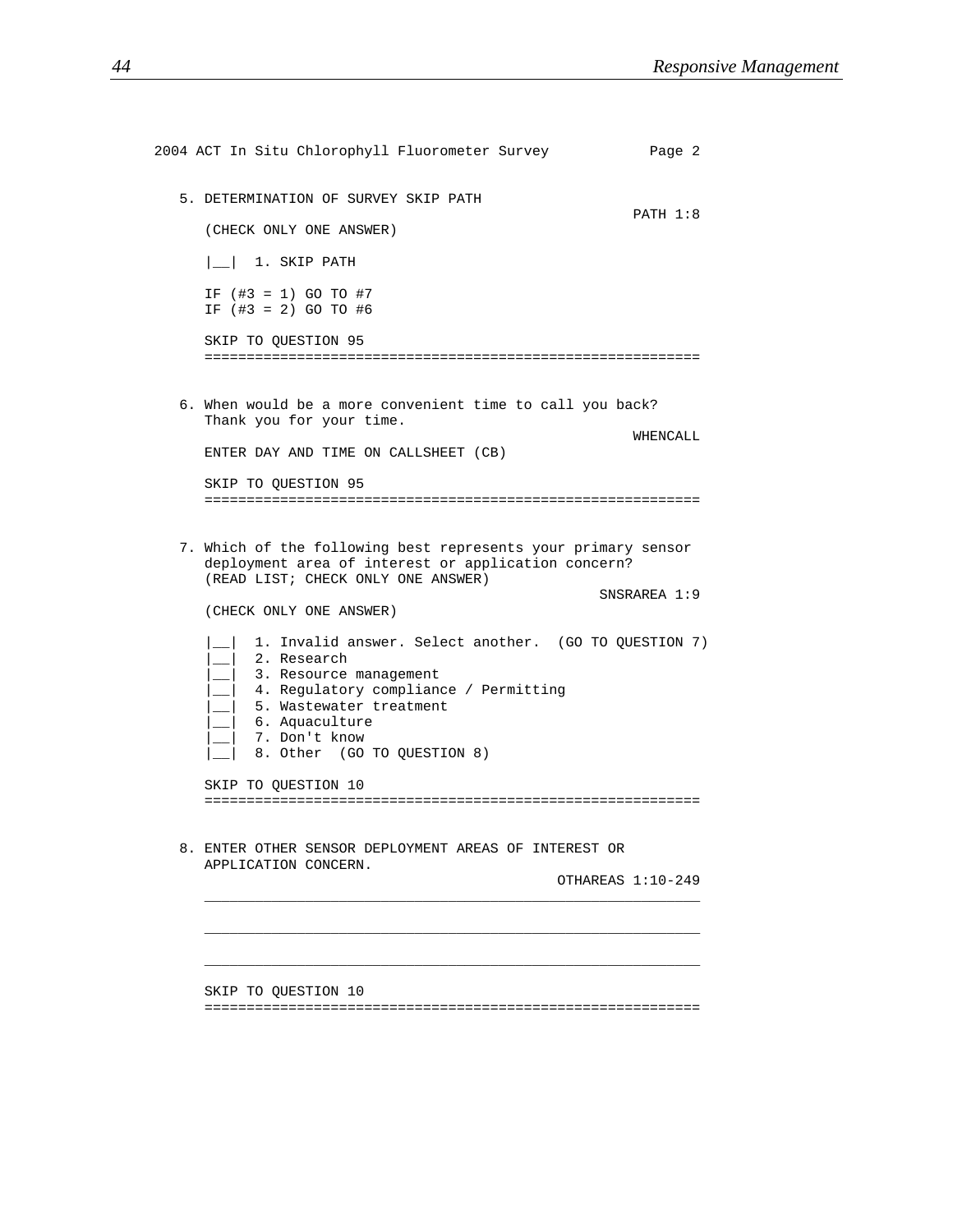```
2004 ACT In Situ Chlorophyll Fluorometer Survey          Page 2


   5. DETERMINATION OF SURVEY SKIP PATH
                                                          PATH 1:8
      (CHECK ONLY ONE ANSWER)

      |__|  1. SKIP PATH

      IF (#3 = 1) GO TO #7
      IF (#3 = 2) GO TO #6

      SKIP TO QUESTION 95
      ===========================================================


   6. When would be a more convenient time to call you back?
      Thank you for your time.
                                                          WHENCALL
      ENTER DAY AND TIME ON CALLSHEET (CB)

      SKIP TO QUESTION 95
      ===========================================================


   7. Which of the following best represents your primary sensor
      deployment area of interest or application concern?
      (READ LIST; CHECK ONLY ONE ANSWER)
                                                      SNSRAREA 1:9
      (CHECK ONLY ONE ANSWER)

      |__|  1. Invalid answer. Select another.  (GO TO QUESTION 7)
      |__|  2. Research
      |__|  3. Resource management
      |__|  4. Regulatory compliance / Permitting
      |__|  5. Wastewater treatment
      |__|  6. Aquaculture
      |__|  7. Don't know
      |__|  8. Other  (GO TO QUESTION 8)

      SKIP TO QUESTION 10
      ===========================================================


   8. ENTER OTHER SENSOR DEPLOYMENT AREAS OF INTEREST OR
      APPLICATION CONCERN.
                                                OTHAREAS 1:10-249
      ___________________________________________________________

      ___________________________________________________________

      ___________________________________________________________

      SKIP TO QUESTION 10
      ===========================================================
```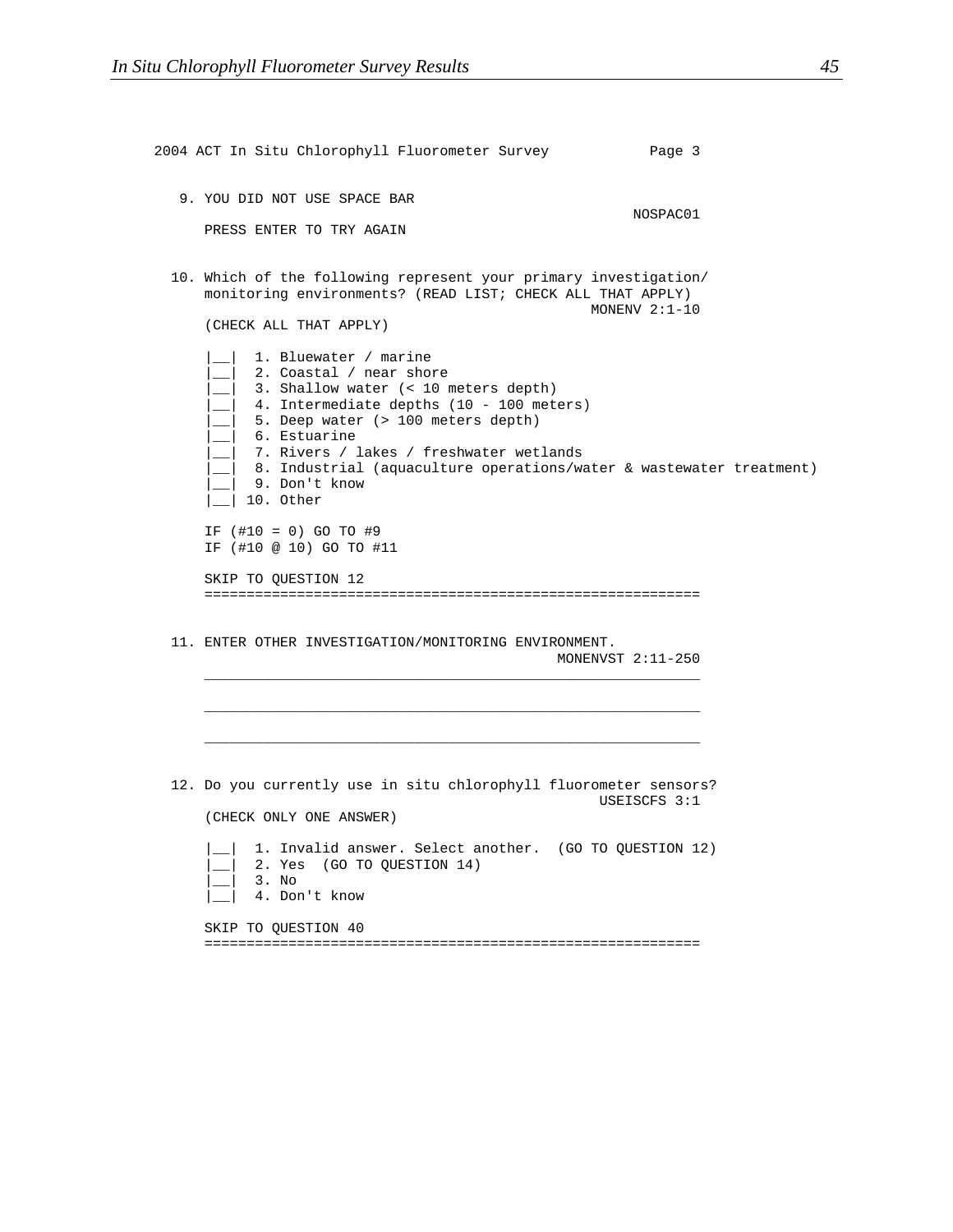```
2004 ACT In Situ Chlorophyll Fluorometer Survey          Page 3


   9. YOU DID NOT USE SPACE BAR
                                                            NOSPAC01
      PRESS ENTER TO TRY AGAIN


  10. Which of the following represent your primary investigation/
      monitoring environments? (READ LIST; CHECK ALL THAT APPLY)
                                                       MONENV 2:1-10
      (CHECK ALL THAT APPLY)

      |__|  1. Bluewater / marine
      |__|  2. Coastal / near shore
      |__|  3. Shallow water (< 10 meters depth)
      |__|  4. Intermediate depths (10 - 100 meters)
      |__|  5. Deep water (> 100 meters depth)
      |__|  6. Estuarine
      |__|  7. Rivers / lakes / freshwater wetlands
      |__|  8. Industrial (aquaculture operations/water & wastewater treatment)
      |__|  9. Don't know
      |__| 10. Other

      IF (#10 = 0) GO TO #9
      IF (#10 @ 10) GO TO #11

      SKIP TO QUESTION 12
      ============================================================


  11. ENTER OTHER INVESTIGATION/MONITORING ENVIRONMENT.
                                                   MONENVST 2:11-250
      ____________________________________________________________

      ____________________________________________________________

      ____________________________________________________________


  12. Do you currently use in situ chlorophyll fluorometer sensors?
                                                        USEISCFS 3:1
      (CHECK ONLY ONE ANSWER)

      |__|  1. Invalid answer. Select another.  (GO TO QUESTION 12)
      |__|  2. Yes  (GO TO QUESTION 14)
      |__|  3. No
      |__|  4. Don't know

      SKIP TO QUESTION 40
      ============================================================
```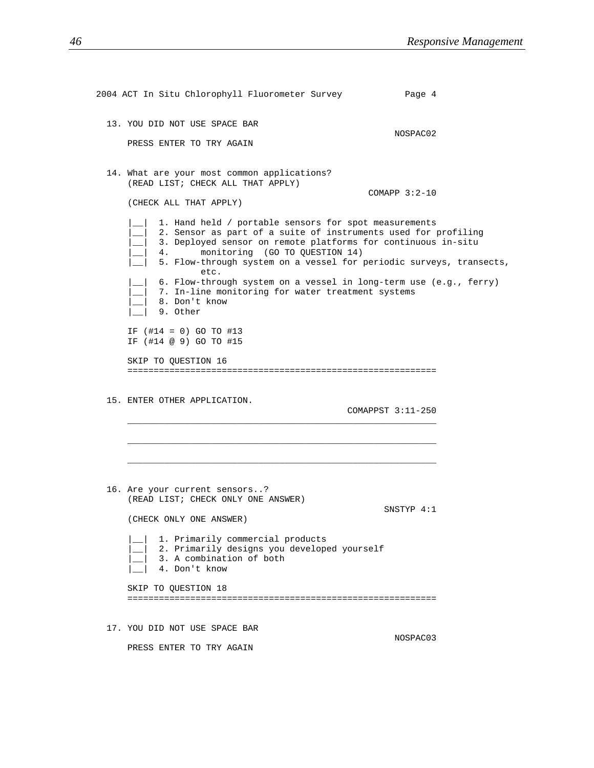```
2004 ACT In Situ Chlorophyll Fluorometer Survey          Page 4


  13. YOU DID NOT USE SPACE BAR
                                                          NOSPAC02
      PRESS ENTER TO TRY AGAIN


  14. What are your most common applications?
      (READ LIST; CHECK ALL THAT APPLY)
                                                      COMAPP 3:2-10
      (CHECK ALL THAT APPLY)

      |__|  1. Hand held / portable sensors for spot measurements
      |__|  2. Sensor as part of a suite of instruments used for profiling
      |__|  3. Deployed sensor on remote platforms for continuous in-situ
      |__|  4.        monitoring  (GO TO QUESTION 14)
      |__|  5. Flow-through system on a vessel for periodic surveys, transects,
                  etc.
      |__|  6. Flow-through system on a vessel in long-term use (e.g., ferry)
      |__|  7. In-line monitoring for water treatment systems
      |__|  8. Don't know
      |__|  9. Other

      IF (#14 = 0) GO TO #13
      IF (#14 @ 9) GO TO #15

      SKIP TO QUESTION 16
      ===========================================================


  15. ENTER OTHER APPLICATION.
                                                  COMAPPST 3:11-250
      ___________________________________________________________

      ___________________________________________________________

      ___________________________________________________________


  16. Are your current sensors..?
      (READ LIST; CHECK ONLY ONE ANSWER)
                                                         SNSTYP 4:1
      (CHECK ONLY ONE ANSWER)

      |__|  1. Primarily commercial products
      |__|  2. Primarily designs you developed yourself
      |__|  3. A combination of both
      |__|  4. Don't know

      SKIP TO QUESTION 18
      ===========================================================


  17. YOU DID NOT USE SPACE BAR
                                                          NOSPAC03
      PRESS ENTER TO TRY AGAIN
```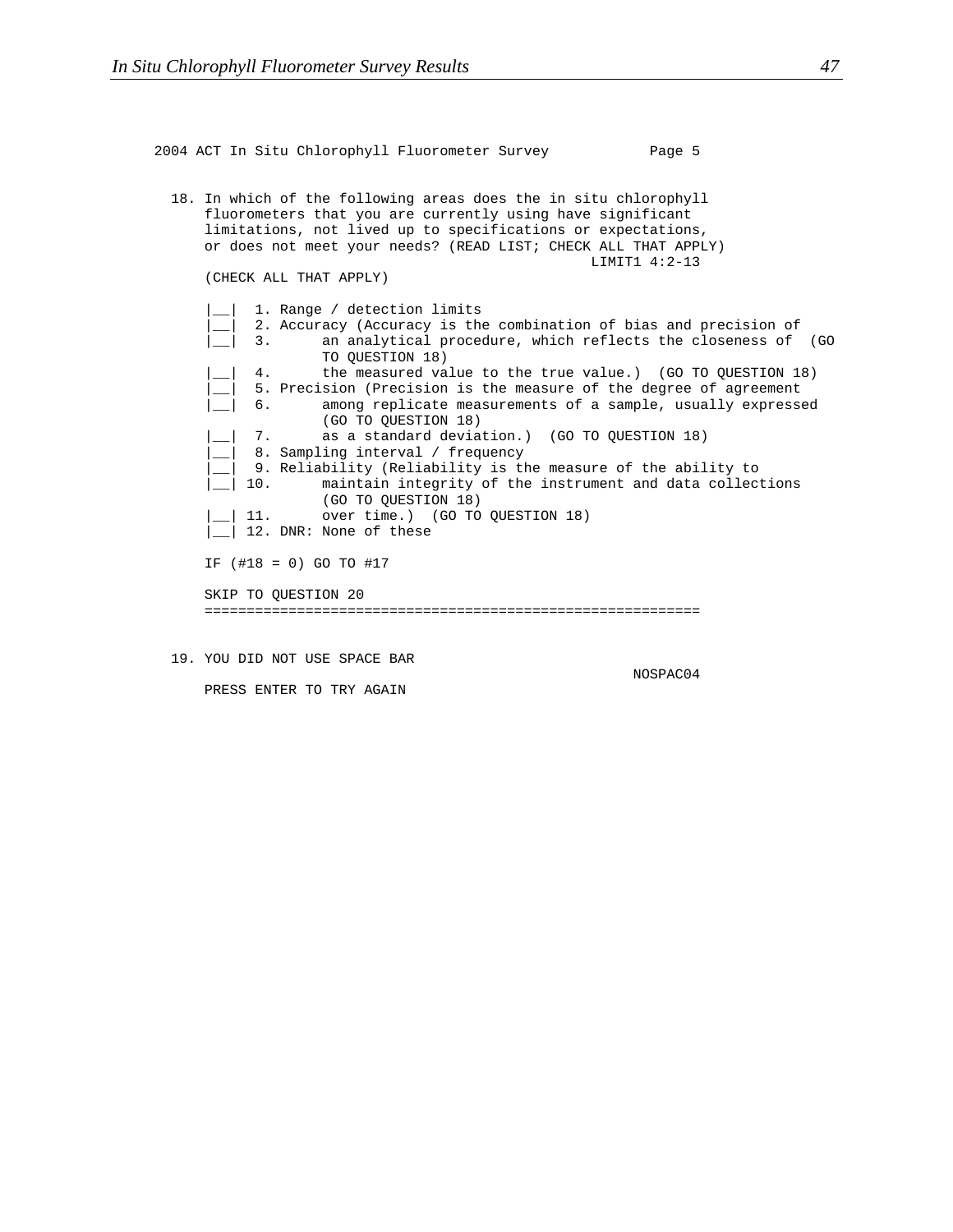```
2004 ACT In Situ Chlorophyll Fluorometer Survey          Page 5

  18. In which of the following areas does the in situ chlorophyll
      fluorometers that you are currently using have significant
      limitations, not lived up to specifications or expectations,
      or does not meet your needs? (READ LIST; CHECK ALL THAT APPLY)
                                                      LIMIT1 4:2-13
      (CHECK ALL THAT APPLY)

      |__|  1. Range / detection limits
      |__|  2. Accuracy (Accuracy is the combination of bias and precision of
      |__|  3.      an analytical procedure, which reflects the closeness of  (GO
                    TO QUESTION 18)
      |__|  4.      the measured value to the true value.)  (GO TO QUESTION 18)
      |__|  5. Precision (Precision is the measure of the degree of agreement
      |__|  6.      among replicate measurements of a sample, usually expressed
                    (GO TO QUESTION 18)
      |__|  7.      as a standard deviation.)  (GO TO QUESTION 18)
      |__|  8. Sampling interval / frequency
      |__|  9. Reliability (Reliability is the measure of the ability to
      |__| 10.      maintain integrity of the instrument and data collections
                    (GO TO QUESTION 18)
      |__| 11.      over time.)  (GO TO QUESTION 18)
      |__| 12. DNR: None of these

      IF (#18 = 0) GO TO #17

      SKIP TO QUESTION 20
      ===========================================================


  19. YOU DID NOT USE SPACE BAR
                                                          NOSPAC04
      PRESS ENTER TO TRY AGAIN
```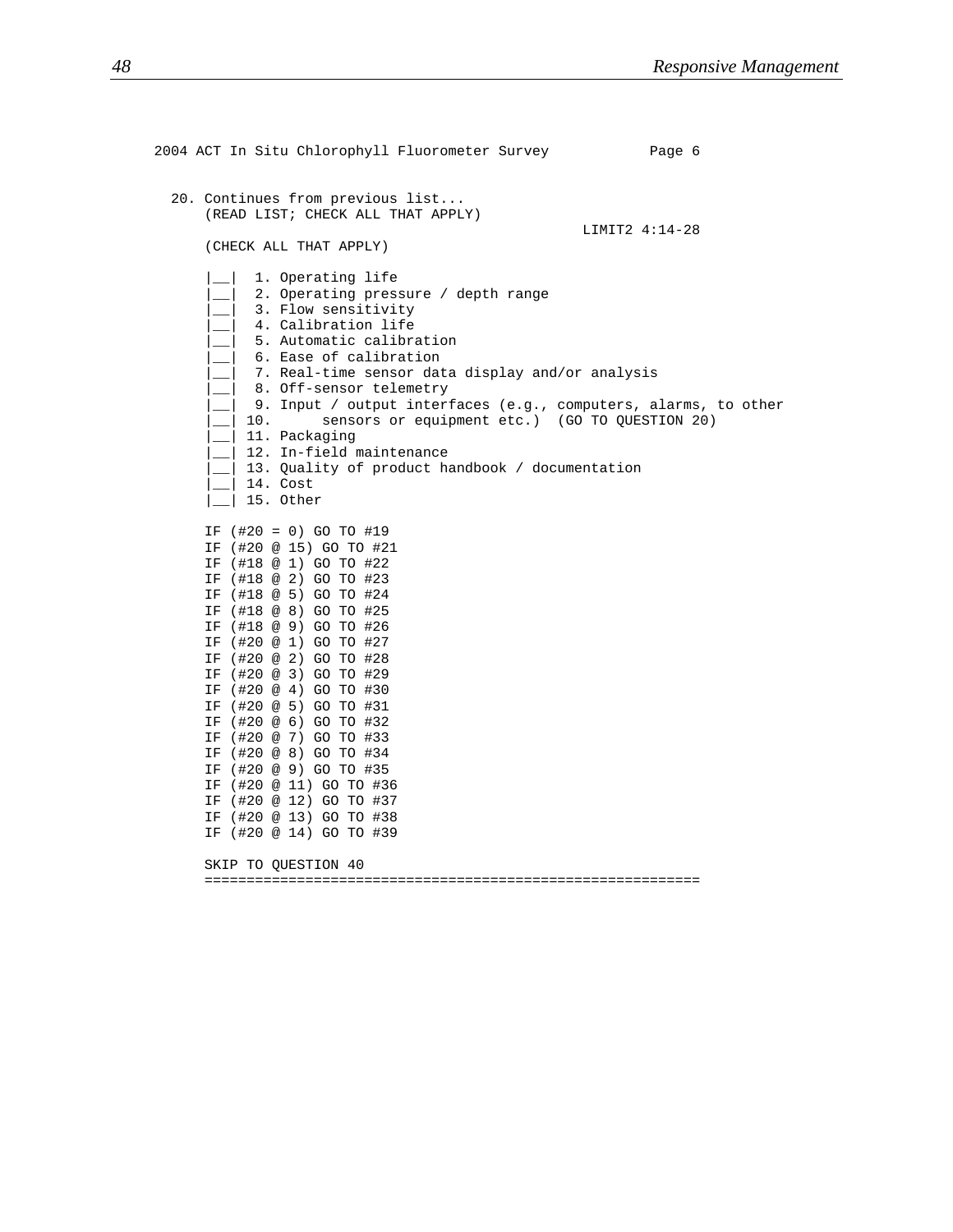```
2004 ACT In Situ Chlorophyll Fluorometer Survey          Page 6


  20. Continues from previous list...
      (READ LIST; CHECK ALL THAT APPLY)
                                                      LIMIT2 4:14-28
      (CHECK ALL THAT APPLY)

      |__|  1. Operating life
      |__|  2. Operating pressure / depth range
      |__|  3. Flow sensitivity
      |__|  4. Calibration life
      |__|  5. Automatic calibration
      |__|  6. Ease of calibration
      |__|  7. Real-time sensor data display and/or analysis
      |__|  8. Off-sensor telemetry
      |__|  9. Input / output interfaces (e.g., computers, alarms, to other
      |__| 10.      sensors or equipment etc.)  (GO TO QUESTION 20)
      |__| 11. Packaging
      |__| 12. In-field maintenance
      |__| 13. Quality of product handbook / documentation
      |__| 14. Cost
      |__| 15. Other

      IF (#20 = 0) GO TO #19
      IF (#20 @ 15) GO TO #21
      IF (#18 @ 1) GO TO #22
      IF (#18 @ 2) GO TO #23
      IF (#18 @ 5) GO TO #24
      IF (#18 @ 8) GO TO #25
      IF (#18 @ 9) GO TO #26
      IF (#20 @ 1) GO TO #27
      IF (#20 @ 2) GO TO #28
      IF (#20 @ 3) GO TO #29
      IF (#20 @ 4) GO TO #30
      IF (#20 @ 5) GO TO #31
      IF (#20 @ 6) GO TO #32
      IF (#20 @ 7) GO TO #33
      IF (#20 @ 8) GO TO #34
      IF (#20 @ 9) GO TO #35
      IF (#20 @ 11) GO TO #36
      IF (#20 @ 12) GO TO #37
      IF (#20 @ 13) GO TO #38
      IF (#20 @ 14) GO TO #39

      SKIP TO QUESTION 40
      ===========================================================
```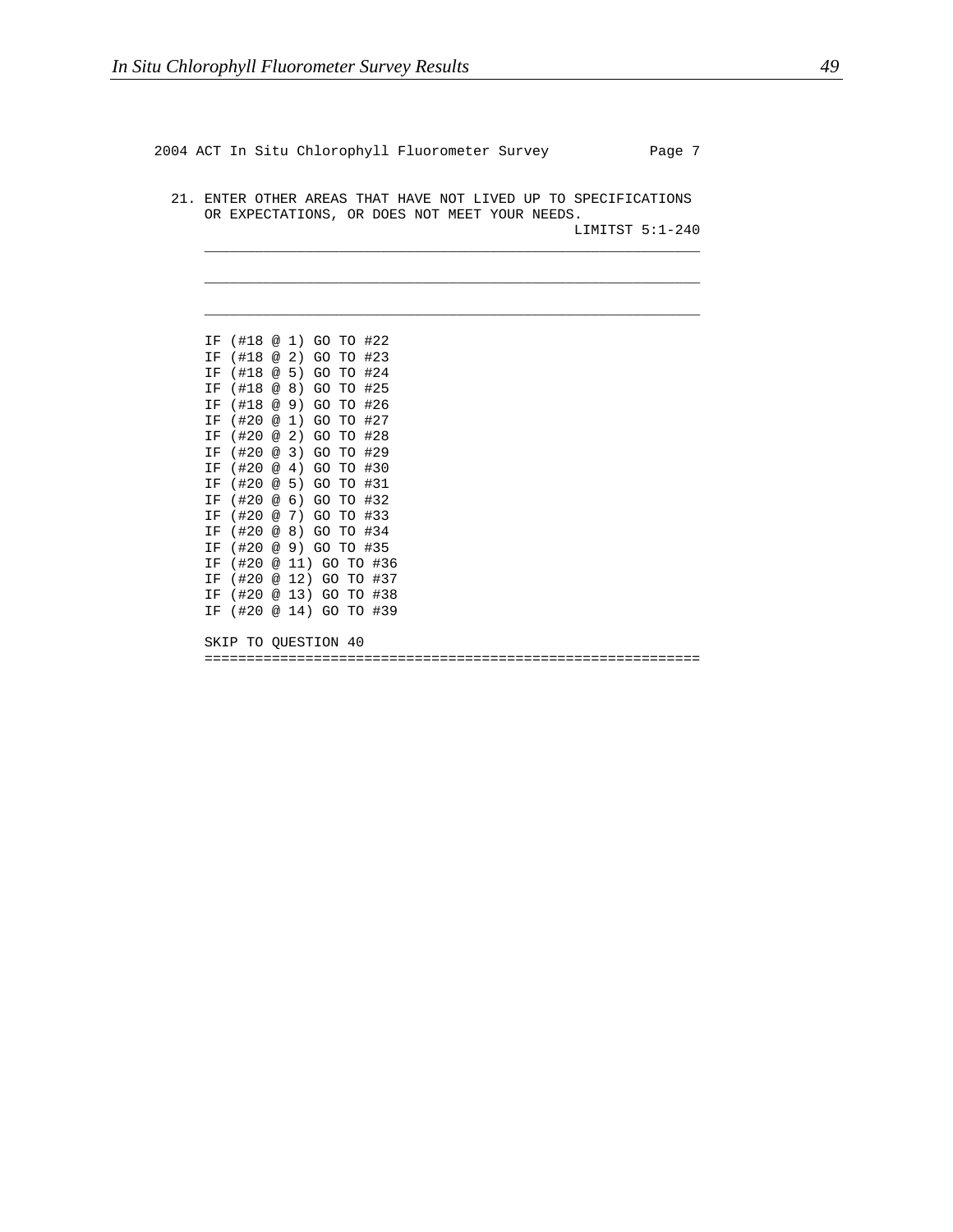```
2004 ACT In Situ Chlorophyll Fluorometer Survey          Page 7

  21. ENTER OTHER AREAS THAT HAVE NOT LIVED UP TO SPECIFICATIONS
      OR EXPECTATIONS, OR DOES NOT MEET YOUR NEEDS.
                                                  LIMITST 5:1-240
      ___________________________________________________________

      ___________________________________________________________

      ___________________________________________________________

      IF (#18 @ 1) GO TO #22
      IF (#18 @ 2) GO TO #23
      IF (#18 @ 5) GO TO #24
      IF (#18 @ 8) GO TO #25
      IF (#18 @ 9) GO TO #26
      IF (#20 @ 1) GO TO #27
      IF (#20 @ 2) GO TO #28
      IF (#20 @ 3) GO TO #29
      IF (#20 @ 4) GO TO #30
      IF (#20 @ 5) GO TO #31
      IF (#20 @ 6) GO TO #32
      IF (#20 @ 7) GO TO #33
      IF (#20 @ 8) GO TO #34
      IF (#20 @ 9) GO TO #35
      IF (#20 @ 11) GO TO #36
      IF (#20 @ 12) GO TO #37
      IF (#20 @ 13) GO TO #38
      IF (#20 @ 14) GO TO #39

      SKIP TO QUESTION 40
      ===========================================================
```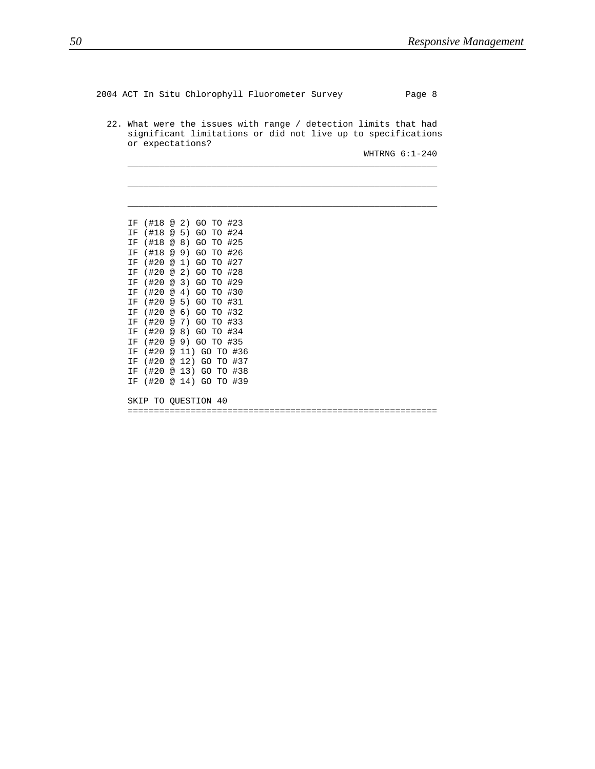```
2004 ACT In Situ Chlorophyll Fluorometer Survey          Page 8

  22. What were the issues with range / detection limits that had
      significant limitations or did not live up to specifications
      or expectations?
                                                    WHTRNG 6:1-240
      ___________________________________________________________

      ___________________________________________________________

      ___________________________________________________________

      IF (#18 @ 2) GO TO #23
      IF (#18 @ 5) GO TO #24
      IF (#18 @ 8) GO TO #25
      IF (#18 @ 9) GO TO #26
      IF (#20 @ 1) GO TO #27
      IF (#20 @ 2) GO TO #28
      IF (#20 @ 3) GO TO #29
      IF (#20 @ 4) GO TO #30
      IF (#20 @ 5) GO TO #31
      IF (#20 @ 6) GO TO #32
      IF (#20 @ 7) GO TO #33
      IF (#20 @ 8) GO TO #34
      IF (#20 @ 9) GO TO #35
      IF (#20 @ 11) GO TO #36
      IF (#20 @ 12) GO TO #37
      IF (#20 @ 13) GO TO #38
      IF (#20 @ 14) GO TO #39

      SKIP TO QUESTION 40
      ===========================================================
```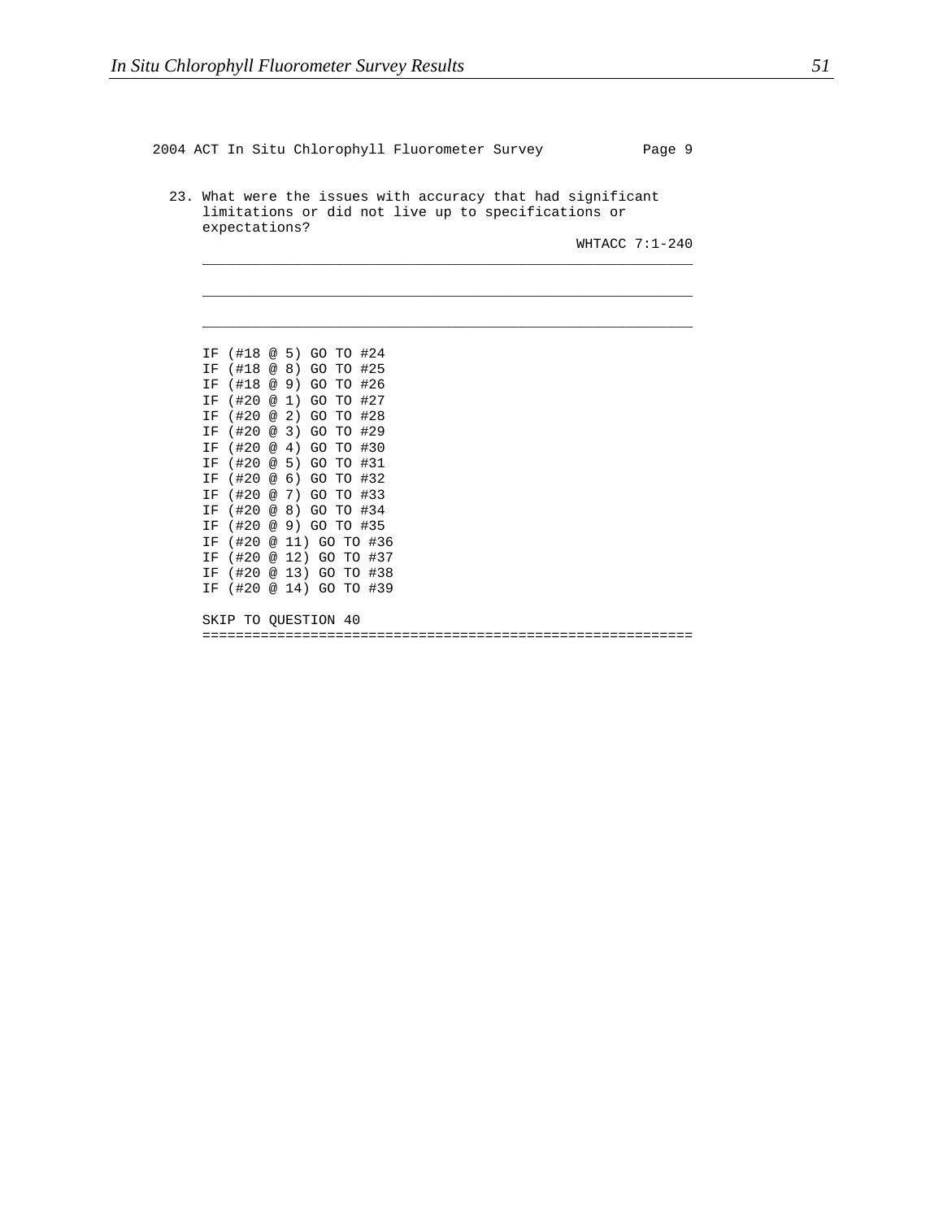2004 ACT In Situ Chlorophyll Fluorometer Survey Page 9

23. What were the issues with accuracy that had significant limitations or did not live up to specifications or expectations?

WHTACC 7:1-240

_______________________________________________________________

_______________________________________________________________

_______________________________________________________________

```
IF (#18 @ 5) GO TO #24
IF (#18 @ 8) GO TO #25
IF (#18 @ 9) GO TO #26
IF (#20 @ 1) GO TO #27
IF (#20 @ 2) GO TO #28
IF (#20 @ 3) GO TO #29
IF (#20 @ 4) GO TO #30
IF (#20 @ 5) GO TO #31
IF (#20 @ 6) GO TO #32
IF (#20 @ 7) GO TO #33
IF (#20 @ 8) GO TO #34
IF (#20 @ 9) GO TO #35
IF (#20 @ 11) GO TO #36
IF (#20 @ 12) GO TO #37
IF (#20 @ 13) GO TO #38
IF (#20 @ 14) GO TO #39

SKIP TO QUESTION 40
==========================================================
```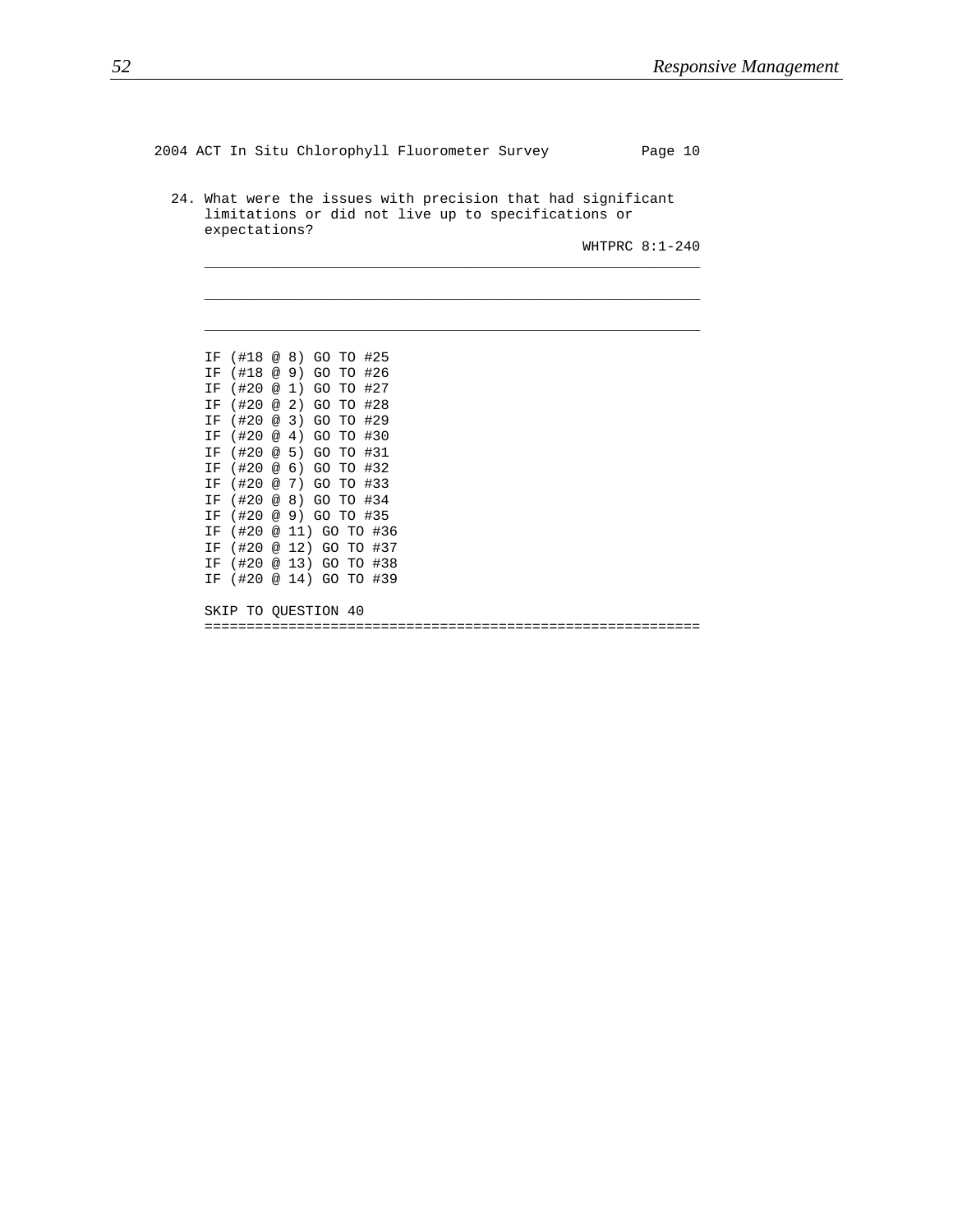```
2004 ACT In Situ Chlorophyll Fluorometer Survey          Page 10

  24. What were the issues with precision that had significant
      limitations or did not live up to specifications or
      expectations?
                                                  WHTPRC 8:1-240
      ___________________________________________________________

      ___________________________________________________________

      ___________________________________________________________


      IF (#18 @ 8) GO TO #25
      IF (#18 @ 9) GO TO #26
      IF (#20 @ 1) GO TO #27
      IF (#20 @ 2) GO TO #28
      IF (#20 @ 3) GO TO #29
      IF (#20 @ 4) GO TO #30
      IF (#20 @ 5) GO TO #31
      IF (#20 @ 6) GO TO #32
      IF (#20 @ 7) GO TO #33
      IF (#20 @ 8) GO TO #34
      IF (#20 @ 9) GO TO #35
      IF (#20 @ 11) GO TO #36
      IF (#20 @ 12) GO TO #37
      IF (#20 @ 13) GO TO #38
      IF (#20 @ 14) GO TO #39

      SKIP TO QUESTION 40
      ===========================================================
```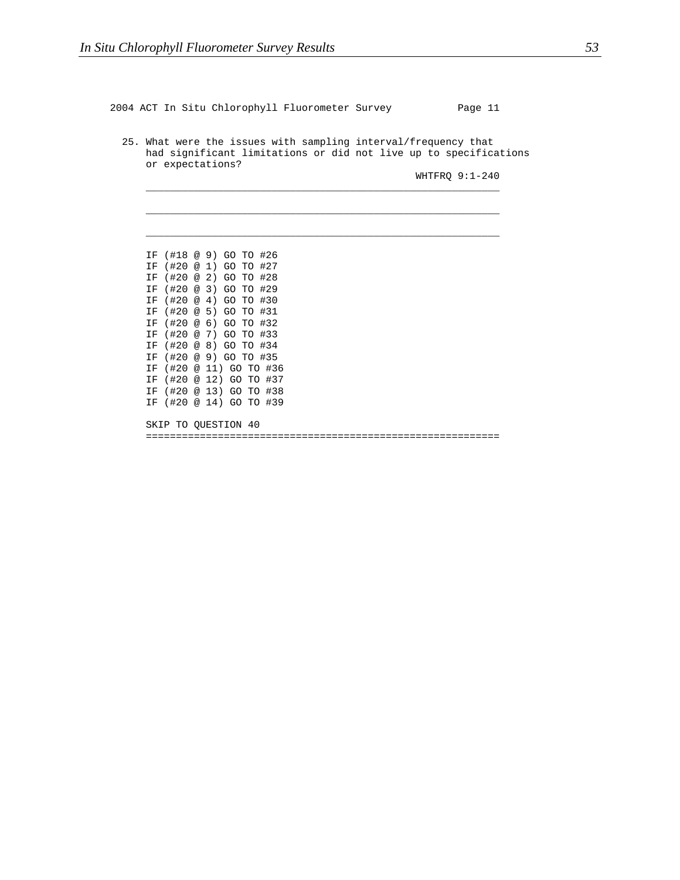```
2004 ACT In Situ Chlorophyll Fluorometer Survey          Page 11

  25. What were the issues with sampling interval/frequency that
      had significant limitations or did not live up to specifications
      or expectations?
                                                      WHTFRQ 9:1-240
      ____________________________________________________________

      ____________________________________________________________

      ____________________________________________________________

      IF (#18 @ 9) GO TO #26
      IF (#20 @ 1) GO TO #27
      IF (#20 @ 2) GO TO #28
      IF (#20 @ 3) GO TO #29
      IF (#20 @ 4) GO TO #30
      IF (#20 @ 5) GO TO #31
      IF (#20 @ 6) GO TO #32
      IF (#20 @ 7) GO TO #33
      IF (#20 @ 8) GO TO #34
      IF (#20 @ 9) GO TO #35
      IF (#20 @ 11) GO TO #36
      IF (#20 @ 12) GO TO #37
      IF (#20 @ 13) GO TO #38
      IF (#20 @ 14) GO TO #39

      SKIP TO QUESTION 40
      ============================================================
```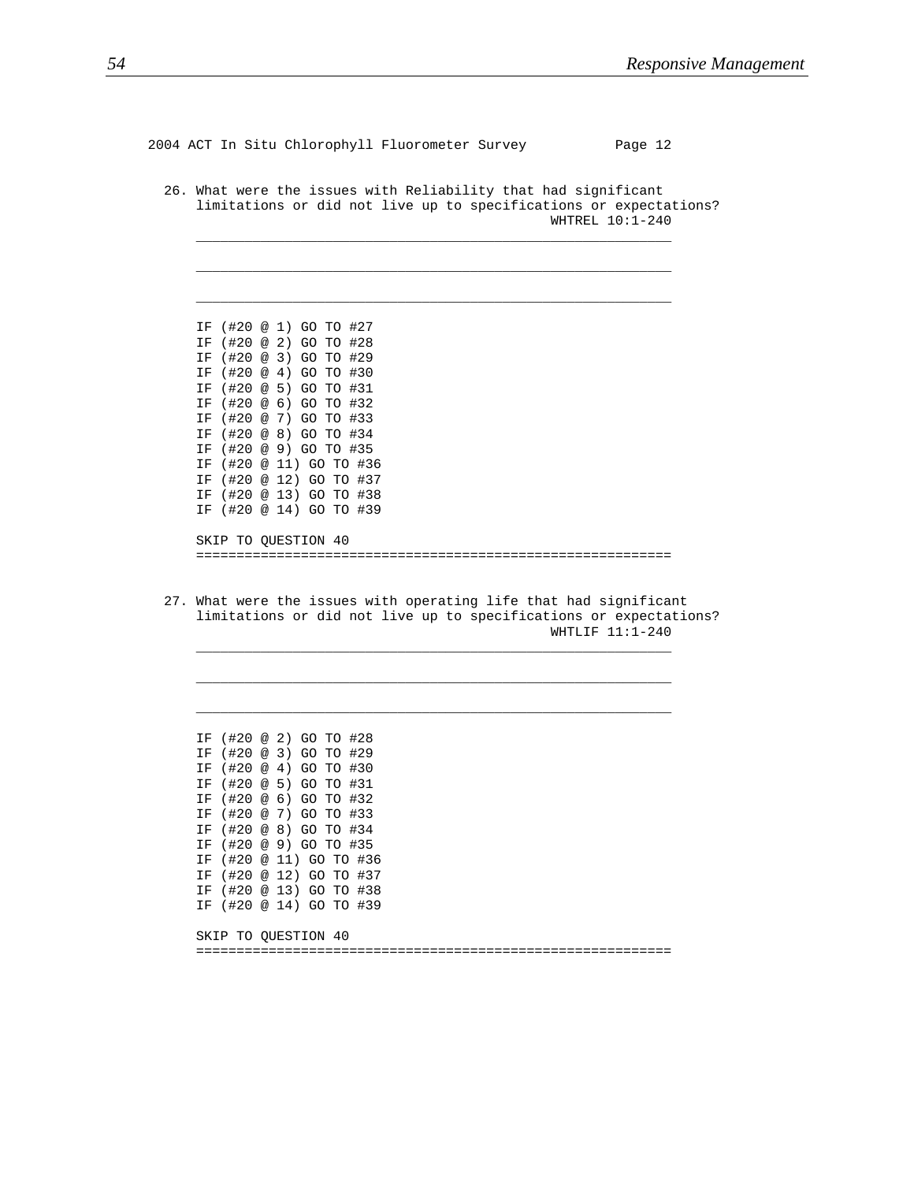2004 ACT In Situ Chlorophyll Fluorometer Survey Page 12

26. What were the issues with Reliability that had significant limitations or did not live up to specifications or expectations?
WHTREL 10:1-240

\_\_\_\_\_\_\_\_\_\_\_\_\_\_\_\_\_\_\_\_\_\_\_\_\_\_\_\_\_\_\_\_\_\_\_\_\_\_\_\_\_\_\_\_\_\_\_\_\_\_\_\_\_\_\_\_\_\_\_\_

\_\_\_\_\_\_\_\_\_\_\_\_\_\_\_\_\_\_\_\_\_\_\_\_\_\_\_\_\_\_\_\_\_\_\_\_\_\_\_\_\_\_\_\_\_\_\_\_\_\_\_\_\_\_\_\_\_\_\_\_

\_\_\_\_\_\_\_\_\_\_\_\_\_\_\_\_\_\_\_\_\_\_\_\_\_\_\_\_\_\_\_\_\_\_\_\_\_\_\_\_\_\_\_\_\_\_\_\_\_\_\_\_\_\_\_\_\_\_\_\_

```
IF (#20 @ 1) GO TO #27
IF (#20 @ 2) GO TO #28
IF (#20 @ 3) GO TO #29
IF (#20 @ 4) GO TO #30
IF (#20 @ 5) GO TO #31
IF (#20 @ 6) GO TO #32
IF (#20 @ 7) GO TO #33
IF (#20 @ 8) GO TO #34
IF (#20 @ 9) GO TO #35
IF (#20 @ 11) GO TO #36
IF (#20 @ 12) GO TO #37
IF (#20 @ 13) GO TO #38
IF (#20 @ 14) GO TO #39

SKIP TO QUESTION 40
===========================================================
```

27. What were the issues with operating life that had significant limitations or did not live up to specifications or expectations?
WHTLIF 11:1-240

\_\_\_\_\_\_\_\_\_\_\_\_\_\_\_\_\_\_\_\_\_\_\_\_\_\_\_\_\_\_\_\_\_\_\_\_\_\_\_\_\_\_\_\_\_\_\_\_\_\_\_\_\_\_\_\_\_\_\_\_

\_\_\_\_\_\_\_\_\_\_\_\_\_\_\_\_\_\_\_\_\_\_\_\_\_\_\_\_\_\_\_\_\_\_\_\_\_\_\_\_\_\_\_\_\_\_\_\_\_\_\_\_\_\_\_\_\_\_\_\_

\_\_\_\_\_\_\_\_\_\_\_\_\_\_\_\_\_\_\_\_\_\_\_\_\_\_\_\_\_\_\_\_\_\_\_\_\_\_\_\_\_\_\_\_\_\_\_\_\_\_\_\_\_\_\_\_\_\_\_\_

```
IF (#20 @ 2) GO TO #28
IF (#20 @ 3) GO TO #29
IF (#20 @ 4) GO TO #30
IF (#20 @ 5) GO TO #31
IF (#20 @ 6) GO TO #32
IF (#20 @ 7) GO TO #33
IF (#20 @ 8) GO TO #34
IF (#20 @ 9) GO TO #35
IF (#20 @ 11) GO TO #36
IF (#20 @ 12) GO TO #37
IF (#20 @ 13) GO TO #38
IF (#20 @ 14) GO TO #39

SKIP TO QUESTION 40
===========================================================
```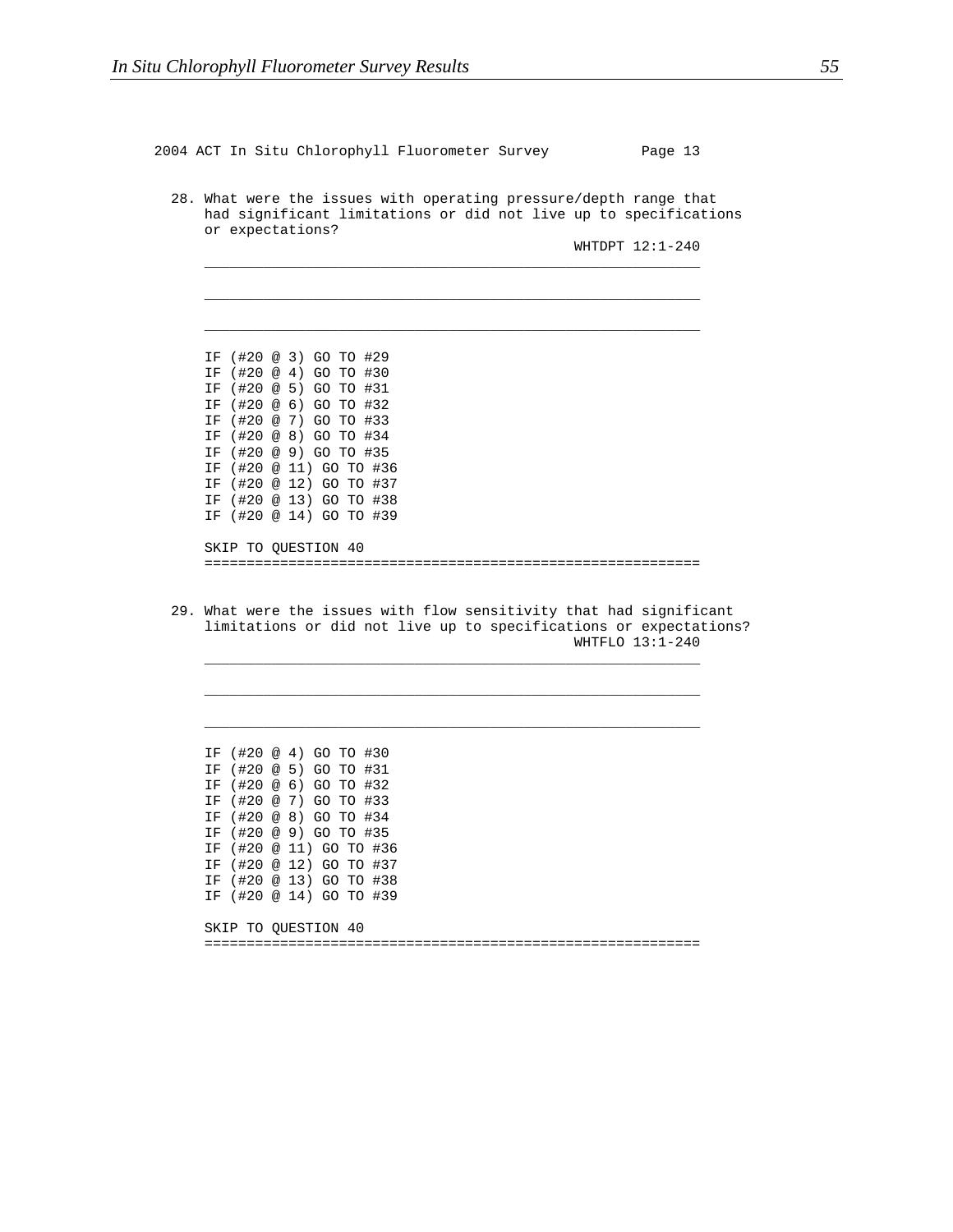2004 ACT In Situ Chlorophyll Fluorometer Survey Page 13

28. What were the issues with operating pressure/depth range that had significant limitations or did not live up to specifications or expectations?

WHTDPT 12:1-240

\_\_\_\_\_\_\_\_\_\_\_\_\_\_\_\_\_\_\_\_\_\_\_\_\_\_\_\_\_\_\_\_\_\_\_\_\_\_\_\_\_\_\_\_\_\_\_\_\_\_\_\_\_\_\_\_\_\_\_\_

\_\_\_\_\_\_\_\_\_\_\_\_\_\_\_\_\_\_\_\_\_\_\_\_\_\_\_\_\_\_\_\_\_\_\_\_\_\_\_\_\_\_\_\_\_\_\_\_\_\_\_\_\_\_\_\_\_\_\_\_

\_\_\_\_\_\_\_\_\_\_\_\_\_\_\_\_\_\_\_\_\_\_\_\_\_\_\_\_\_\_\_\_\_\_\_\_\_\_\_\_\_\_\_\_\_\_\_\_\_\_\_\_\_\_\_\_\_\_\_\_

```
IF (#20 @ 3) GO TO #29
IF (#20 @ 4) GO TO #30
IF (#20 @ 5) GO TO #31
IF (#20 @ 6) GO TO #32
IF (#20 @ 7) GO TO #33
IF (#20 @ 8) GO TO #34
IF (#20 @ 9) GO TO #35
IF (#20 @ 11) GO TO #36
IF (#20 @ 12) GO TO #37
IF (#20 @ 13) GO TO #38
IF (#20 @ 14) GO TO #39

SKIP TO QUESTION 40
============================================================
```

29. What were the issues with flow sensitivity that had significant limitations or did not live up to specifications or expectations?

WHTFLO 13:1-240

\_\_\_\_\_\_\_\_\_\_\_\_\_\_\_\_\_\_\_\_\_\_\_\_\_\_\_\_\_\_\_\_\_\_\_\_\_\_\_\_\_\_\_\_\_\_\_\_\_\_\_\_\_\_\_\_\_\_\_\_

\_\_\_\_\_\_\_\_\_\_\_\_\_\_\_\_\_\_\_\_\_\_\_\_\_\_\_\_\_\_\_\_\_\_\_\_\_\_\_\_\_\_\_\_\_\_\_\_\_\_\_\_\_\_\_\_\_\_\_\_

\_\_\_\_\_\_\_\_\_\_\_\_\_\_\_\_\_\_\_\_\_\_\_\_\_\_\_\_\_\_\_\_\_\_\_\_\_\_\_\_\_\_\_\_\_\_\_\_\_\_\_\_\_\_\_\_\_\_\_\_

```
IF (#20 @ 4) GO TO #30
IF (#20 @ 5) GO TO #31
IF (#20 @ 6) GO TO #32
IF (#20 @ 7) GO TO #33
IF (#20 @ 8) GO TO #34
IF (#20 @ 9) GO TO #35
IF (#20 @ 11) GO TO #36
IF (#20 @ 12) GO TO #37
IF (#20 @ 13) GO TO #38
IF (#20 @ 14) GO TO #39

SKIP TO QUESTION 40
============================================================
```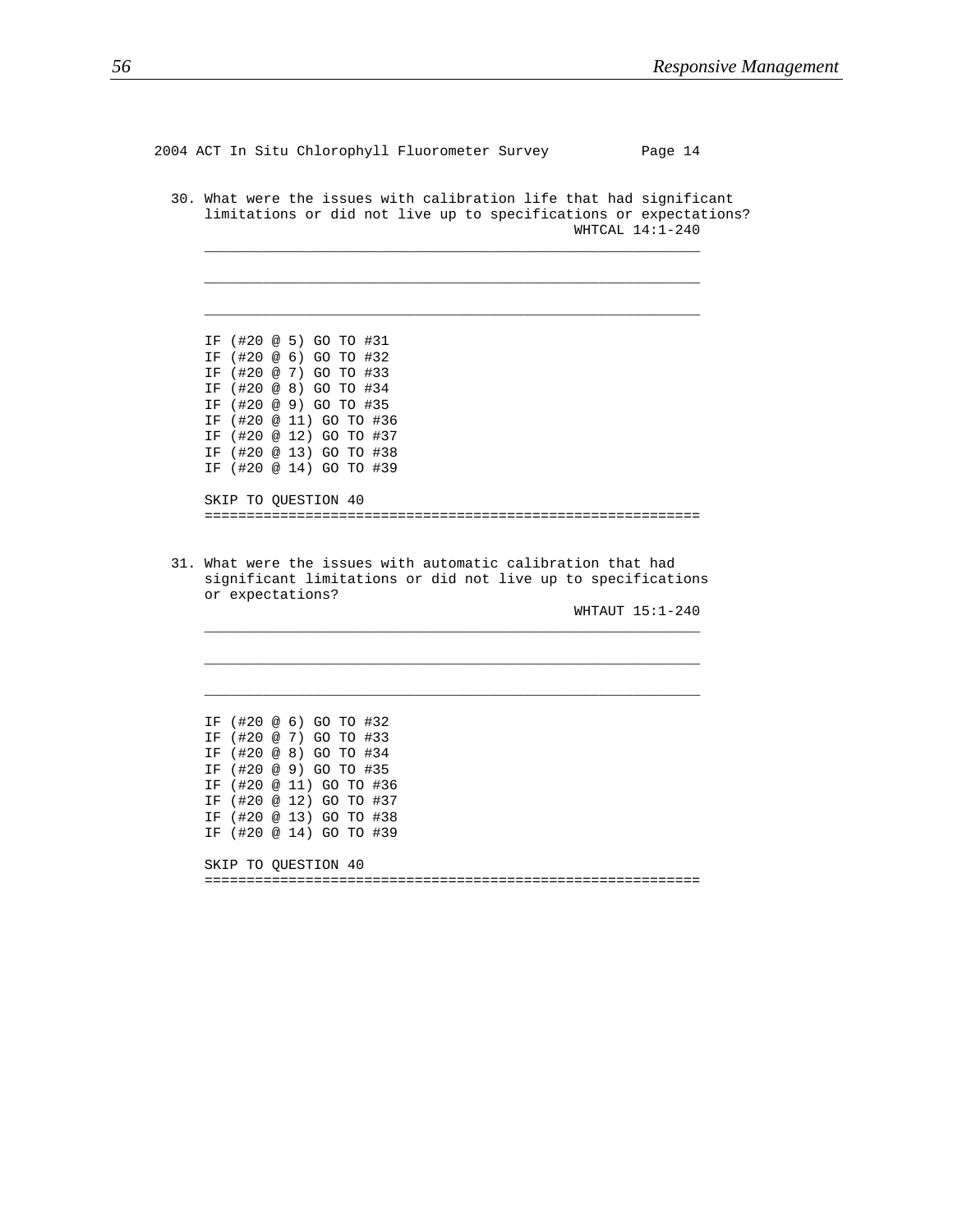2004 ACT In Situ Chlorophyll Fluorometer Survey Page 14

```
30. What were the issues with calibration life that had significant
    limitations or did not live up to specifications or expectations?
                                                   WHTCAL 14:1-240
    ____________________________________________________________

    ____________________________________________________________

    ____________________________________________________________

    IF (#20 @ 5) GO TO #31
    IF (#20 @ 6) GO TO #32
    IF (#20 @ 7) GO TO #33
    IF (#20 @ 8) GO TO #34
    IF (#20 @ 9) GO TO #35
    IF (#20 @ 11) GO TO #36
    IF (#20 @ 12) GO TO #37
    IF (#20 @ 13) GO TO #38
    IF (#20 @ 14) GO TO #39

    SKIP TO QUESTION 40
    ============================================================


31. What were the issues with automatic calibration that had
    significant limitations or did not live up to specifications
    or expectations?
                                                   WHTAUT 15:1-240
    ____________________________________________________________

    ____________________________________________________________

    ____________________________________________________________

    IF (#20 @ 6) GO TO #32
    IF (#20 @ 7) GO TO #33
    IF (#20 @ 8) GO TO #34
    IF (#20 @ 9) GO TO #35
    IF (#20 @ 11) GO TO #36
    IF (#20 @ 12) GO TO #37
    IF (#20 @ 13) GO TO #38
    IF (#20 @ 14) GO TO #39

    SKIP TO QUESTION 40
    ============================================================
```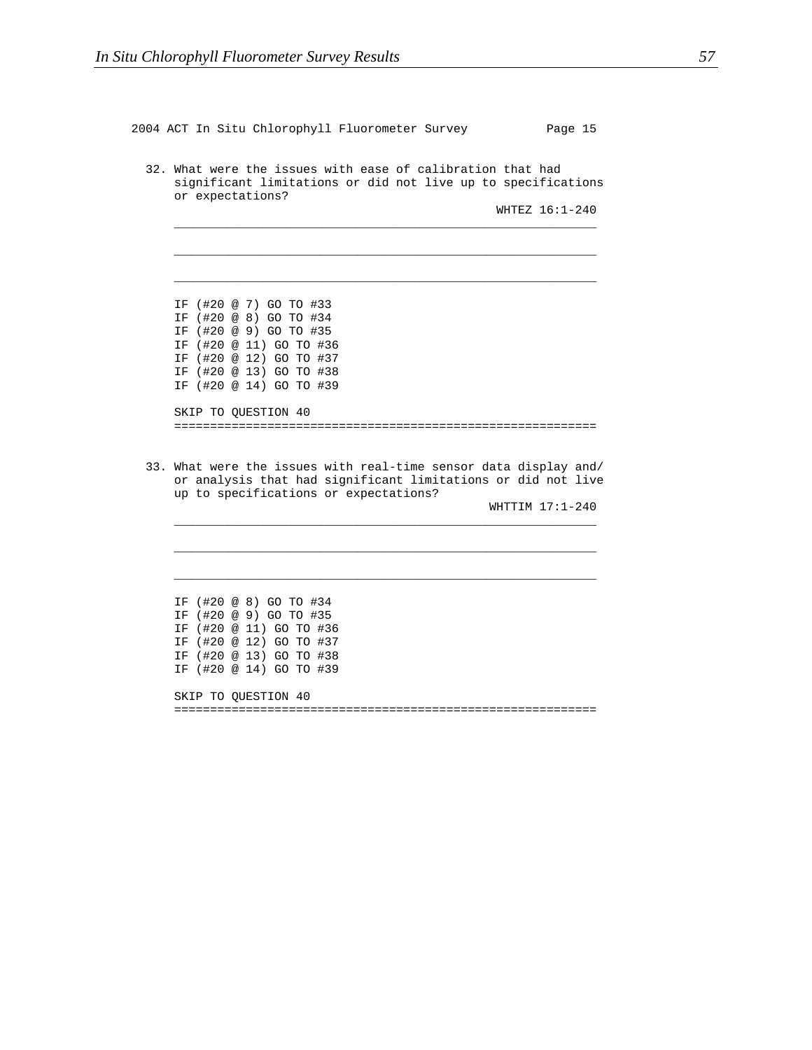2004 ACT In Situ Chlorophyll Fluorometer Survey Page 15

32. What were the issues with ease of calibration that had significant limitations or did not live up to specifications or expectations?

WHTEZ 16:1-240

\_\_\_\_\_\_\_\_\_\_\_\_\_\_\_\_\_\_\_\_\_\_\_\_\_\_\_\_\_\_\_\_\_\_\_\_\_\_\_\_\_\_\_\_\_\_\_\_\_\_\_\_\_\_\_\_\_\_\_\_

\_\_\_\_\_\_\_\_\_\_\_\_\_\_\_\_\_\_\_\_\_\_\_\_\_\_\_\_\_\_\_\_\_\_\_\_\_\_\_\_\_\_\_\_\_\_\_\_\_\_\_\_\_\_\_\_\_\_\_\_

\_\_\_\_\_\_\_\_\_\_\_\_\_\_\_\_\_\_\_\_\_\_\_\_\_\_\_\_\_\_\_\_\_\_\_\_\_\_\_\_\_\_\_\_\_\_\_\_\_\_\_\_\_\_\_\_\_\_\_\_

```
IF (#20 @ 7) GO TO #33
IF (#20 @ 8) GO TO #34
IF (#20 @ 9) GO TO #35
IF (#20 @ 11) GO TO #36
IF (#20 @ 12) GO TO #37
IF (#20 @ 13) GO TO #38
IF (#20 @ 14) GO TO #39

SKIP TO QUESTION 40
==========================================================
```

33. What were the issues with real-time sensor data display and/ or analysis that had significant limitations or did not live up to specifications or expectations?

WHTTIM 17:1-240

\_\_\_\_\_\_\_\_\_\_\_\_\_\_\_\_\_\_\_\_\_\_\_\_\_\_\_\_\_\_\_\_\_\_\_\_\_\_\_\_\_\_\_\_\_\_\_\_\_\_\_\_\_\_\_\_\_\_\_\_

\_\_\_\_\_\_\_\_\_\_\_\_\_\_\_\_\_\_\_\_\_\_\_\_\_\_\_\_\_\_\_\_\_\_\_\_\_\_\_\_\_\_\_\_\_\_\_\_\_\_\_\_\_\_\_\_\_\_\_\_

\_\_\_\_\_\_\_\_\_\_\_\_\_\_\_\_\_\_\_\_\_\_\_\_\_\_\_\_\_\_\_\_\_\_\_\_\_\_\_\_\_\_\_\_\_\_\_\_\_\_\_\_\_\_\_\_\_\_\_\_

```
IF (#20 @ 8) GO TO #34
IF (#20 @ 9) GO TO #35
IF (#20 @ 11) GO TO #36
IF (#20 @ 12) GO TO #37
IF (#20 @ 13) GO TO #38
IF (#20 @ 14) GO TO #39

SKIP TO QUESTION 40
==========================================================
```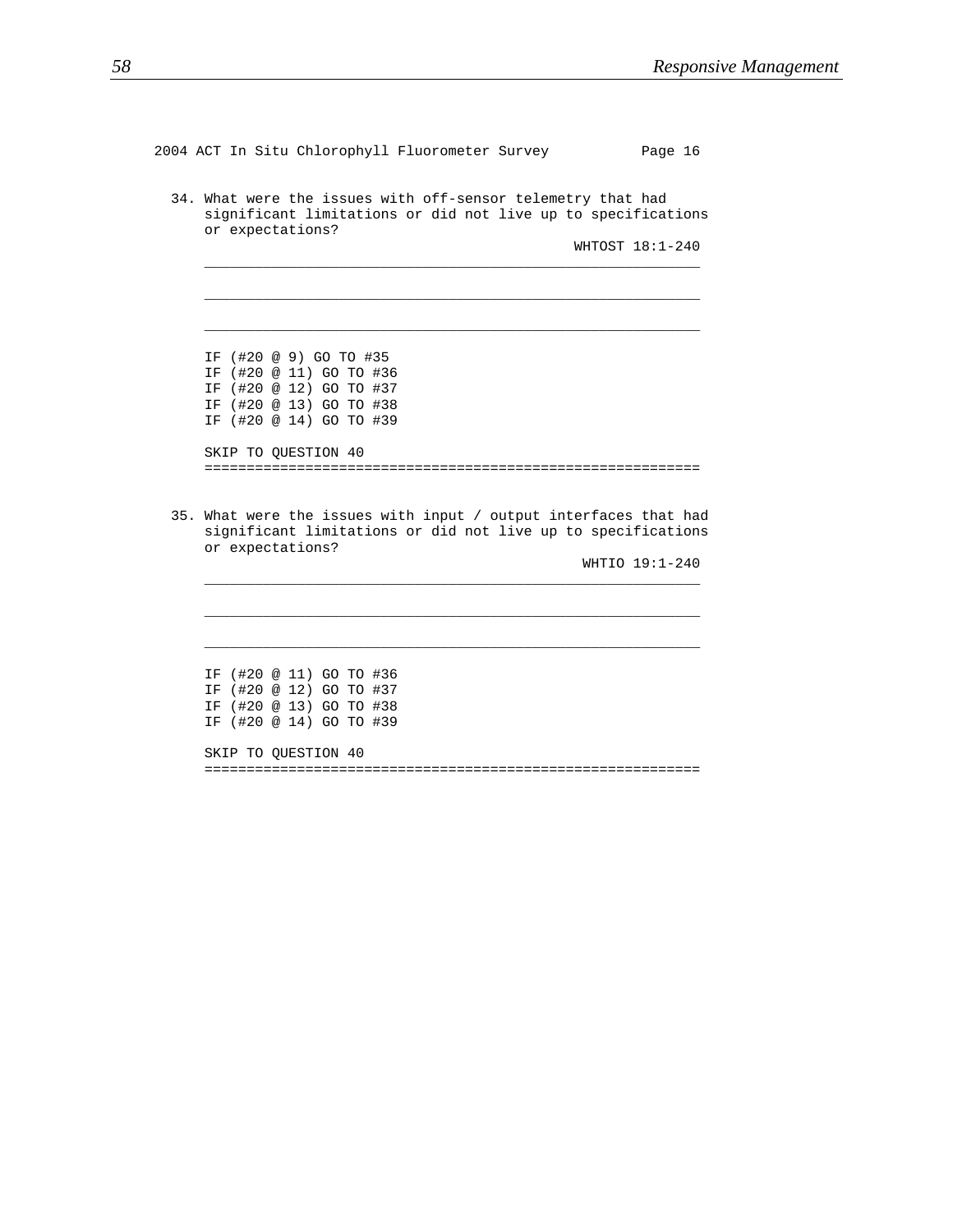2004 ACT In Situ Chlorophyll Fluorometer Survey Page 16

34. What were the issues with off-sensor telemetry that had significant limitations or did not live up to specifications or expectations?

WHTOST 18:1-240

\_\_\_\_\_\_\_\_\_\_\_\_\_\_\_\_\_\_\_\_\_\_\_\_\_\_\_\_\_\_\_\_\_\_\_\_\_\_\_\_\_\_\_\_\_\_\_\_\_\_\_\_\_\_\_\_\_\_\_\_

\_\_\_\_\_\_\_\_\_\_\_\_\_\_\_\_\_\_\_\_\_\_\_\_\_\_\_\_\_\_\_\_\_\_\_\_\_\_\_\_\_\_\_\_\_\_\_\_\_\_\_\_\_\_\_\_\_\_\_\_

\_\_\_\_\_\_\_\_\_\_\_\_\_\_\_\_\_\_\_\_\_\_\_\_\_\_\_\_\_\_\_\_\_\_\_\_\_\_\_\_\_\_\_\_\_\_\_\_\_\_\_\_\_\_\_\_\_\_\_\_

```
IF (#20 @ 9) GO TO #35
IF (#20 @ 11) GO TO #36
IF (#20 @ 12) GO TO #37
IF (#20 @ 13) GO TO #38
IF (#20 @ 14) GO TO #39

SKIP TO QUESTION 40
===========================================================
```

35. What were the issues with input / output interfaces that had significant limitations or did not live up to specifications or expectations?

WHTIO 19:1-240

\_\_\_\_\_\_\_\_\_\_\_\_\_\_\_\_\_\_\_\_\_\_\_\_\_\_\_\_\_\_\_\_\_\_\_\_\_\_\_\_\_\_\_\_\_\_\_\_\_\_\_\_\_\_\_\_\_\_\_\_

\_\_\_\_\_\_\_\_\_\_\_\_\_\_\_\_\_\_\_\_\_\_\_\_\_\_\_\_\_\_\_\_\_\_\_\_\_\_\_\_\_\_\_\_\_\_\_\_\_\_\_\_\_\_\_\_\_\_\_\_

\_\_\_\_\_\_\_\_\_\_\_\_\_\_\_\_\_\_\_\_\_\_\_\_\_\_\_\_\_\_\_\_\_\_\_\_\_\_\_\_\_\_\_\_\_\_\_\_\_\_\_\_\_\_\_\_\_\_\_\_

```
IF (#20 @ 11) GO TO #36
IF (#20 @ 12) GO TO #37
IF (#20 @ 13) GO TO #38
IF (#20 @ 14) GO TO #39

SKIP TO QUESTION 40
===========================================================
```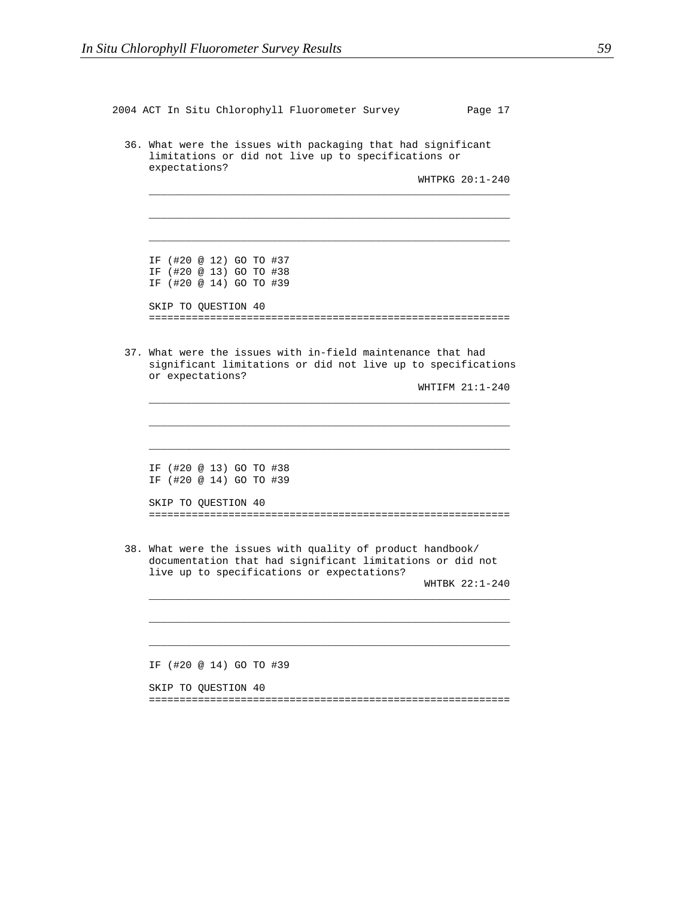2004 ACT In Situ Chlorophyll Fluorometer Survey Page 17

36. What were the issues with packaging that had significant limitations or did not live up to specifications or expectations?

WHTPKG 20:1-240

\_\_\_\_\_\_\_\_\_\_\_\_\_\_\_\_\_\_\_\_\_\_\_\_\_\_\_\_\_\_\_\_\_\_\_\_\_\_\_\_\_\_\_\_\_\_\_\_\_\_\_\_\_\_\_\_\_\_\_\_

\_\_\_\_\_\_\_\_\_\_\_\_\_\_\_\_\_\_\_\_\_\_\_\_\_\_\_\_\_\_\_\_\_\_\_\_\_\_\_\_\_\_\_\_\_\_\_\_\_\_\_\_\_\_\_\_\_\_\_\_

\_\_\_\_\_\_\_\_\_\_\_\_\_\_\_\_\_\_\_\_\_\_\_\_\_\_\_\_\_\_\_\_\_\_\_\_\_\_\_\_\_\_\_\_\_\_\_\_\_\_\_\_\_\_\_\_\_\_\_\_

IF (#20 @ 12) GO TO #37
IF (#20 @ 13) GO TO #38
IF (#20 @ 14) GO TO #39

SKIP TO QUESTION 40

============================================================

37. What were the issues with in-field maintenance that had significant limitations or did not live up to specifications or expectations?

WHTIFM 21:1-240

\_\_\_\_\_\_\_\_\_\_\_\_\_\_\_\_\_\_\_\_\_\_\_\_\_\_\_\_\_\_\_\_\_\_\_\_\_\_\_\_\_\_\_\_\_\_\_\_\_\_\_\_\_\_\_\_\_\_\_\_

\_\_\_\_\_\_\_\_\_\_\_\_\_\_\_\_\_\_\_\_\_\_\_\_\_\_\_\_\_\_\_\_\_\_\_\_\_\_\_\_\_\_\_\_\_\_\_\_\_\_\_\_\_\_\_\_\_\_\_\_

\_\_\_\_\_\_\_\_\_\_\_\_\_\_\_\_\_\_\_\_\_\_\_\_\_\_\_\_\_\_\_\_\_\_\_\_\_\_\_\_\_\_\_\_\_\_\_\_\_\_\_\_\_\_\_\_\_\_\_\_

IF (#20 @ 13) GO TO #38
IF (#20 @ 14) GO TO #39

SKIP TO QUESTION 40

============================================================

38. What were the issues with quality of product handbook/ documentation that had significant limitations or did not live up to specifications or expectations?

WHTBK 22:1-240

\_\_\_\_\_\_\_\_\_\_\_\_\_\_\_\_\_\_\_\_\_\_\_\_\_\_\_\_\_\_\_\_\_\_\_\_\_\_\_\_\_\_\_\_\_\_\_\_\_\_\_\_\_\_\_\_\_\_\_\_

\_\_\_\_\_\_\_\_\_\_\_\_\_\_\_\_\_\_\_\_\_\_\_\_\_\_\_\_\_\_\_\_\_\_\_\_\_\_\_\_\_\_\_\_\_\_\_\_\_\_\_\_\_\_\_\_\_\_\_\_

\_\_\_\_\_\_\_\_\_\_\_\_\_\_\_\_\_\_\_\_\_\_\_\_\_\_\_\_\_\_\_\_\_\_\_\_\_\_\_\_\_\_\_\_\_\_\_\_\_\_\_\_\_\_\_\_\_\_\_\_

IF (#20 @ 14) GO TO #39

SKIP TO QUESTION 40

============================================================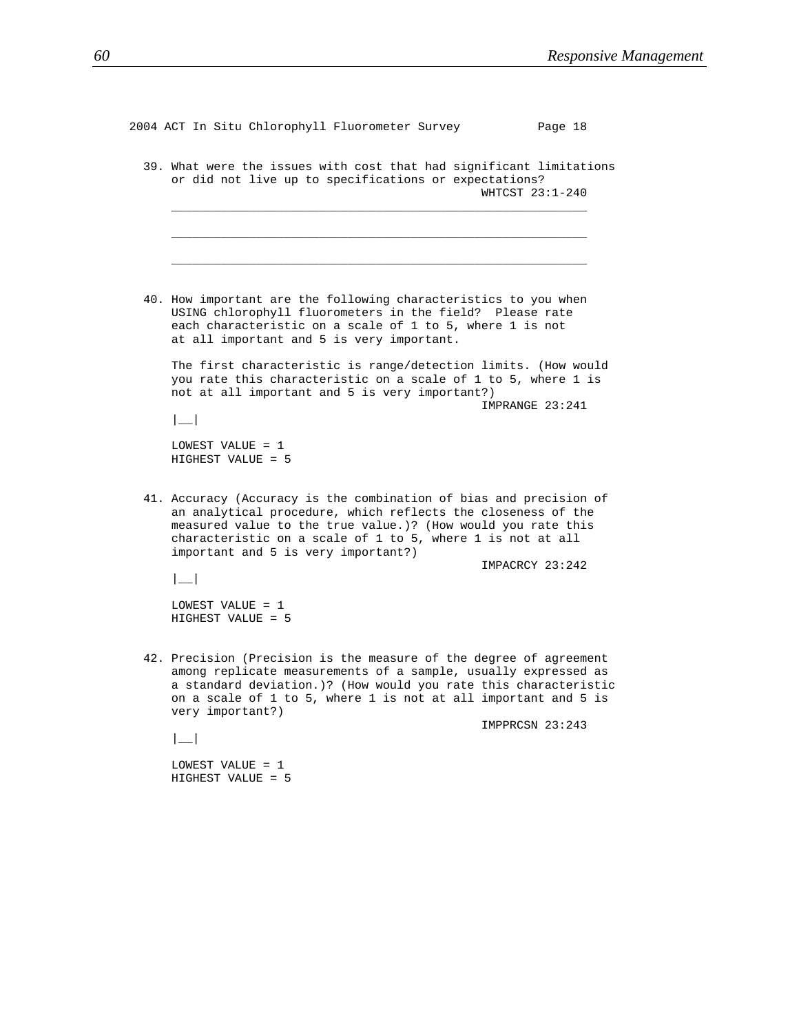2004 ACT In Situ Chlorophyll Fluorometer Survey Page 18

39. What were the issues with cost that had significant limitations or did not live up to specifications or expectations?

WHTCST 23:1-240

____________________________________________________________

____________________________________________________________

____________________________________________________________

40. How important are the following characteristics to you when USING chlorophyll fluorometers in the field? Please rate each characteristic on a scale of 1 to 5, where 1 is not at all important and 5 is very important.

The first characteristic is range/detection limits. (How would you rate this characteristic on a scale of 1 to 5, where 1 is not at all important and 5 is very important?)

IMPRANGE 23:241

|__|

LOWEST VALUE = 1
HIGHEST VALUE = 5

41. Accuracy (Accuracy is the combination of bias and precision of an analytical procedure, which reflects the closeness of the measured value to the true value.)? (How would you rate this characteristic on a scale of 1 to 5, where 1 is not at all important and 5 is very important?)

IMPACRCY 23:242

|__|

LOWEST VALUE = 1
HIGHEST VALUE = 5

42. Precision (Precision is the measure of the degree of agreement among replicate measurements of a sample, usually expressed as a standard deviation.)? (How would you rate this characteristic on a scale of 1 to 5, where 1 is not at all important and 5 is very important?)

IMPPRCSN 23:243

|__|

LOWEST VALUE = 1
HIGHEST VALUE = 5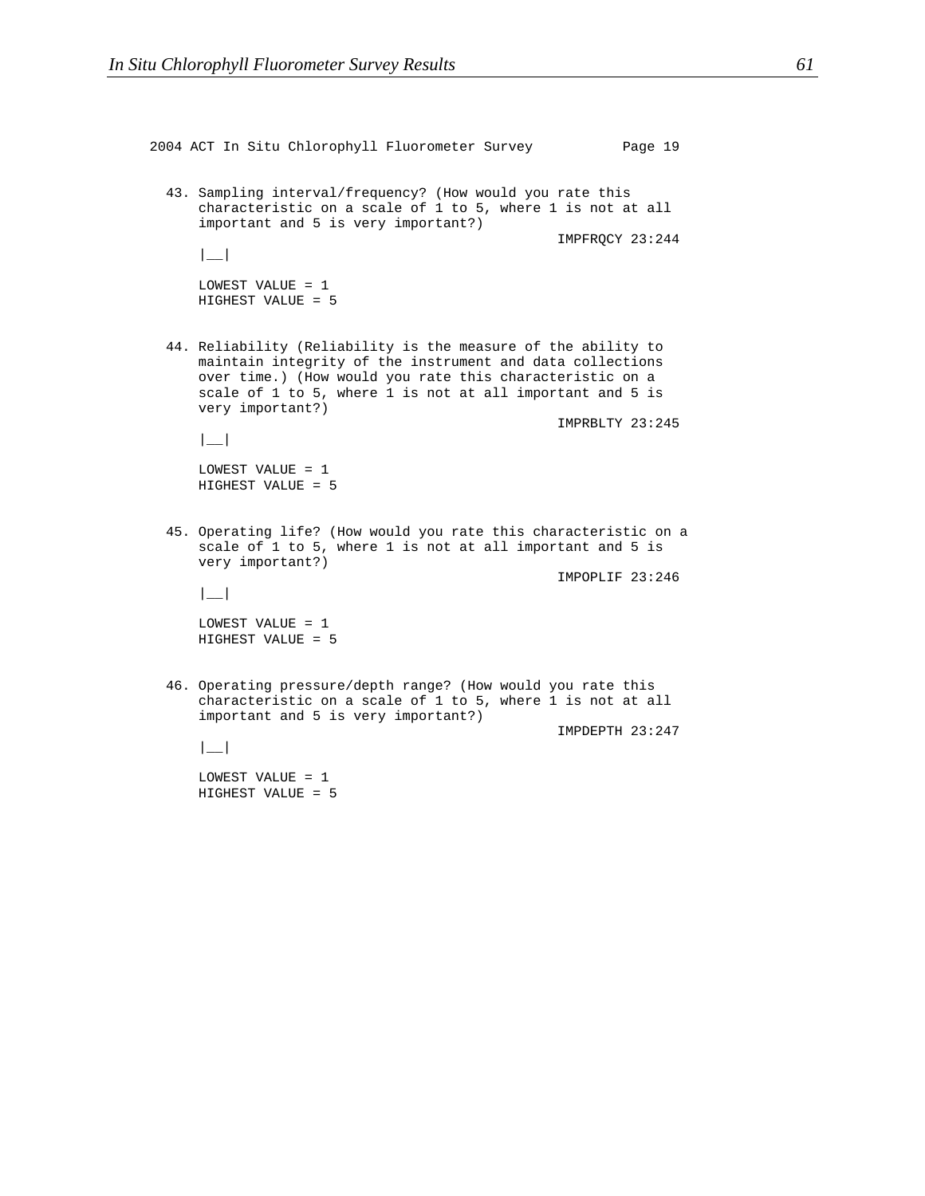2004 ACT In Situ Chlorophyll Fluorometer Survey Page 19

43. Sampling interval/frequency? (How would you rate this characteristic on a scale of 1 to 5, where 1 is not at all important and 5 is very important?)

IMPFRQCY 23:244

|__|

LOWEST VALUE = 1
HIGHEST VALUE = 5

44. Reliability (Reliability is the measure of the ability to maintain integrity of the instrument and data collections over time.) (How would you rate this characteristic on a scale of 1 to 5, where 1 is not at all important and 5 is very important?)

IMPRBLTY 23:245

|__|

LOWEST VALUE = 1
HIGHEST VALUE = 5

45. Operating life? (How would you rate this characteristic on a scale of 1 to 5, where 1 is not at all important and 5 is very important?)

IMPOPLIF 23:246

|__|

LOWEST VALUE = 1
HIGHEST VALUE = 5

46. Operating pressure/depth range? (How would you rate this characteristic on a scale of 1 to 5, where 1 is not at all important and 5 is very important?)

IMPDEPTH 23:247

|__|

LOWEST VALUE = 1
HIGHEST VALUE = 5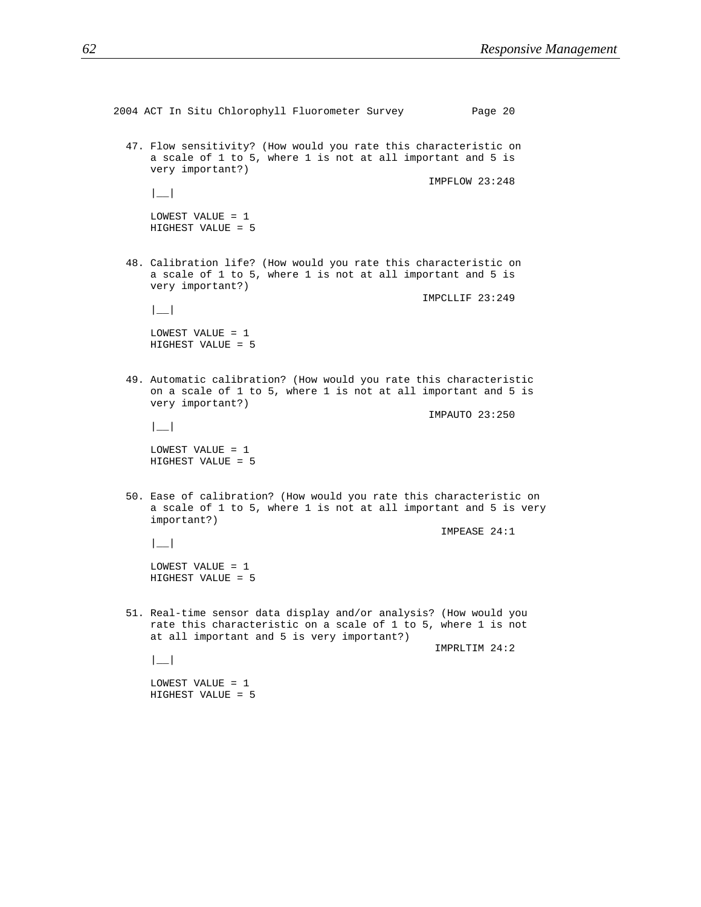2004 ACT In Situ Chlorophyll Fluorometer Survey          Page 20

47. Flow sensitivity? (How would you rate this characteristic on a scale of 1 to 5, where 1 is not at all important and 5 is very important?)

IMPFLOW 23:248

|__|

LOWEST VALUE = 1
HIGHEST VALUE = 5

48. Calibration life? (How would you rate this characteristic on a scale of 1 to 5, where 1 is not at all important and 5 is very important?)

IMPCLLIF 23:249

|__|

LOWEST VALUE = 1
HIGHEST VALUE = 5

49. Automatic calibration? (How would you rate this characteristic on a scale of 1 to 5, where 1 is not at all important and 5 is very important?)

IMPAUTO 23:250

|__|

LOWEST VALUE = 1
HIGHEST VALUE = 5

50. Ease of calibration? (How would you rate this characteristic on a scale of 1 to 5, where 1 is not at all important and 5 is very important?)

IMPEASE 24:1

|__|

LOWEST VALUE = 1
HIGHEST VALUE = 5

51. Real-time sensor data display and/or analysis? (How would you rate this characteristic on a scale of 1 to 5, where 1 is not at all important and 5 is very important?)

IMPRLTIM 24:2

|__|

LOWEST VALUE = 1
HIGHEST VALUE = 5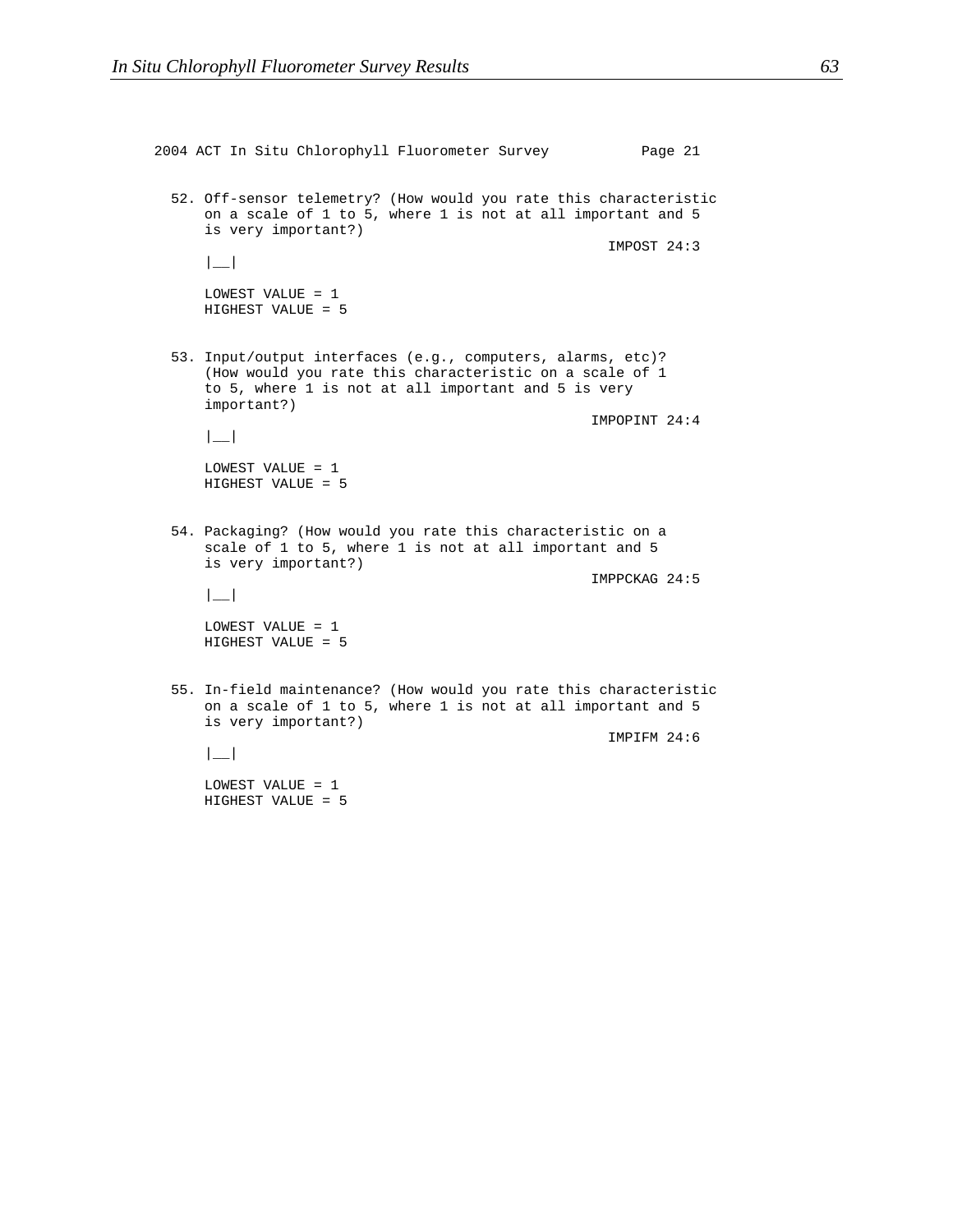```
2004 ACT In Situ Chlorophyll Fluorometer Survey          Page 21

  52. Off-sensor telemetry? (How would you rate this characteristic
      on a scale of 1 to 5, where 1 is not at all important and 5
      is very important?)
                                                        IMPOST 24:3
      |__|

      LOWEST VALUE = 1
      HIGHEST VALUE = 5


  53. Input/output interfaces (e.g., computers, alarms, etc)?
      (How would you rate this characteristic on a scale of 1
      to 5, where 1 is not at all important and 5 is very
      important?)
                                                      IMPOPINT 24:4
      |__|

      LOWEST VALUE = 1
      HIGHEST VALUE = 5


  54. Packaging? (How would you rate this characteristic on a
      scale of 1 to 5, where 1 is not at all important and 5
      is very important?)
                                                      IMPPCKAG 24:5
      |__|

      LOWEST VALUE = 1
      HIGHEST VALUE = 5


  55. In-field maintenance? (How would you rate this characteristic
      on a scale of 1 to 5, where 1 is not at all important and 5
      is very important?)
                                                        IMPIFM 24:6
      |__|

      LOWEST VALUE = 1
      HIGHEST VALUE = 5
```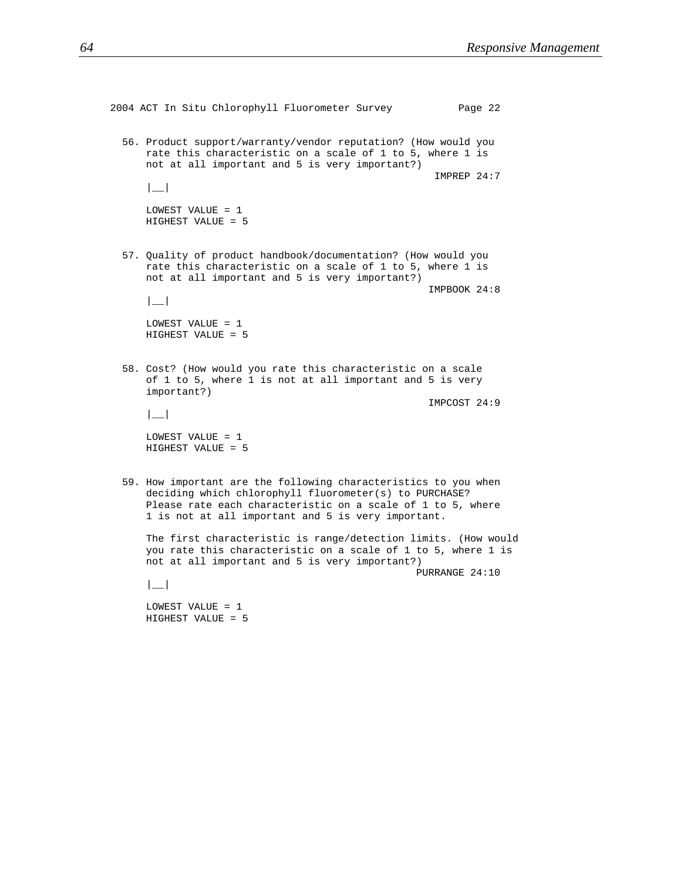```
2004 ACT In Situ Chlorophyll Fluorometer Survey          Page 22


  56. Product support/warranty/vendor reputation? (How would you
      rate this characteristic on a scale of 1 to 5, where 1 is
      not at all important and 5 is very important?)
                                                   IMPREP 24:7
      |__|

      LOWEST VALUE = 1
      HIGHEST VALUE = 5


  57. Quality of product handbook/documentation? (How would you
      rate this characteristic on a scale of 1 to 5, where 1 is
      not at all important and 5 is very important?)
                                                  IMPBOOK 24:8
      |__|

      LOWEST VALUE = 1
      HIGHEST VALUE = 5


  58. Cost? (How would you rate this characteristic on a scale
      of 1 to 5, where 1 is not at all important and 5 is very
      important?)
                                                  IMPCOST 24:9
      |__|

      LOWEST VALUE = 1
      HIGHEST VALUE = 5


  59. How important are the following characteristics to you when
      deciding which chlorophyll fluorometer(s) to PURCHASE?
      Please rate each characteristic on a scale of 1 to 5, where
      1 is not at all important and 5 is very important.

      The first characteristic is range/detection limits. (How would
      you rate this characteristic on a scale of 1 to 5, where 1 is
      not at all important and 5 is very important?)
                                                PURRANGE 24:10
      |__|

      LOWEST VALUE = 1
      HIGHEST VALUE = 5
```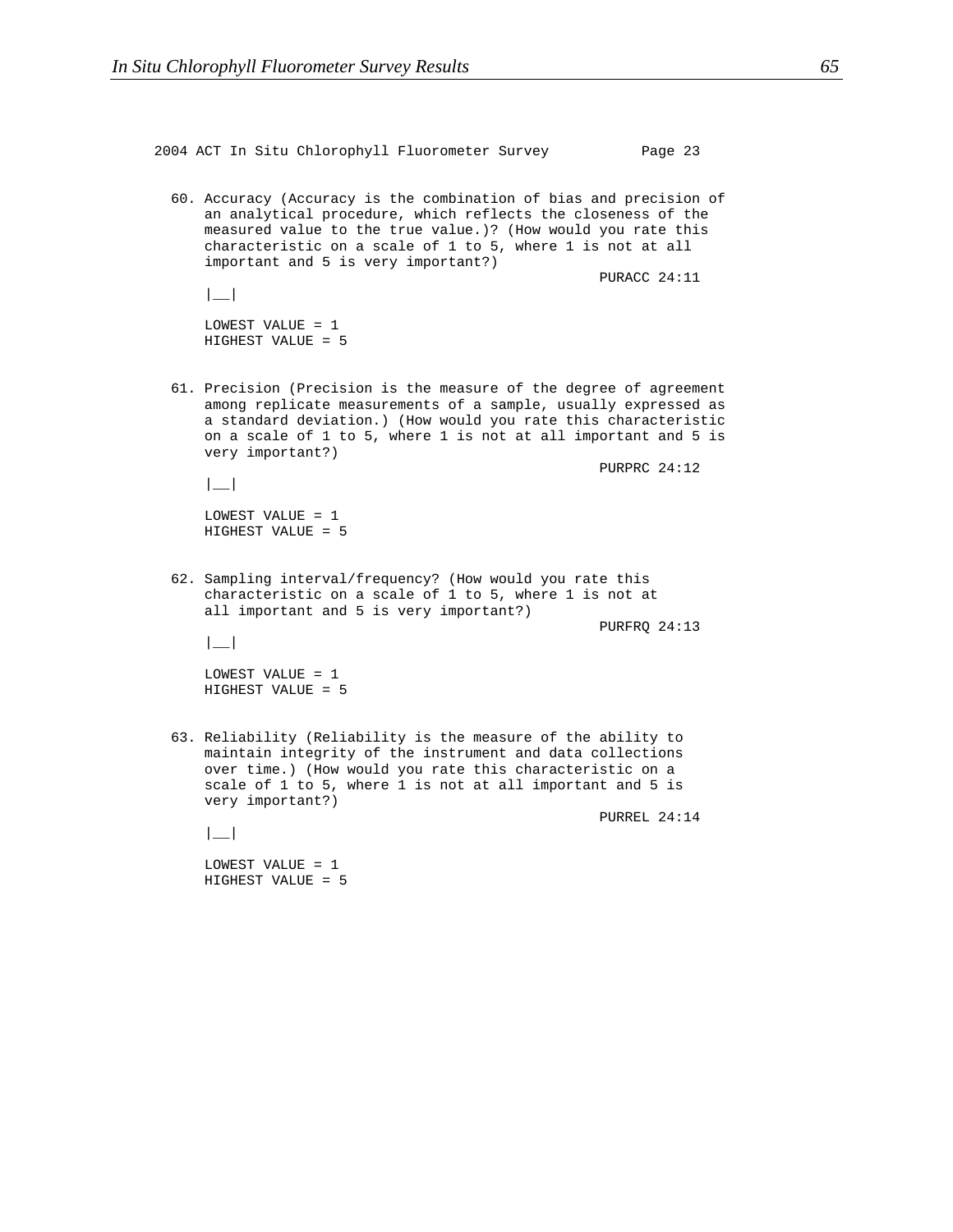2004 ACT In Situ Chlorophyll Fluorometer Survey Page 23

60. Accuracy (Accuracy is the combination of bias and precision of an analytical procedure, which reflects the closeness of the measured value to the true value.)? (How would you rate this characteristic on a scale of 1 to 5, where 1 is not at all important and 5 is very important?)

    PURACC 24:11

    |__|

    LOWEST VALUE = 1
    HIGHEST VALUE = 5

61. Precision (Precision is the measure of the degree of agreement among replicate measurements of a sample, usually expressed as a standard deviation.) (How would you rate this characteristic on a scale of 1 to 5, where 1 is not at all important and 5 is very important?)

    PURPRC 24:12

    |__|

    LOWEST VALUE = 1
    HIGHEST VALUE = 5

62. Sampling interval/frequency? (How would you rate this characteristic on a scale of 1 to 5, where 1 is not at all important and 5 is very important?)

    PURFRQ 24:13

    |__|

    LOWEST VALUE = 1
    HIGHEST VALUE = 5

63. Reliability (Reliability is the measure of the ability to maintain integrity of the instrument and data collections over time.) (How would you rate this characteristic on a scale of 1 to 5, where 1 is not at all important and 5 is very important?)

    PURREL 24:14

    |__|

    LOWEST VALUE = 1
    HIGHEST VALUE = 5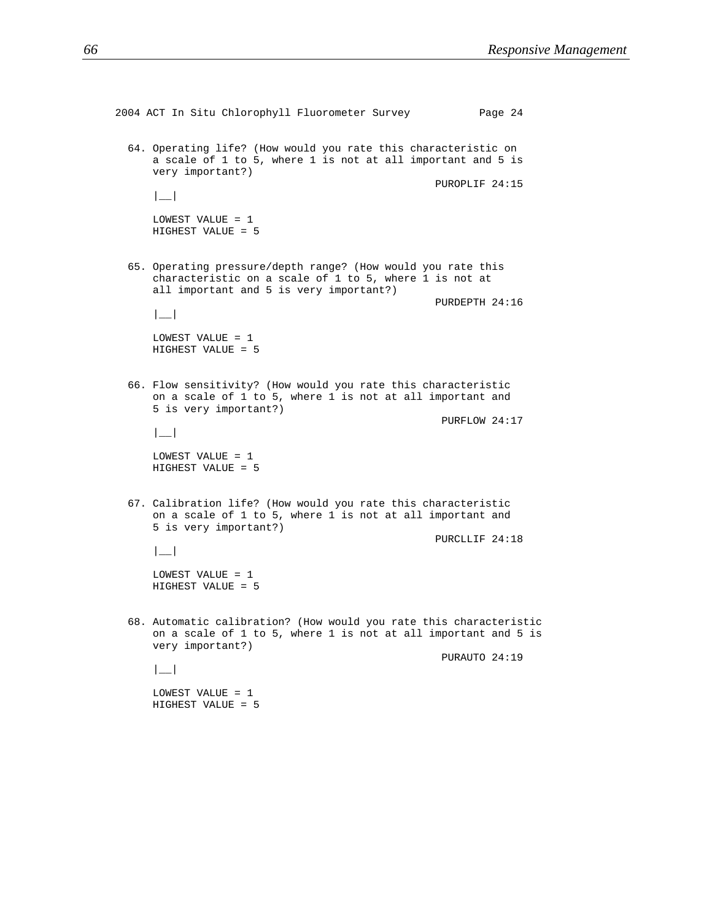```
2004 ACT In Situ Chlorophyll Fluorometer Survey          Page 24

  64. Operating life? (How would you rate this characteristic on
      a scale of 1 to 5, where 1 is not at all important and 5 is
      very important?)
                                                     PUROPLIF 24:15
      |__|

      LOWEST VALUE = 1
      HIGHEST VALUE = 5


  65. Operating pressure/depth range? (How would you rate this
      characteristic on a scale of 1 to 5, where 1 is not at
      all important and 5 is very important?)
                                                     PURDEPTH 24:16
      |__|

      LOWEST VALUE = 1
      HIGHEST VALUE = 5


  66. Flow sensitivity? (How would you rate this characteristic
      on a scale of 1 to 5, where 1 is not at all important and
      5 is very important?)
                                                      PURFLOW 24:17
      |__|

      LOWEST VALUE = 1
      HIGHEST VALUE = 5


  67. Calibration life? (How would you rate this characteristic
      on a scale of 1 to 5, where 1 is not at all important and
      5 is very important?)
                                                     PURCLLIF 24:18
      |__|

      LOWEST VALUE = 1
      HIGHEST VALUE = 5


  68. Automatic calibration? (How would you rate this characteristic
      on a scale of 1 to 5, where 1 is not at all important and 5 is
      very important?)
                                                      PURAUTO 24:19
      |__|

      LOWEST VALUE = 1
      HIGHEST VALUE = 5
```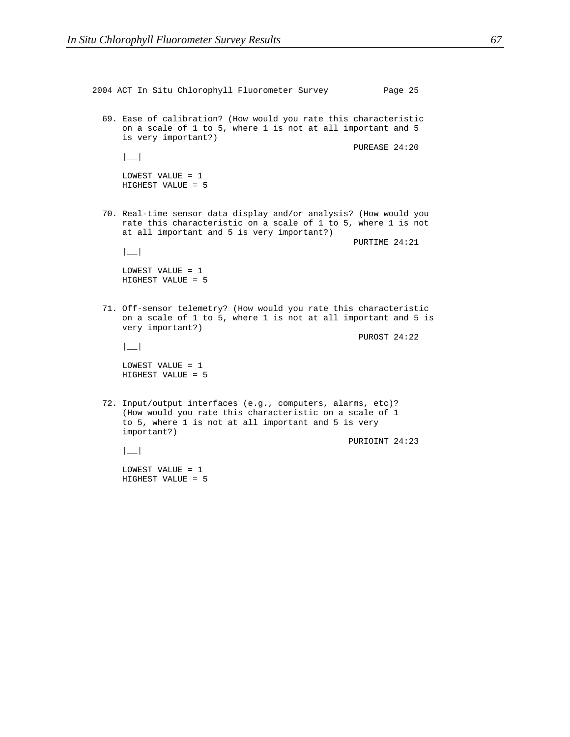```
2004 ACT In Situ Chlorophyll Fluorometer Survey          Page 25

  69. Ease of calibration? (How would you rate this characteristic
      on a scale of 1 to 5, where 1 is not at all important and 5
      is very important?)
                                                    PUREASE 24:20
      |__|

      LOWEST VALUE = 1
      HIGHEST VALUE = 5


  70. Real-time sensor data display and/or analysis? (How would you
      rate this characteristic on a scale of 1 to 5, where 1 is not
      at all important and 5 is very important?)
                                                    PURTIME 24:21
      |__|

      LOWEST VALUE = 1
      HIGHEST VALUE = 5


  71. Off-sensor telemetry? (How would you rate this characteristic
      on a scale of 1 to 5, where 1 is not at all important and 5 is
      very important?)
                                                     PUROST 24:22
      |__|

      LOWEST VALUE = 1
      HIGHEST VALUE = 5


  72. Input/output interfaces (e.g., computers, alarms, etc)?
      (How would you rate this characteristic on a scale of 1
      to 5, where 1 is not at all important and 5 is very
      important?)
                                                   PURIOINT 24:23
      |__|

      LOWEST VALUE = 1
      HIGHEST VALUE = 5
```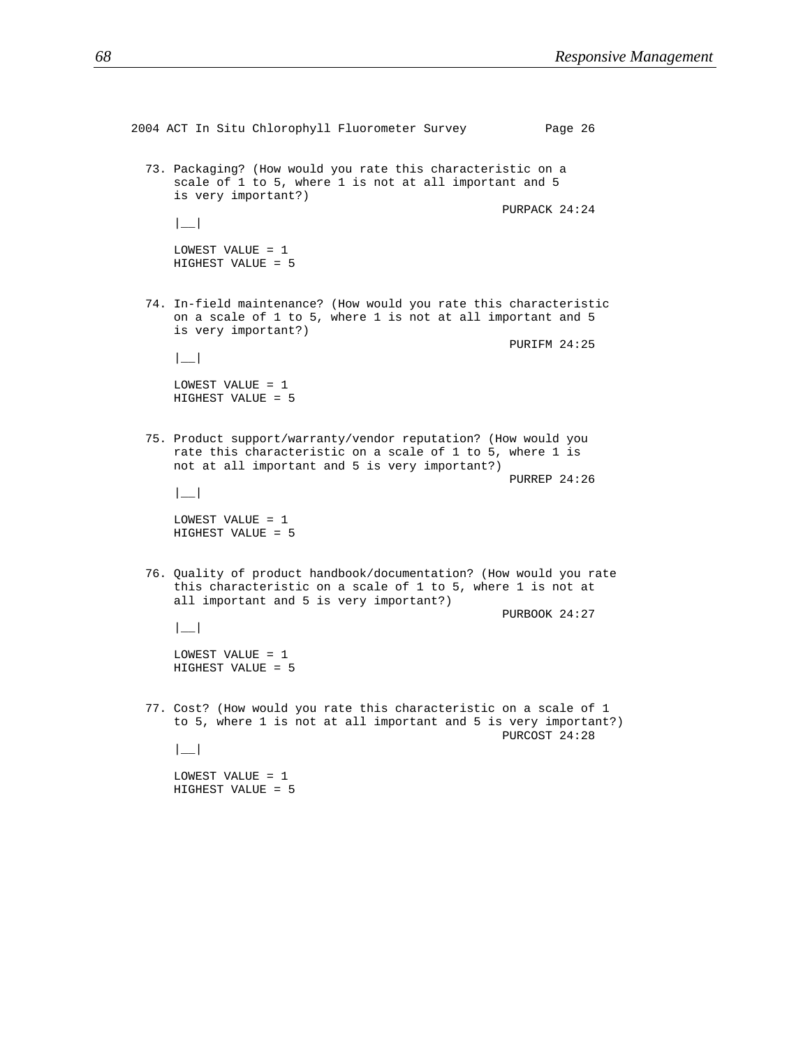2004 ACT In Situ Chlorophyll Fluorometer Survey Page 26

73. Packaging? (How would you rate this characteristic on a scale of 1 to 5, where 1 is not at all important and 5 is very important?)

PURPACK 24:24

|__|

LOWEST VALUE = 1
HIGHEST VALUE = 5

74. In-field maintenance? (How would you rate this characteristic on a scale of 1 to 5, where 1 is not at all important and 5 is very important?)

PURIFM 24:25

|__|

LOWEST VALUE = 1
HIGHEST VALUE = 5

75. Product support/warranty/vendor reputation? (How would you rate this characteristic on a scale of 1 to 5, where 1 is not at all important and 5 is very important?)

PURREP 24:26

|__|

LOWEST VALUE = 1
HIGHEST VALUE = 5

76. Quality of product handbook/documentation? (How would you rate this characteristic on a scale of 1 to 5, where 1 is not at all important and 5 is very important?)

PURBOOK 24:27

|__|

LOWEST VALUE = 1
HIGHEST VALUE = 5

77. Cost? (How would you rate this characteristic on a scale of 1 to 5, where 1 is not at all important and 5 is very important?)

PURCOST 24:28

|__|

LOWEST VALUE = 1
HIGHEST VALUE = 5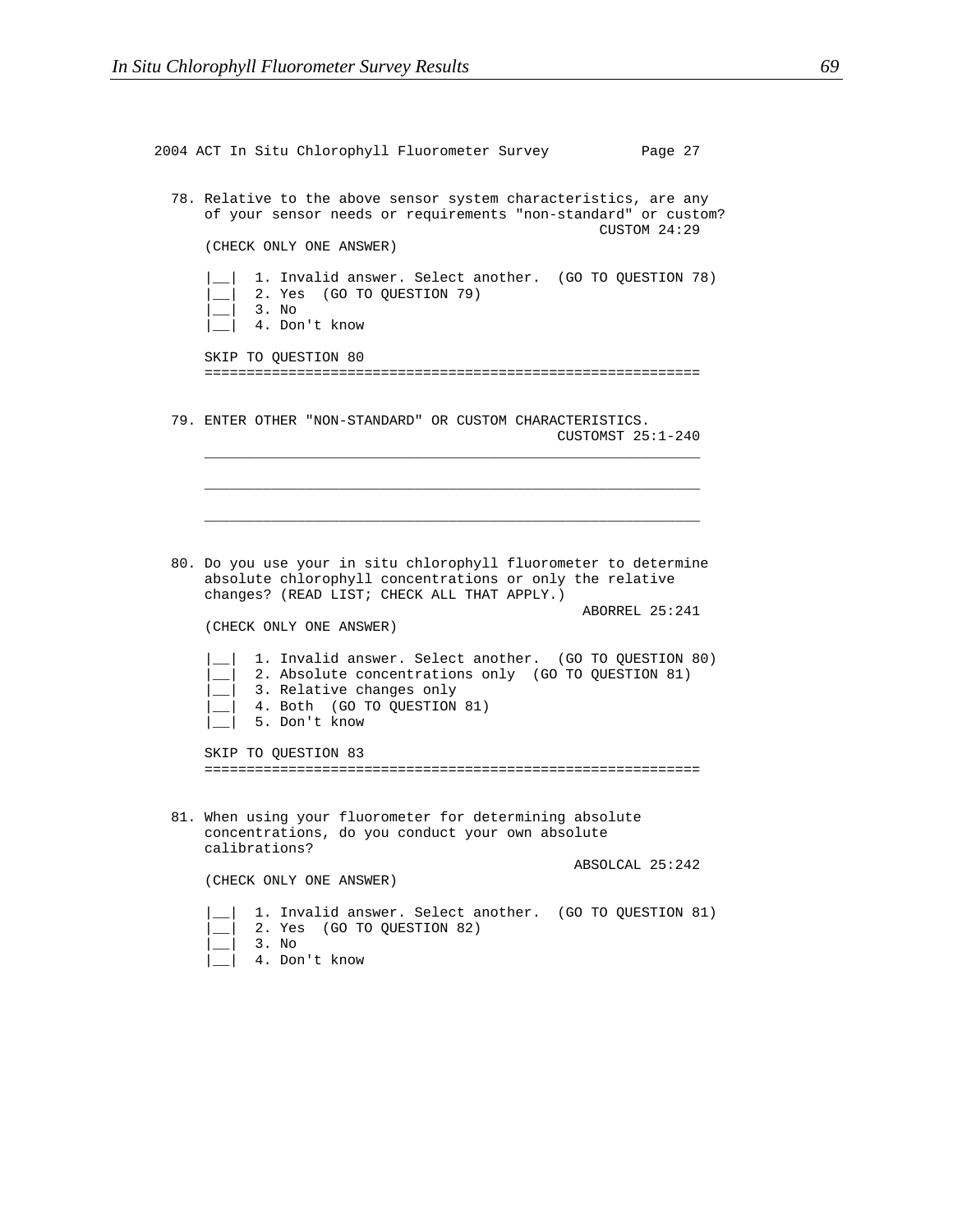```
2004 ACT In Situ Chlorophyll Fluorometer Survey          Page 27

  78. Relative to the above sensor system characteristics, are any
      of your sensor needs or requirements "non-standard" or custom?
                                                      CUSTOM 24:29
      (CHECK ONLY ONE ANSWER)

      |__|  1. Invalid answer. Select another.  (GO TO QUESTION 78)
      |__|  2. Yes  (GO TO QUESTION 79)
      |__|  3. No
      |__|  4. Don't know

      SKIP TO QUESTION 80
      ===========================================================


  79. ENTER OTHER "NON-STANDARD" OR CUSTOM CHARACTERISTICS.
                                                 CUSTOMST 25:1-240
      ___________________________________________________________

      ___________________________________________________________

      ___________________________________________________________


  80. Do you use your in situ chlorophyll fluorometer to determine
      absolute chlorophyll concentrations or only the relative
      changes? (READ LIST; CHECK ALL THAT APPLY.)
                                                    ABORREL 25:241
      (CHECK ONLY ONE ANSWER)

      |__|  1. Invalid answer. Select another.  (GO TO QUESTION 80)
      |__|  2. Absolute concentrations only  (GO TO QUESTION 81)
      |__|  3. Relative changes only
      |__|  4. Both  (GO TO QUESTION 81)
      |__|  5. Don't know

      SKIP TO QUESTION 83
      ===========================================================


  81. When using your fluorometer for determining absolute
      concentrations, do you conduct your own absolute
      calibrations?
                                                   ABSOLCAL 25:242
      (CHECK ONLY ONE ANSWER)

      |__|  1. Invalid answer. Select another.  (GO TO QUESTION 81)
      |__|  2. Yes  (GO TO QUESTION 82)
      |__|  3. No
      |__|  4. Don't know
```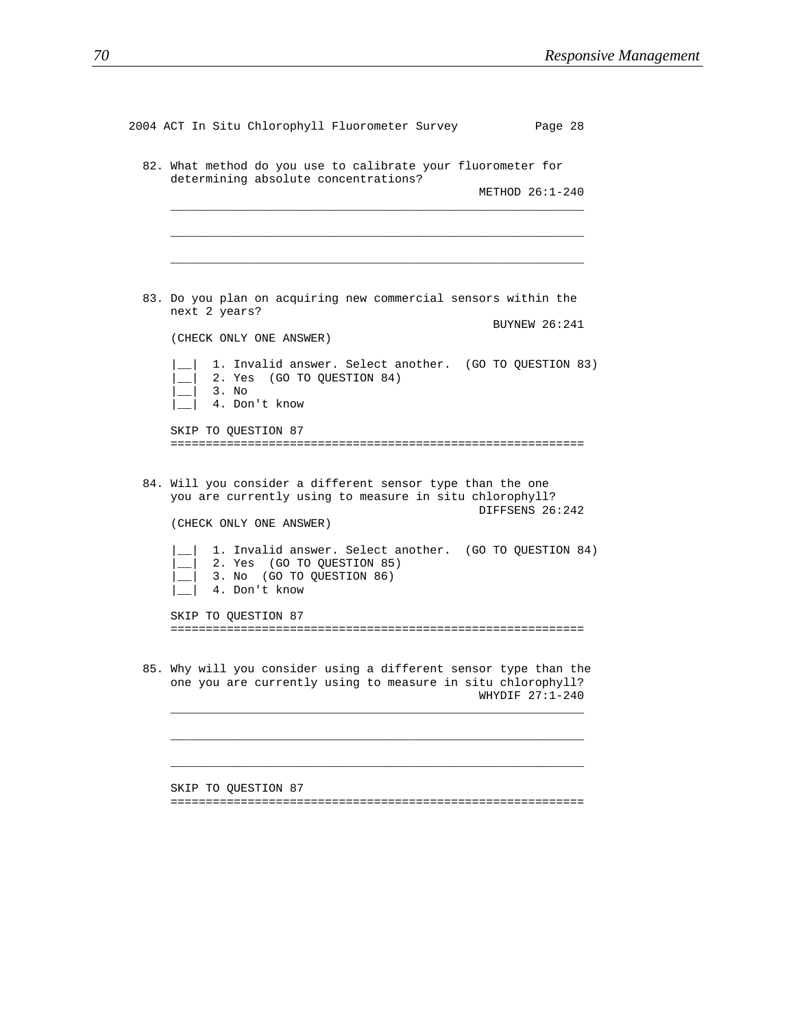2004 ACT In Situ Chlorophyll Fluorometer Survey                Page 28

82. What method do you use to calibrate your fluorometer for determining absolute concentrations?

METHOD 26:1-240

\_\_\_\_\_\_\_\_\_\_\_\_\_\_\_\_\_\_\_\_\_\_\_\_\_\_\_\_\_\_\_\_\_\_\_\_\_\_\_\_\_\_\_\_\_\_\_\_\_\_\_\_\_\_\_\_

\_\_\_\_\_\_\_\_\_\_\_\_\_\_\_\_\_\_\_\_\_\_\_\_\_\_\_\_\_\_\_\_\_\_\_\_\_\_\_\_\_\_\_\_\_\_\_\_\_\_\_\_\_\_\_\_

\_\_\_\_\_\_\_\_\_\_\_\_\_\_\_\_\_\_\_\_\_\_\_\_\_\_\_\_\_\_\_\_\_\_\_\_\_\_\_\_\_\_\_\_\_\_\_\_\_\_\_\_\_\_\_\_

83. Do you plan on acquiring new commercial sensors within the next 2 years?

BUYNEW 26:241

(CHECK ONLY ONE ANSWER)

|\_\_| 1. Invalid answer. Select another. (GO TO QUESTION 83)
|\_\_| 2. Yes (GO TO QUESTION 84)
|\_\_| 3. No
|\_\_| 4. Don't know

SKIP TO QUESTION 87

============================================================

84. Will you consider a different sensor type than the one you are currently using to measure in situ chlorophyll?

DIFFSENS 26:242

(CHECK ONLY ONE ANSWER)

|\_\_| 1. Invalid answer. Select another. (GO TO QUESTION 84)
|\_\_| 2. Yes (GO TO QUESTION 85)
|\_\_| 3. No (GO TO QUESTION 86)
|\_\_| 4. Don't know

SKIP TO QUESTION 87

============================================================

85. Why will you consider using a different sensor type than the one you are currently using to measure in situ chlorophyll?

WHYDIF 27:1-240

\_\_\_\_\_\_\_\_\_\_\_\_\_\_\_\_\_\_\_\_\_\_\_\_\_\_\_\_\_\_\_\_\_\_\_\_\_\_\_\_\_\_\_\_\_\_\_\_\_\_\_\_\_\_\_\_

\_\_\_\_\_\_\_\_\_\_\_\_\_\_\_\_\_\_\_\_\_\_\_\_\_\_\_\_\_\_\_\_\_\_\_\_\_\_\_\_\_\_\_\_\_\_\_\_\_\_\_\_\_\_\_\_

\_\_\_\_\_\_\_\_\_\_\_\_\_\_\_\_\_\_\_\_\_\_\_\_\_\_\_\_\_\_\_\_\_\_\_\_\_\_\_\_\_\_\_\_\_\_\_\_\_\_\_\_\_\_\_\_

SKIP TO QUESTION 87

============================================================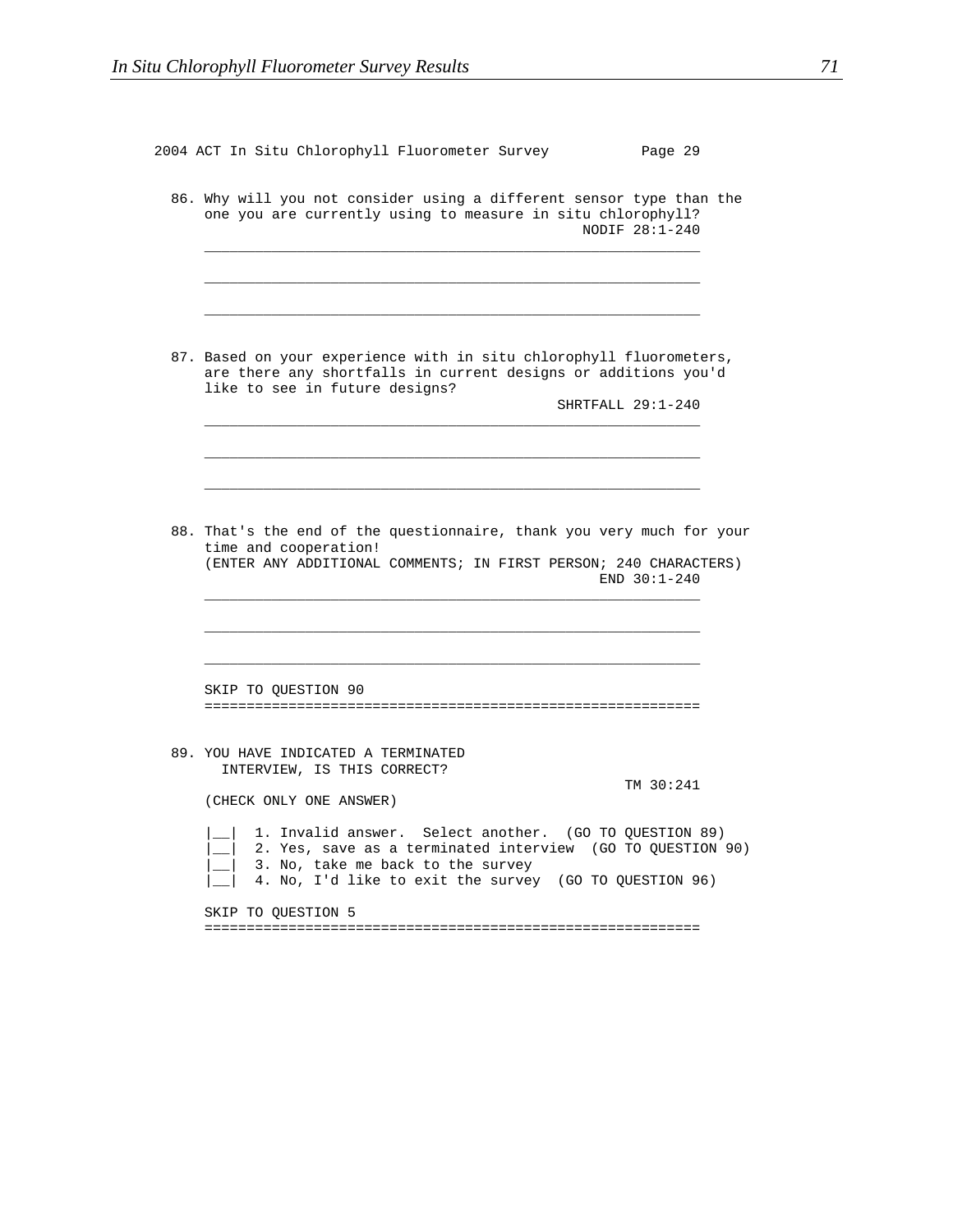2004 ACT In Situ Chlorophyll Fluorometer Survey Page 29

86. Why will you not consider using a different sensor type than the one you are currently using to measure in situ chlorophyll?
NODIF 28:1-240

\_\_\_\_\_\_\_\_\_\_\_\_\_\_\_\_\_\_\_\_\_\_\_\_\_\_\_\_\_\_\_\_\_\_\_\_\_\_\_\_\_\_\_\_\_\_\_\_\_\_\_\_\_\_\_\_\_\_\_\_

\_\_\_\_\_\_\_\_\_\_\_\_\_\_\_\_\_\_\_\_\_\_\_\_\_\_\_\_\_\_\_\_\_\_\_\_\_\_\_\_\_\_\_\_\_\_\_\_\_\_\_\_\_\_\_\_\_\_\_\_

\_\_\_\_\_\_\_\_\_\_\_\_\_\_\_\_\_\_\_\_\_\_\_\_\_\_\_\_\_\_\_\_\_\_\_\_\_\_\_\_\_\_\_\_\_\_\_\_\_\_\_\_\_\_\_\_\_\_\_\_

87. Based on your experience with in situ chlorophyll fluorometers, are there any shortfalls in current designs or additions you'd like to see in future designs?
SHRTFALL 29:1-240

\_\_\_\_\_\_\_\_\_\_\_\_\_\_\_\_\_\_\_\_\_\_\_\_\_\_\_\_\_\_\_\_\_\_\_\_\_\_\_\_\_\_\_\_\_\_\_\_\_\_\_\_\_\_\_\_\_\_\_\_

\_\_\_\_\_\_\_\_\_\_\_\_\_\_\_\_\_\_\_\_\_\_\_\_\_\_\_\_\_\_\_\_\_\_\_\_\_\_\_\_\_\_\_\_\_\_\_\_\_\_\_\_\_\_\_\_\_\_\_\_

\_\_\_\_\_\_\_\_\_\_\_\_\_\_\_\_\_\_\_\_\_\_\_\_\_\_\_\_\_\_\_\_\_\_\_\_\_\_\_\_\_\_\_\_\_\_\_\_\_\_\_\_\_\_\_\_\_\_\_\_

88. That's the end of the questionnaire, thank you very much for your time and cooperation!
(ENTER ANY ADDITIONAL COMMENTS; IN FIRST PERSON; 240 CHARACTERS)
END 30:1-240

\_\_\_\_\_\_\_\_\_\_\_\_\_\_\_\_\_\_\_\_\_\_\_\_\_\_\_\_\_\_\_\_\_\_\_\_\_\_\_\_\_\_\_\_\_\_\_\_\_\_\_\_\_\_\_\_\_\_\_\_

\_\_\_\_\_\_\_\_\_\_\_\_\_\_\_\_\_\_\_\_\_\_\_\_\_\_\_\_\_\_\_\_\_\_\_\_\_\_\_\_\_\_\_\_\_\_\_\_\_\_\_\_\_\_\_\_\_\_\_\_

\_\_\_\_\_\_\_\_\_\_\_\_\_\_\_\_\_\_\_\_\_\_\_\_\_\_\_\_\_\_\_\_\_\_\_\_\_\_\_\_\_\_\_\_\_\_\_\_\_\_\_\_\_\_\_\_\_\_\_\_

SKIP TO QUESTION 90

============================================================

89. YOU HAVE INDICATED A TERMINATED INTERVIEW, IS THIS CORRECT?
TM 30:241

(CHECK ONLY ONE ANSWER)

|__| 1. Invalid answer. Select another. (GO TO QUESTION 89)
|__| 2. Yes, save as a terminated interview (GO TO QUESTION 90)
|__| 3. No, take me back to the survey
|__| 4. No, I'd like to exit the survey (GO TO QUESTION 96)

SKIP TO QUESTION 5

============================================================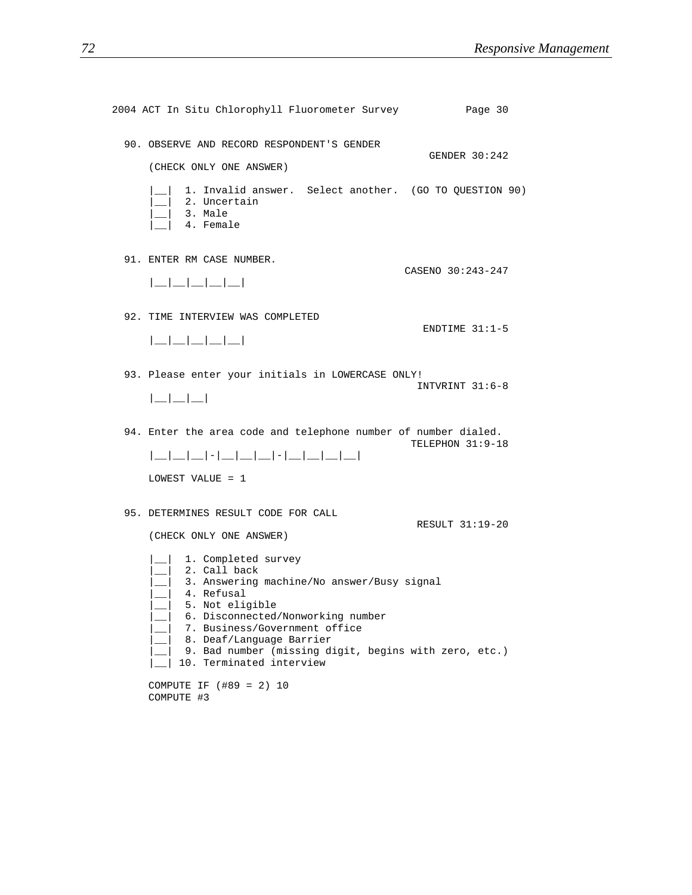```
2004 ACT In Situ Chlorophyll Fluorometer Survey          Page 30


  90. OBSERVE AND RECORD RESPONDENT'S GENDER
                                                          GENDER 30:242
      (CHECK ONLY ONE ANSWER)

      |__|  1. Invalid answer.  Select another.  (GO TO QUESTION 90)
      |__|  2. Uncertain
      |__|  3. Male
      |__|  4. Female


  91. ENTER RM CASE NUMBER.
                                                      CASENO 30:243-247
      |__|__|__|__|__|


  92. TIME INTERVIEW WAS COMPLETED
                                                         ENDTIME 31:1-5
      |__|__|__|__|__|


  93. Please enter your initials in LOWERCASE ONLY!
                                                        INTVRINT 31:6-8
      |__|__|__|


  94. Enter the area code and telephone number of number dialed.
                                                       TELEPHON 31:9-18
      |__|__|__|-|__|__|__|-|__|__|__|__|

      LOWEST VALUE = 1


  95. DETERMINES RESULT CODE FOR CALL
                                                        RESULT 31:19-20
      (CHECK ONLY ONE ANSWER)

      |__|  1. Completed survey
      |__|  2. Call back
      |__|  3. Answering machine/No answer/Busy signal
      |__|  4. Refusal
      |__|  5. Not eligible
      |__|  6. Disconnected/Nonworking number
      |__|  7. Business/Government office
      |__|  8. Deaf/Language Barrier
      |__|  9. Bad number (missing digit, begins with zero, etc.)
      |__| 10. Terminated interview

      COMPUTE IF (#89 = 2) 10
      COMPUTE #3
```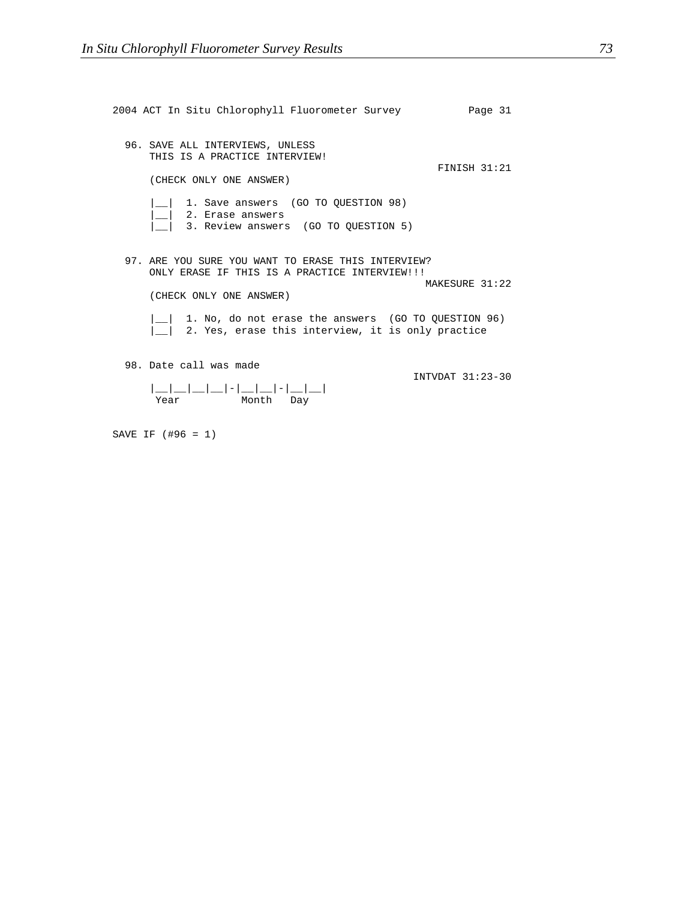```
2004 ACT In Situ Chlorophyll Fluorometer Survey          Page 31


  96. SAVE ALL INTERVIEWS, UNLESS
      THIS IS A PRACTICE INTERVIEW!
                                                         FINISH 31:21
      (CHECK ONLY ONE ANSWER)

      |__|  1. Save answers  (GO TO QUESTION 98)
      |__|  2. Erase answers
      |__|  3. Review answers  (GO TO QUESTION 5)


  97. ARE YOU SURE YOU WANT TO ERASE THIS INTERVIEW?
      ONLY ERASE IF THIS IS A PRACTICE INTERVIEW!!!
                                                       MAKESURE 31:22
      (CHECK ONLY ONE ANSWER)

      |__|  1. No, do not erase the answers  (GO TO QUESTION 96)
      |__|  2. Yes, erase this interview, it is only practice


  98. Date call was made
                                                     INTVDAT 31:23-30
      |__|__|__|__|-|__|__|-|__|__|
       Year          Month   Day

SAVE IF (#96 = 1)
```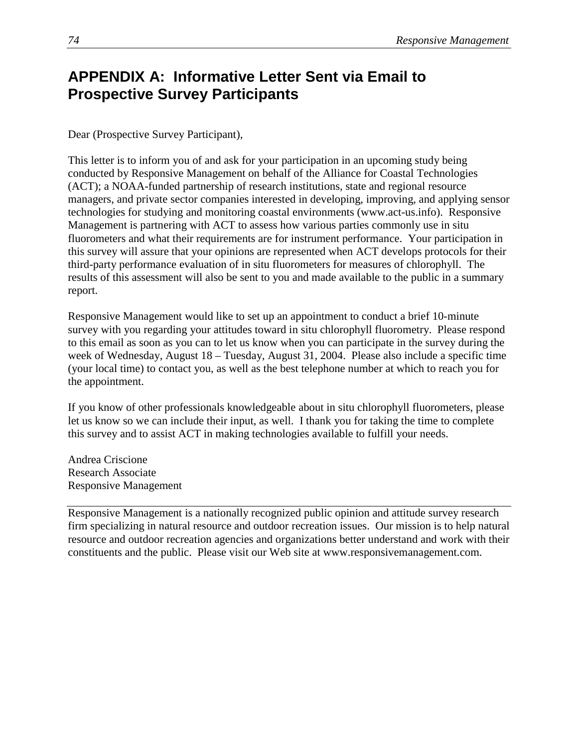# APPENDIX A: Informative Letter Sent via Email to Prospective Survey Participants

Dear (Prospective Survey Participant),

This letter is to inform you of and ask for your participation in an upcoming study being conducted by Responsive Management on behalf of the Alliance for Coastal Technologies (ACT); a NOAA-funded partnership of research institutions, state and regional resource managers, and private sector companies interested in developing, improving, and applying sensor technologies for studying and monitoring coastal environments (www.act-us.info). Responsive Management is partnering with ACT to assess how various parties commonly use in situ fluorometers and what their requirements are for instrument performance. Your participation in this survey will assure that your opinions are represented when ACT develops protocols for their third-party performance evaluation of in situ fluorometers for measures of chlorophyll. The results of this assessment will also be sent to you and made available to the public in a summary report.

Responsive Management would like to set up an appointment to conduct a brief 10-minute survey with you regarding your attitudes toward in situ chlorophyll fluorometry. Please respond to this email as soon as you can to let us know when you can participate in the survey during the week of Wednesday, August 18 – Tuesday, August 31, 2004. Please also include a specific time (your local time) to contact you, as well as the best telephone number at which to reach you for the appointment.

If you know of other professionals knowledgeable about in situ chlorophyll fluorometers, please let us know so we can include their input, as well. I thank you for taking the time to complete this survey and to assist ACT in making technologies available to fulfill your needs.

Andrea Criscione  
Research Associate  
Responsive Management

---

Responsive Management is a nationally recognized public opinion and attitude survey research firm specializing in natural resource and outdoor recreation issues. Our mission is to help natural resource and outdoor recreation agencies and organizations better understand and work with their constituents and the public. Please visit our Web site at www.responsivemanagement.com.